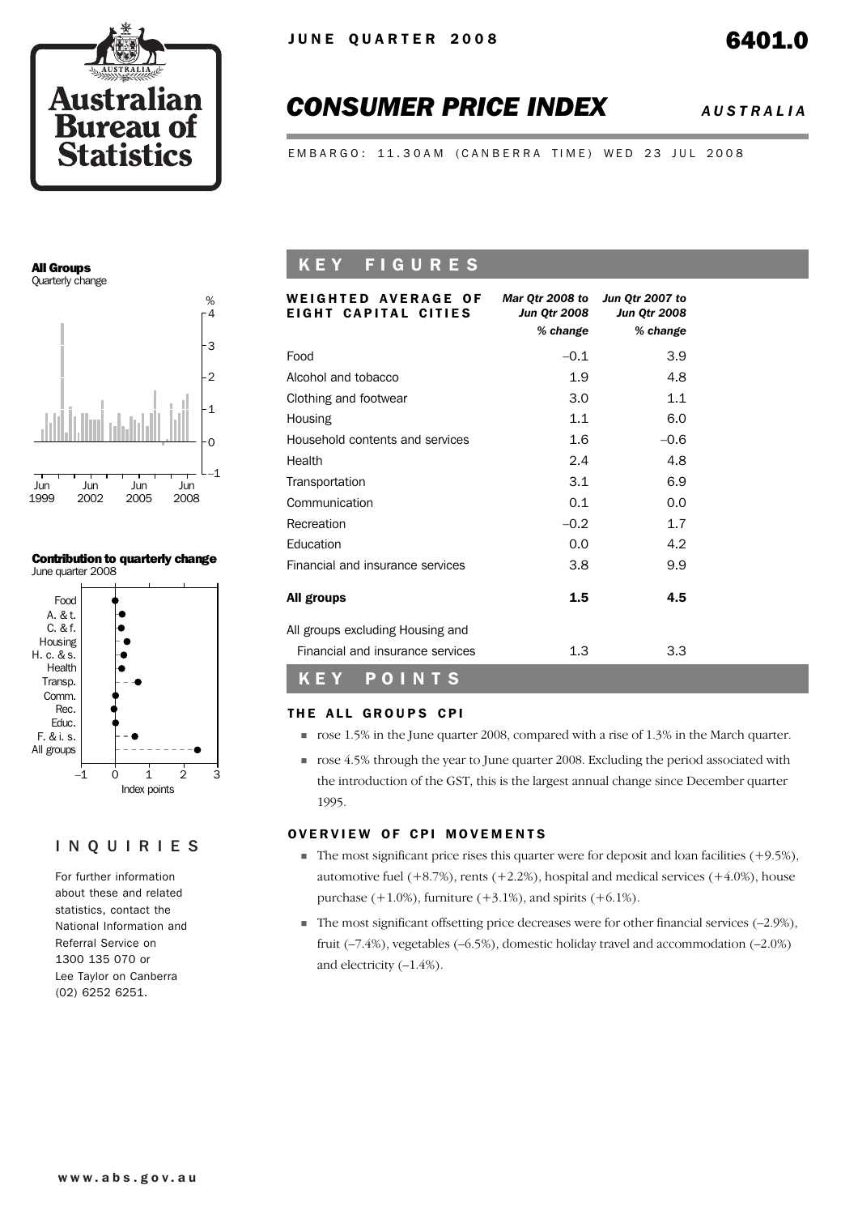JUNE QUARTER 2008

6401.0

# CONSUMER PRICE INDEX

*AUSTRALIA*

EMBARGO: 11.30AM (CANBERRA TIME) WED 23 JUL 2008

**All Groups**
Quarterly change

**Contribution to quarterly change**
June quarter 2008

## KEY FIGURES

| WEIGHTED AVERAGE OF EIGHT CAPITAL CITIES | *Mar Qtr 2008 to Jun Qtr 2008* *% change* | *Jun Qtr 2007 to Jun Qtr 2008* *% change* |
|---|---|---|
| Food | –0.1 | 3.9 |
| Alcohol and tobacco | 1.9 | 4.8 |
| Clothing and footwear | 3.0 | 1.1 |
| Housing | 1.1 | 6.0 |
| Household contents and services | 1.6 | –0.6 |
| Health | 2.4 | 4.8 |
| Transportation | 3.1 | 6.9 |
| Communication | 0.1 | 0.0 |
| Recreation | –0.2 | 1.7 |
| Education | 0.0 | 4.2 |
| Financial and insurance services | 3.8 | 9.9 |
| **All groups** | **1.5** | **4.5** |
| All groups excluding Housing and Financial and insurance services | 1.3 | 3.3 |

## KEY POINTS

### THE ALL GROUPS CPI

- rose 1.5% in the June quarter 2008, compared with a rise of 1.3% in the March quarter.
- rose 4.5% through the year to June quarter 2008. Excluding the period associated with the introduction of the GST, this is the largest annual change since December quarter 1995.

### OVERVIEW OF CPI MOVEMENTS

- The most significant price rises this quarter were for deposit and loan facilities (+9.5%), automotive fuel (+8.7%), rents (+2.2%), hospital and medical services (+4.0%), house purchase (+1.0%), furniture (+3.1%), and spirits (+6.1%).
- The most significant offsetting price decreases were for other financial services (–2.9%), fruit (–7.4%), vegetables (–6.5%), domestic holiday travel and accommodation (–2.0%) and electricity (–1.4%).

## INQUIRIES

For further information about these and related statistics, contact the National Information and Referral Service on 1300 135 070 or Lee Taylor on Canberra (02) 6252 6251.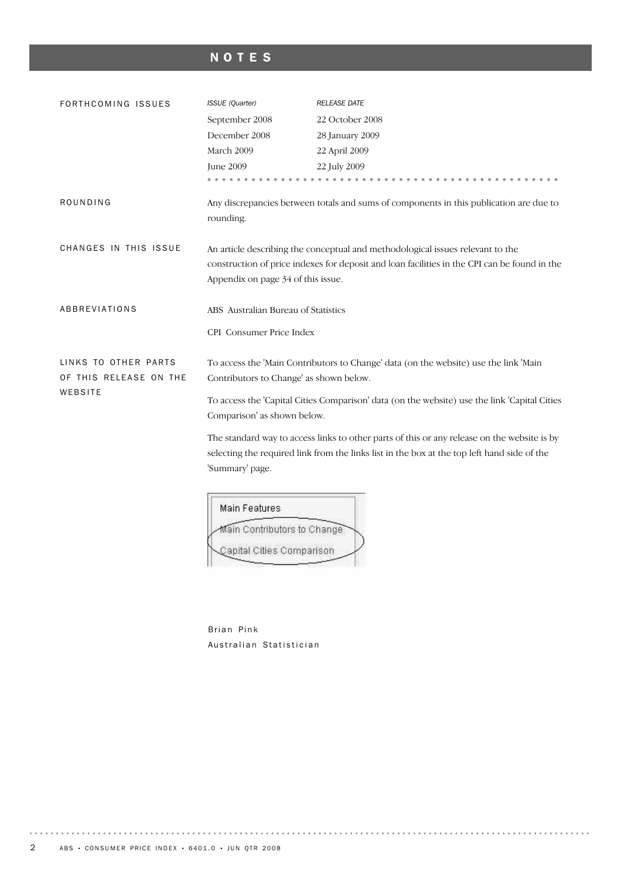# NOTES

## FORTHCOMING ISSUES

| *ISSUE (Quarter)* | *RELEASE DATE* |
|---|---|
| September 2008 | 22 October 2008 |
| December 2008 | 28 January 2009 |
| March 2009 | 22 April 2009 |
| June 2009 | 22 July 2009 |

## ROUNDING

Any discrepancies between totals and sums of components in this publication are due to rounding.

## CHANGES IN THIS ISSUE

An article describing the conceptual and methodological issues relevant to the construction of price indexes for deposit and loan facilities in the CPI can be found in the Appendix on page 34 of this issue.

## ABBREVIATIONS

ABS Australian Bureau of Statistics

CPI Consumer Price Index

## LINKS TO OTHER PARTS OF THIS RELEASE ON THE WEBSITE

To access the 'Main Contributors to Change' data (on the website) use the link 'Main Contributors to Change' as shown below.

To access the 'Capital Cities Comparison' data (on the website) use the link 'Capital Cities Comparison' as shown below.

The standard way to access links to other parts of this or any release on the website is by selecting the required link from the links list in the box at the top left hand side of the 'Summary' page.

Main Features
Main Contributors to Change
Capital Cities Comparison

Brian Pink
Australian Statistician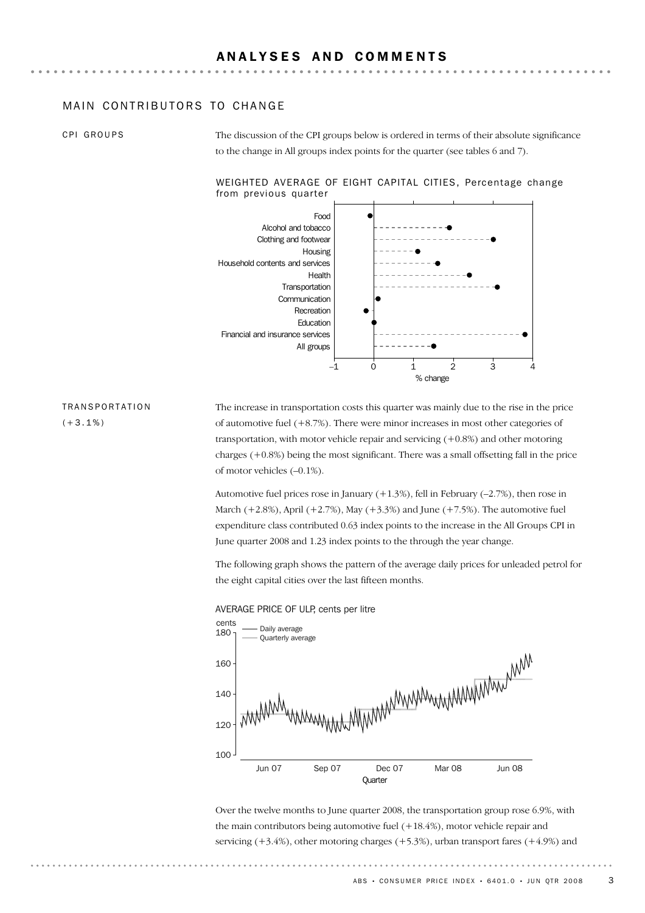## ANALYSES AND COMMENTS

### MAIN CONTRIBUTORS TO CHANGE

CPI GROUPS

The discussion of the CPI groups below is ordered in terms of their absolute significance to the change in All groups index points for the quarter (see tables 6 and 7).

WEIGHTED AVERAGE OF EIGHT CAPITAL CITIES, Percentage change from previous quarter

TRANSPORTATION (+3.1%)

The increase in transportation costs this quarter was mainly due to the rise in the price of automotive fuel (+8.7%). There were minor increases in most other categories of transportation, with motor vehicle repair and servicing (+0.8%) and other motoring charges (+0.8%) being the most significant. There was a small offsetting fall in the price of motor vehicles (–0.1%).

Automotive fuel prices rose in January (+1.3%), fell in February (–2.7%), then rose in March (+2.8%), April (+2.7%), May (+3.3%) and June (+7.5%). The automotive fuel expenditure class contributed 0.63 index points to the increase in the All Groups CPI in June quarter 2008 and 1.23 index points to the through the year change.

The following graph shows the pattern of the average daily prices for unleaded petrol for the eight capital cities over the last fifteen months.

AVERAGE PRICE OF ULP, cents per litre

Over the twelve months to June quarter 2008, the transportation group rose 6.9%, with the main contributors being automotive fuel (+18.4%), motor vehicle repair and servicing (+3.4%), other motoring charges (+5.3%), urban transport fares (+4.9%) and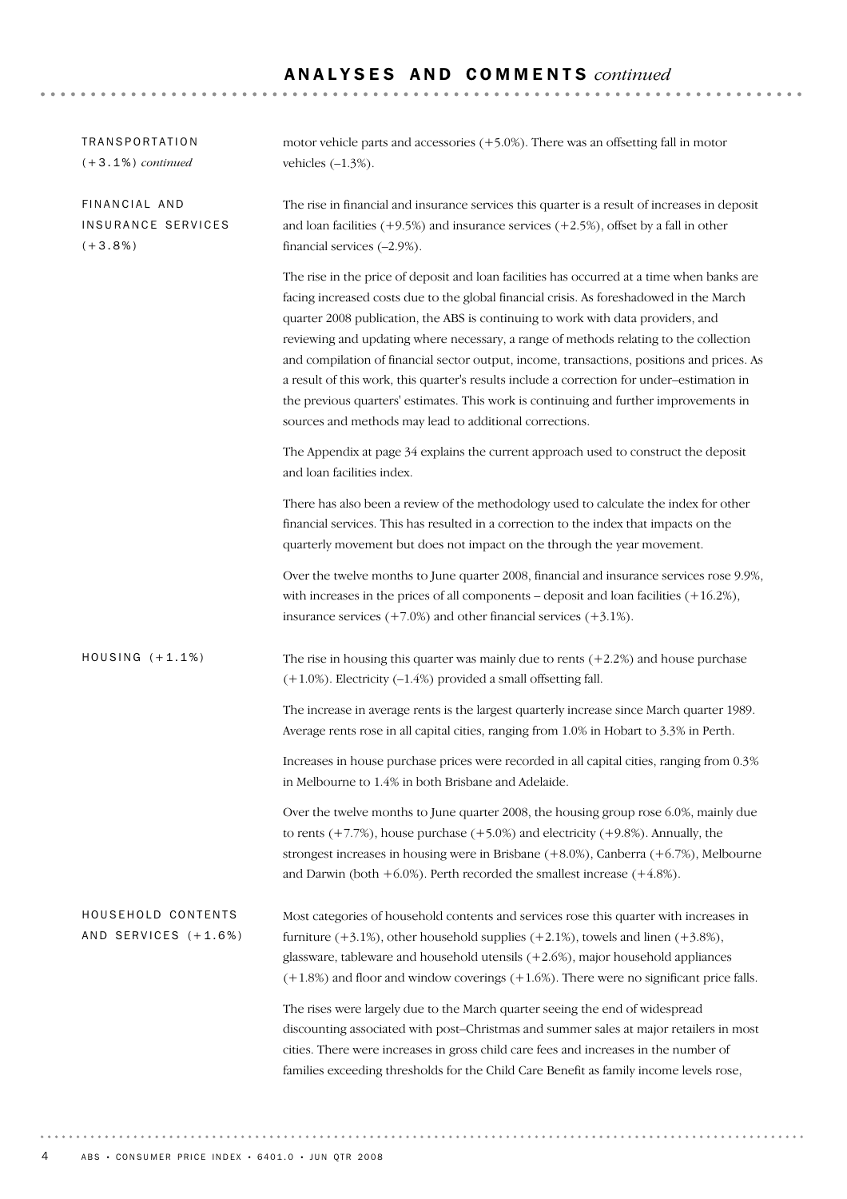## ANALYSES AND COMMENTS *continued*

### TRANSPORTATION (+3.1%) *continued*

motor vehicle parts and accessories (+5.0%). There was an offsetting fall in motor vehicles (–1.3%).

### FINANCIAL AND INSURANCE SERVICES (+3.8%)

The rise in financial and insurance services this quarter is a result of increases in deposit and loan facilities (+9.5%) and insurance services (+2.5%), offset by a fall in other financial services (–2.9%).

The rise in the price of deposit and loan facilities has occurred at a time when banks are facing increased costs due to the global financial crisis. As foreshadowed in the March quarter 2008 publication, the ABS is continuing to work with data providers, and reviewing and updating where necessary, a range of methods relating to the collection and compilation of financial sector output, income, transactions, positions and prices. As a result of this work, this quarter's results include a correction for under–estimation in the previous quarters' estimates. This work is continuing and further improvements in sources and methods may lead to additional corrections.

The Appendix at page 34 explains the current approach used to construct the deposit and loan facilities index.

There has also been a review of the methodology used to calculate the index for other financial services. This has resulted in a correction to the index that impacts on the quarterly movement but does not impact on the through the year movement.

Over the twelve months to June quarter 2008, financial and insurance services rose 9.9%, with increases in the prices of all components – deposit and loan facilities (+16.2%), insurance services (+7.0%) and other financial services (+3.1%).

### HOUSING (+1.1%)

The rise in housing this quarter was mainly due to rents (+2.2%) and house purchase (+1.0%). Electricity (–1.4%) provided a small offsetting fall.

The increase in average rents is the largest quarterly increase since March quarter 1989. Average rents rose in all capital cities, ranging from 1.0% in Hobart to 3.3% in Perth.

Increases in house purchase prices were recorded in all capital cities, ranging from 0.3% in Melbourne to 1.4% in both Brisbane and Adelaide.

Over the twelve months to June quarter 2008, the housing group rose 6.0%, mainly due to rents (+7.7%), house purchase (+5.0%) and electricity (+9.8%). Annually, the strongest increases in housing were in Brisbane (+8.0%), Canberra (+6.7%), Melbourne and Darwin (both +6.0%). Perth recorded the smallest increase (+4.8%).

### HOUSEHOLD CONTENTS AND SERVICES (+1.6%)

Most categories of household contents and services rose this quarter with increases in furniture (+3.1%), other household supplies (+2.1%), towels and linen (+3.8%), glassware, tableware and household utensils (+2.6%), major household appliances (+1.8%) and floor and window coverings (+1.6%). There were no significant price falls.

The rises were largely due to the March quarter seeing the end of widespread discounting associated with post–Christmas and summer sales at major retailers in most cities. There were increases in gross child care fees and increases in the number of families exceeding thresholds for the Child Care Benefit as family income levels rose,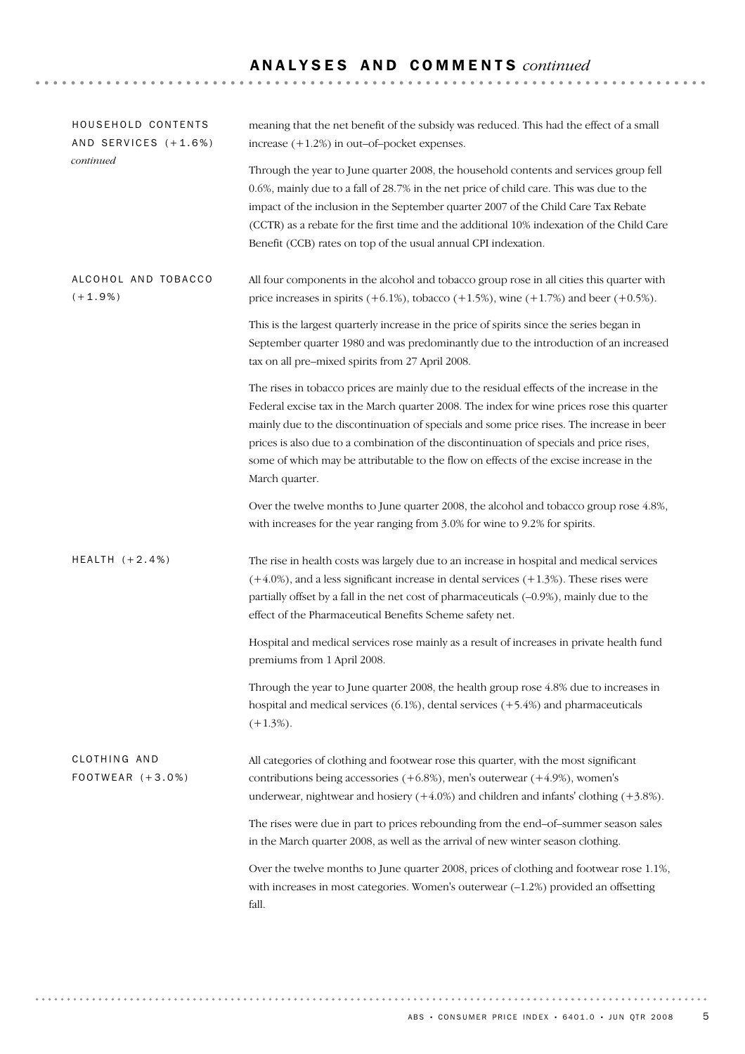## ANALYSES AND COMMENTS *continued*

### HOUSEHOLD CONTENTS AND SERVICES (+1.6%) *continued*

meaning that the net benefit of the subsidy was reduced. This had the effect of a small increase (+1.2%) in out–of–pocket expenses.

Through the year to June quarter 2008, the household contents and services group fell 0.6%, mainly due to a fall of 28.7% in the net price of child care. This was due to the impact of the inclusion in the September quarter 2007 of the Child Care Tax Rebate (CCTR) as a rebate for the first time and the additional 10% indexation of the Child Care Benefit (CCB) rates on top of the usual annual CPI indexation.

### ALCOHOL AND TOBACCO (+1.9%)

All four components in the alcohol and tobacco group rose in all cities this quarter with price increases in spirits (+6.1%), tobacco (+1.5%), wine (+1.7%) and beer (+0.5%).

This is the largest quarterly increase in the price of spirits since the series began in September quarter 1980 and was predominantly due to the introduction of an increased tax on all pre–mixed spirits from 27 April 2008.

The rises in tobacco prices are mainly due to the residual effects of the increase in the Federal excise tax in the March quarter 2008. The index for wine prices rose this quarter mainly due to the discontinuation of specials and some price rises. The increase in beer prices is also due to a combination of the discontinuation of specials and price rises, some of which may be attributable to the flow on effects of the excise increase in the March quarter.

Over the twelve months to June quarter 2008, the alcohol and tobacco group rose 4.8%, with increases for the year ranging from 3.0% for wine to 9.2% for spirits.

### HEALTH (+2.4%)

The rise in health costs was largely due to an increase in hospital and medical services (+4.0%), and a less significant increase in dental services (+1.3%). These rises were partially offset by a fall in the net cost of pharmaceuticals (–0.9%), mainly due to the effect of the Pharmaceutical Benefits Scheme safety net.

Hospital and medical services rose mainly as a result of increases in private health fund premiums from 1 April 2008.

Through the year to June quarter 2008, the health group rose 4.8% due to increases in hospital and medical services (6.1%), dental services (+5.4%) and pharmaceuticals (+1.3%).

### CLOTHING AND FOOTWEAR (+3.0%)

All categories of clothing and footwear rose this quarter, with the most significant contributions being accessories (+6.8%), men's outerwear (+4.9%), women's underwear, nightwear and hosiery (+4.0%) and children and infants' clothing (+3.8%).

The rises were due in part to prices rebounding from the end–of–summer season sales in the March quarter 2008, as well as the arrival of new winter season clothing.

Over the twelve months to June quarter 2008, prices of clothing and footwear rose 1.1%, with increases in most categories. Women's outerwear (–1.2%) provided an offsetting fall.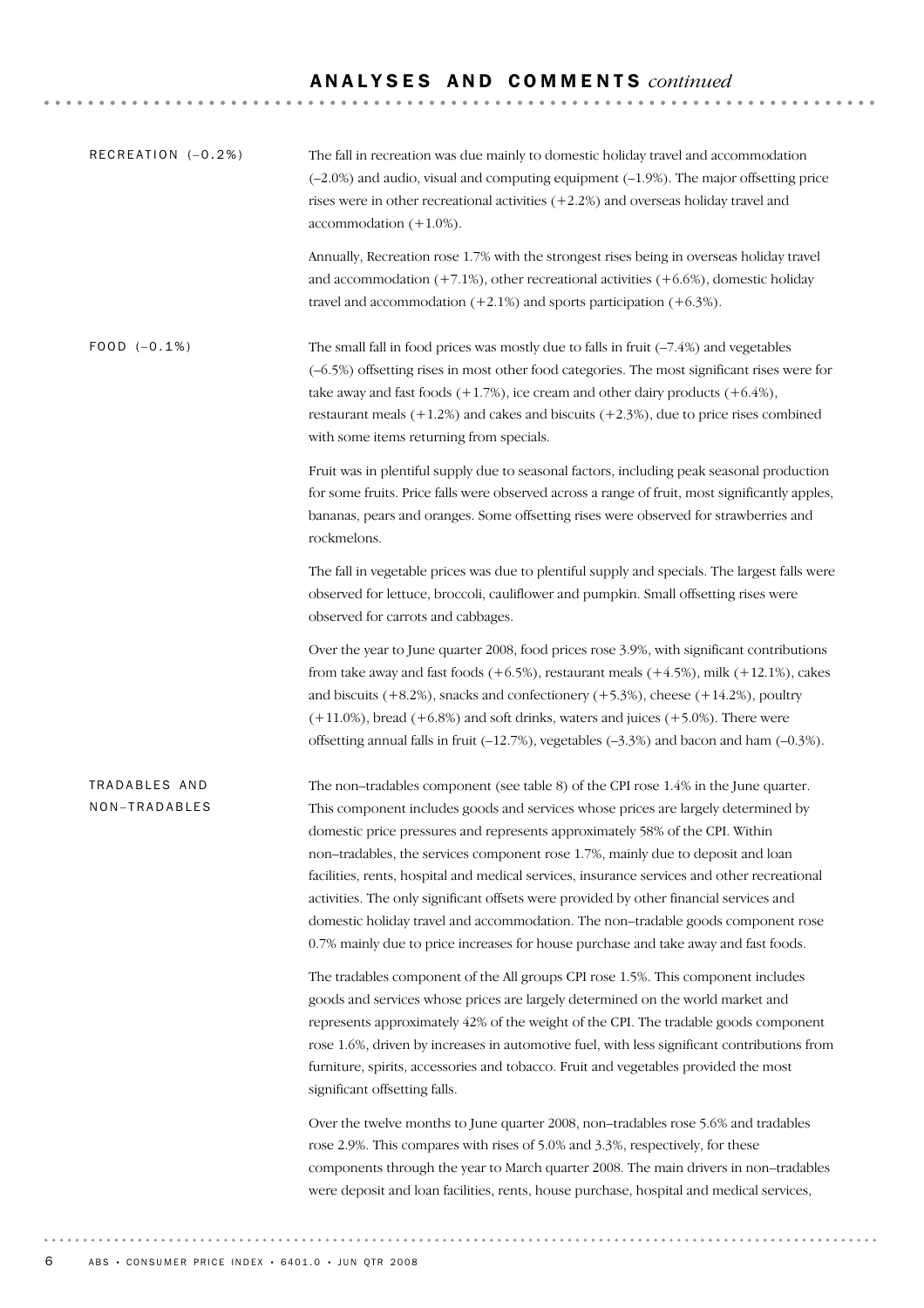## ANALYSES AND COMMENTS *continued*

### RECREATION (–0.2%)

The fall in recreation was due mainly to domestic holiday travel and accommodation (–2.0%) and audio, visual and computing equipment (–1.9%). The major offsetting price rises were in other recreational activities (+2.2%) and overseas holiday travel and accommodation (+1.0%).

Annually, Recreation rose 1.7% with the strongest rises being in overseas holiday travel and accommodation (+7.1%), other recreational activities (+6.6%), domestic holiday travel and accommodation (+2.1%) and sports participation (+6.3%).

### FOOD (–0.1%)

The small fall in food prices was mostly due to falls in fruit (–7.4%) and vegetables (–6.5%) offsetting rises in most other food categories. The most significant rises were for take away and fast foods (+1.7%), ice cream and other dairy products (+6.4%), restaurant meals (+1.2%) and cakes and biscuits (+2.3%), due to price rises combined with some items returning from specials.

Fruit was in plentiful supply due to seasonal factors, including peak seasonal production for some fruits. Price falls were observed across a range of fruit, most significantly apples, bananas, pears and oranges. Some offsetting rises were observed for strawberries and rockmelons.

The fall in vegetable prices was due to plentiful supply and specials. The largest falls were observed for lettuce, broccoli, cauliflower and pumpkin. Small offsetting rises were observed for carrots and cabbages.

Over the year to June quarter 2008, food prices rose 3.9%, with significant contributions from take away and fast foods (+6.5%), restaurant meals (+4.5%), milk (+12.1%), cakes and biscuits (+8.2%), snacks and confectionery (+5.3%), cheese (+14.2%), poultry (+11.0%), bread (+6.8%) and soft drinks, waters and juices (+5.0%). There were offsetting annual falls in fruit (–12.7%), vegetables (–3.3%) and bacon and ham (–0.3%).

### TRADABLES AND NON–TRADABLES

The non–tradables component (see table 8) of the CPI rose 1.4% in the June quarter. This component includes goods and services whose prices are largely determined by domestic price pressures and represents approximately 58% of the CPI. Within non–tradables, the services component rose 1.7%, mainly due to deposit and loan facilities, rents, hospital and medical services, insurance services and other recreational activities. The only significant offsets were provided by other financial services and domestic holiday travel and accommodation. The non–tradable goods component rose 0.7% mainly due to price increases for house purchase and take away and fast foods.

The tradables component of the All groups CPI rose 1.5%. This component includes goods and services whose prices are largely determined on the world market and represents approximately 42% of the weight of the CPI. The tradable goods component rose 1.6%, driven by increases in automotive fuel, with less significant contributions from furniture, spirits, accessories and tobacco. Fruit and vegetables provided the most significant offsetting falls.

Over the twelve months to June quarter 2008, non–tradables rose 5.6% and tradables rose 2.9%. This compares with rises of 5.0% and 3.3%, respectively, for these components through the year to March quarter 2008. The main drivers in non–tradables were deposit and loan facilities, rents, house purchase, hospital and medical services,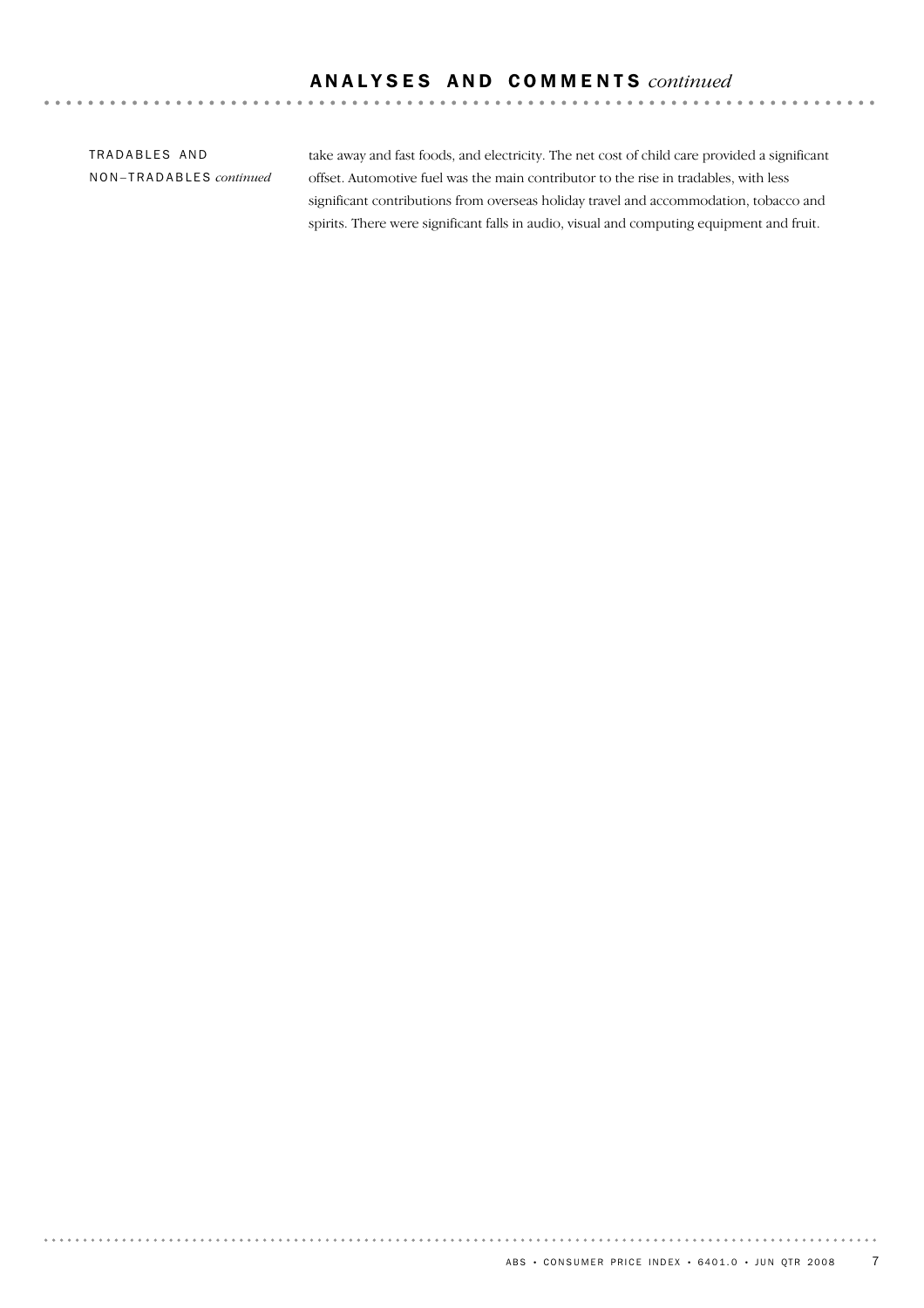## ANALYSES AND COMMENTS *continued*

TRADABLES AND NON–TRADABLES *continued*

take away and fast foods, and electricity. The net cost of child care provided a significant offset. Automotive fuel was the main contributor to the rise in tradables, with less significant contributions from overseas holiday travel and accommodation, tobacco and spirits. There were significant falls in audio, visual and computing equipment and fruit.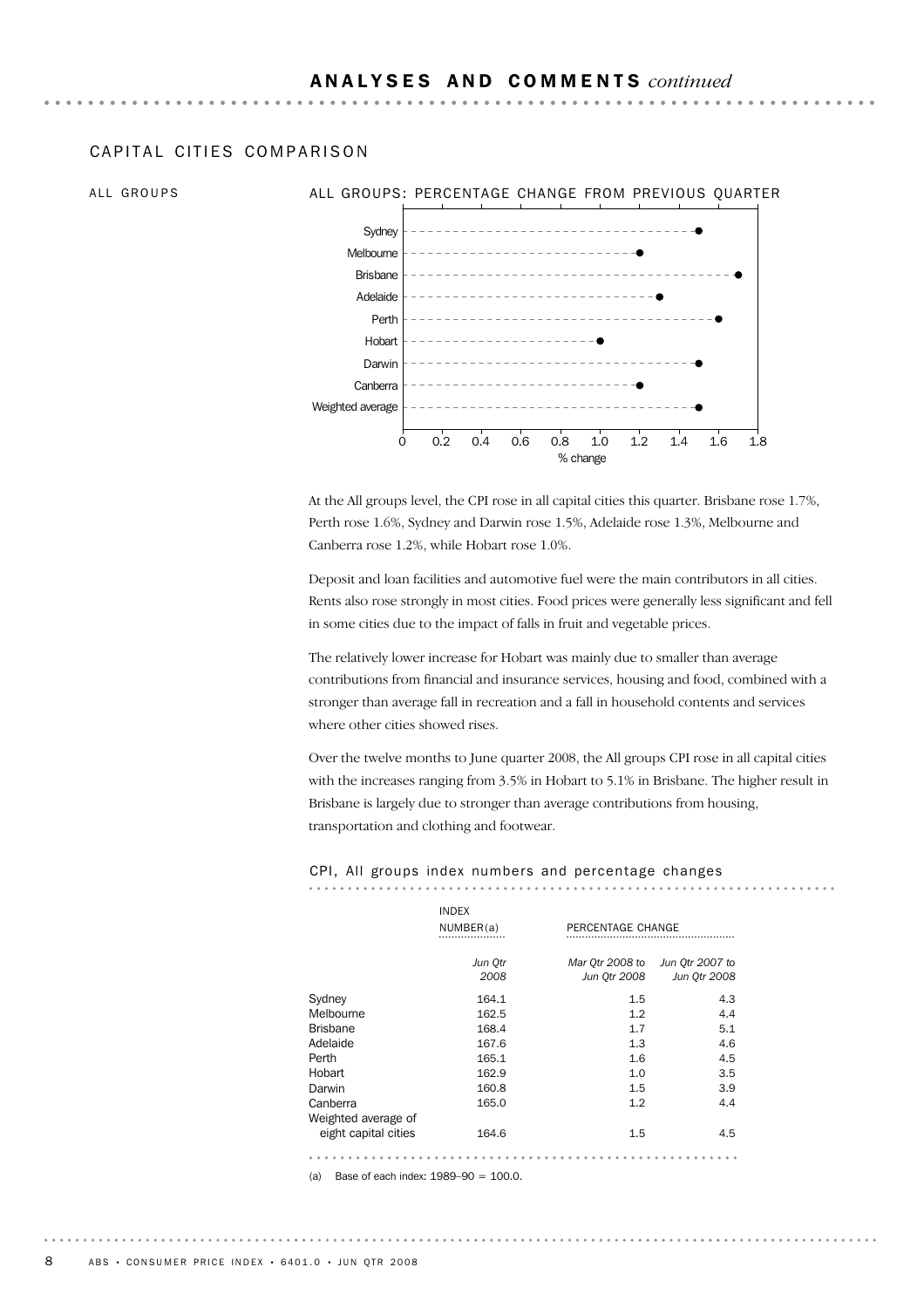# ANALYSES AND COMMENTS *continued*

## CAPITAL CITIES COMPARISON

### ALL GROUPS

ALL GROUPS: PERCENTAGE CHANGE FROM PREVIOUS QUARTER

At the All groups level, the CPI rose in all capital cities this quarter. Brisbane rose 1.7%, Perth rose 1.6%, Sydney and Darwin rose 1.5%, Adelaide rose 1.3%, Melbourne and Canberra rose 1.2%, while Hobart rose 1.0%.

Deposit and loan facilities and automotive fuel were the main contributors in all cities. Rents also rose strongly in most cities. Food prices were generally less significant and fell in some cities due to the impact of falls in fruit and vegetable prices.

The relatively lower increase for Hobart was mainly due to smaller than average contributions from financial and insurance services, housing and food, combined with a stronger than average fall in recreation and a fall in household contents and services where other cities showed rises.

Over the twelve months to June quarter 2008, the All groups CPI rose in all capital cities with the increases ranging from 3.5% in Hobart to 5.1% in Brisbane. The higher result in Brisbane is largely due to stronger than average contributions from housing, transportation and clothing and footwear.

CPI, All groups index numbers and percentage changes

| | INDEX NUMBER(a) | PERCENTAGE CHANGE | |
|---|---|---|---|
| | *Jun Qtr 2008* | *Mar Qtr 2008 to Jun Qtr 2008* | *Jun Qtr 2007 to Jun Qtr 2008* |
| Sydney | 164.1 | 1.5 | 4.3 |
| Melbourne | 162.5 | 1.2 | 4.4 |
| Brisbane | 168.4 | 1.7 | 5.1 |
| Adelaide | 167.6 | 1.3 | 4.6 |
| Perth | 165.1 | 1.6 | 4.5 |
| Hobart | 162.9 | 1.0 | 3.5 |
| Darwin | 160.8 | 1.5 | 3.9 |
| Canberra | 165.0 | 1.2 | 4.4 |
| Weighted average of eight capital cities | 164.6 | 1.5 | 4.5 |

(a) Base of each index: 1989–90 = 100.0.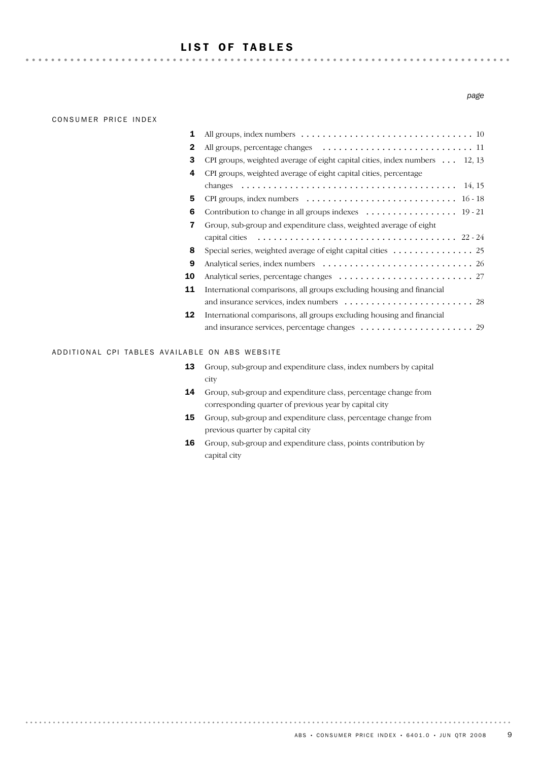# LIST OF TABLES

| | | page |
|---|---|---|
| **CONSUMER PRICE INDEX** | | |
| **1** | All groups, index numbers | 10 |
| **2** | All groups, percentage changes | 11 |
| **3** | CPI groups, weighted average of eight capital cities, index numbers | 12, 13 |
| **4** | CPI groups, weighted average of eight capital cities, percentage changes | 14, 15 |
| **5** | CPI groups, index numbers | 16 - 18 |
| **6** | Contribution to change in all groups indexes | 19 - 21 |
| **7** | Group, sub-group and expenditure class, weighted average of eight capital cities | 22 - 24 |
| **8** | Special series, weighted average of eight capital cities | 25 |
| **9** | Analytical series, index numbers | 26 |
| **10** | Analytical series, percentage changes | 27 |
| **11** | International comparisons, all groups excluding housing and financial and insurance services, index numbers | 28 |
| **12** | International comparisons, all groups excluding housing and financial and insurance services, percentage changes | 29 |

## ADDITIONAL CPI TABLES AVAILABLE ON ABS WEBSITE

**13** Group, sub-group and expenditure class, index numbers by capital city

**14** Group, sub-group and expenditure class, percentage change from corresponding quarter of previous year by capital city

**15** Group, sub-group and expenditure class, percentage change from previous quarter by capital city

**16** Group, sub-group and expenditure class, points contribution by capital city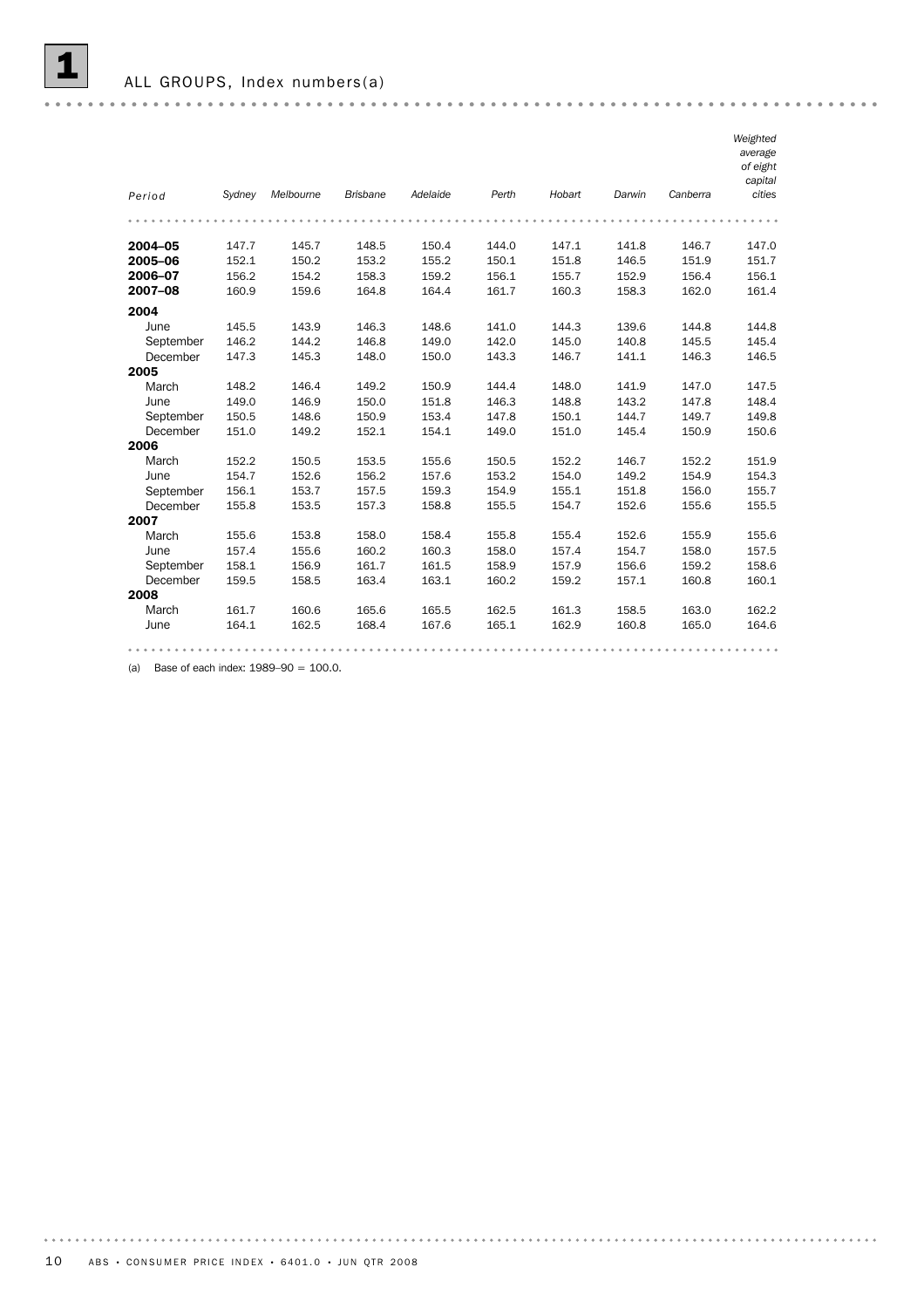# 1 ALL GROUPS, Index numbers(a)

| Period | Sydney | Melbourne | Brisbane | Adelaide | Perth | Hobart | Darwin | Canberra | Weighted average of eight capital cities |
|---|---|---|---|---|---|---|---|---|---|
| **2004–05** | 147.7 | 145.7 | 148.5 | 150.4 | 144.0 | 147.1 | 141.8 | 146.7 | 147.0 |
| **2005–06** | 152.1 | 150.2 | 153.2 | 155.2 | 150.1 | 151.8 | 146.5 | 151.9 | 151.7 |
| **2006–07** | 156.2 | 154.2 | 158.3 | 159.2 | 156.1 | 155.7 | 152.9 | 156.4 | 156.1 |
| **2007–08** | 160.9 | 159.6 | 164.8 | 164.4 | 161.7 | 160.3 | 158.3 | 162.0 | 161.4 |
| **2004** | | | | | | | | | |
| June | 145.5 | 143.9 | 146.3 | 148.6 | 141.0 | 144.3 | 139.6 | 144.8 | 144.8 |
| September | 146.2 | 144.2 | 146.8 | 149.0 | 142.0 | 145.0 | 140.8 | 145.5 | 145.4 |
| December | 147.3 | 145.3 | 148.0 | 150.0 | 143.3 | 146.7 | 141.1 | 146.3 | 146.5 |
| **2005** | | | | | | | | | |
| March | 148.2 | 146.4 | 149.2 | 150.9 | 144.4 | 148.0 | 141.9 | 147.0 | 147.5 |
| June | 149.0 | 146.9 | 150.0 | 151.8 | 146.3 | 148.8 | 143.2 | 147.8 | 148.4 |
| September | 150.5 | 148.6 | 150.9 | 153.4 | 147.8 | 150.1 | 144.7 | 149.7 | 149.8 |
| December | 151.0 | 149.2 | 152.1 | 154.1 | 149.0 | 151.0 | 145.4 | 150.9 | 150.6 |
| **2006** | | | | | | | | | |
| March | 152.2 | 150.5 | 153.5 | 155.6 | 150.5 | 152.2 | 146.7 | 152.2 | 151.9 |
| June | 154.7 | 152.6 | 156.2 | 157.6 | 153.2 | 154.0 | 149.2 | 154.9 | 154.3 |
| September | 156.1 | 153.7 | 157.5 | 159.3 | 154.9 | 155.1 | 151.8 | 156.0 | 155.7 |
| December | 155.8 | 153.5 | 157.3 | 158.8 | 155.5 | 154.7 | 152.6 | 155.6 | 155.5 |
| **2007** | | | | | | | | | |
| March | 155.6 | 153.8 | 158.0 | 158.4 | 155.8 | 155.4 | 152.6 | 155.9 | 155.6 |
| June | 157.4 | 155.6 | 160.2 | 160.3 | 158.0 | 157.4 | 154.7 | 158.0 | 157.5 |
| September | 158.1 | 156.9 | 161.7 | 161.5 | 158.9 | 157.9 | 156.6 | 159.2 | 158.6 |
| December | 159.5 | 158.5 | 163.4 | 163.1 | 160.2 | 159.2 | 157.1 | 160.8 | 160.1 |
| **2008** | | | | | | | | | |
| March | 161.7 | 160.6 | 165.6 | 165.5 | 162.5 | 161.3 | 158.5 | 163.0 | 162.2 |
| June | 164.1 | 162.5 | 168.4 | 167.6 | 165.1 | 162.9 | 160.8 | 165.0 | 164.6 |

(a) Base of each index: 1989–90 = 100.0.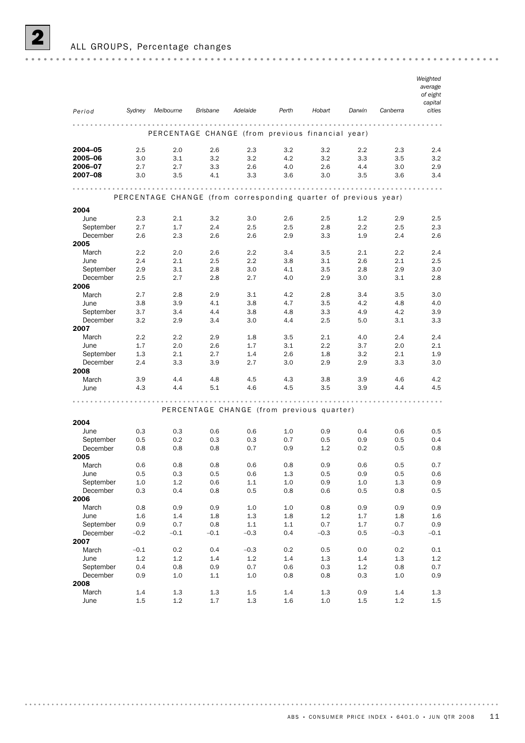## 2 ALL GROUPS, Percentage changes

| Period | Sydney | Melbourne | Brisbane | Adelaide | Perth | Hobart | Darwin | Canberra | Weighted average of eight capital cities |
|---|---|---|---|---|---|---|---|---|---|
| **PERCENTAGE CHANGE (from previous financial year)** | | | | | | | | | |
| **2004–05** | 2.5 | 2.0 | 2.6 | 2.3 | 3.2 | 3.2 | 2.2 | 2.3 | 2.4 |
| **2005–06** | 3.0 | 3.1 | 3.2 | 3.2 | 4.2 | 3.2 | 3.3 | 3.5 | 3.2 |
| **2006–07** | 2.7 | 2.7 | 3.3 | 2.6 | 4.0 | 2.6 | 4.4 | 3.0 | 2.9 |
| **2007–08** | 3.0 | 3.5 | 4.1 | 3.3 | 3.6 | 3.0 | 3.5 | 3.6 | 3.4 |
| **PERCENTAGE CHANGE (from corresponding quarter of previous year)** | | | | | | | | | |
| **2004** | | | | | | | | | |
| June | 2.3 | 2.1 | 3.2 | 3.0 | 2.6 | 2.5 | 1.2 | 2.9 | 2.5 |
| September | 2.7 | 1.7 | 2.4 | 2.5 | 2.5 | 2.8 | 2.2 | 2.5 | 2.3 |
| December | 2.6 | 2.3 | 2.6 | 2.6 | 2.9 | 3.3 | 1.9 | 2.4 | 2.6 |
| **2005** | | | | | | | | | |
| March | 2.2 | 2.0 | 2.6 | 2.2 | 3.4 | 3.5 | 2.1 | 2.2 | 2.4 |
| June | 2.4 | 2.1 | 2.5 | 2.2 | 3.8 | 3.1 | 2.6 | 2.1 | 2.5 |
| September | 2.9 | 3.1 | 2.8 | 3.0 | 4.1 | 3.5 | 2.8 | 2.9 | 3.0 |
| December | 2.5 | 2.7 | 2.8 | 2.7 | 4.0 | 2.9 | 3.0 | 3.1 | 2.8 |
| **2006** | | | | | | | | | |
| March | 2.7 | 2.8 | 2.9 | 3.1 | 4.2 | 2.8 | 3.4 | 3.5 | 3.0 |
| June | 3.8 | 3.9 | 4.1 | 3.8 | 4.7 | 3.5 | 4.2 | 4.8 | 4.0 |
| September | 3.7 | 3.4 | 4.4 | 3.8 | 4.8 | 3.3 | 4.9 | 4.2 | 3.9 |
| December | 3.2 | 2.9 | 3.4 | 3.0 | 4.4 | 2.5 | 5.0 | 3.1 | 3.3 |
| **2007** | | | | | | | | | |
| March | 2.2 | 2.2 | 2.9 | 1.8 | 3.5 | 2.1 | 4.0 | 2.4 | 2.4 |
| June | 1.7 | 2.0 | 2.6 | 1.7 | 3.1 | 2.2 | 3.7 | 2.0 | 2.1 |
| September | 1.3 | 2.1 | 2.7 | 1.4 | 2.6 | 1.8 | 3.2 | 2.1 | 1.9 |
| December | 2.4 | 3.3 | 3.9 | 2.7 | 3.0 | 2.9 | 2.9 | 3.3 | 3.0 |
| **2008** | | | | | | | | | |
| March | 3.9 | 4.4 | 4.8 | 4.5 | 4.3 | 3.8 | 3.9 | 4.6 | 4.2 |
| June | 4.3 | 4.4 | 5.1 | 4.6 | 4.5 | 3.5 | 3.9 | 4.4 | 4.5 |
| **PERCENTAGE CHANGE (from previous quarter)** | | | | | | | | | |
| **2004** | | | | | | | | | |
| June | 0.3 | 0.3 | 0.6 | 0.6 | 1.0 | 0.9 | 0.4 | 0.6 | 0.5 |
| September | 0.5 | 0.2 | 0.3 | 0.3 | 0.7 | 0.5 | 0.9 | 0.5 | 0.4 |
| December | 0.8 | 0.8 | 0.8 | 0.7 | 0.9 | 1.2 | 0.2 | 0.5 | 0.8 |
| **2005** | | | | | | | | | |
| March | 0.6 | 0.8 | 0.8 | 0.6 | 0.8 | 0.9 | 0.6 | 0.5 | 0.7 |
| June | 0.5 | 0.3 | 0.5 | 0.6 | 1.3 | 0.5 | 0.9 | 0.5 | 0.6 |
| September | 1.0 | 1.2 | 0.6 | 1.1 | 1.0 | 0.9 | 1.0 | 1.3 | 0.9 |
| December | 0.3 | 0.4 | 0.8 | 0.5 | 0.8 | 0.6 | 0.5 | 0.8 | 0.5 |
| **2006** | | | | | | | | | |
| March | 0.8 | 0.9 | 0.9 | 1.0 | 1.0 | 0.8 | 0.9 | 0.9 | 0.9 |
| June | 1.6 | 1.4 | 1.8 | 1.3 | 1.8 | 1.2 | 1.7 | 1.8 | 1.6 |
| September | 0.9 | 0.7 | 0.8 | 1.1 | 1.1 | 0.7 | 1.7 | 0.7 | 0.9 |
| December | −0.2 | −0.1 | −0.1 | −0.3 | 0.4 | −0.3 | 0.5 | −0.3 | −0.1 |
| **2007** | | | | | | | | | |
| March | −0.1 | 0.2 | 0.4 | −0.3 | 0.2 | 0.5 | 0.0 | 0.2 | 0.1 |
| June | 1.2 | 1.2 | 1.4 | 1.2 | 1.4 | 1.3 | 1.4 | 1.3 | 1.2 |
| September | 0.4 | 0.8 | 0.9 | 0.7 | 0.6 | 0.3 | 1.2 | 0.8 | 0.7 |
| December | 0.9 | 1.0 | 1.1 | 1.0 | 0.8 | 0.8 | 0.3 | 1.0 | 0.9 |
| **2008** | | | | | | | | | |
| March | 1.4 | 1.3 | 1.3 | 1.5 | 1.4 | 1.3 | 0.9 | 1.4 | 1.3 |
| June | 1.5 | 1.2 | 1.7 | 1.3 | 1.6 | 1.0 | 1.5 | 1.2 | 1.5 |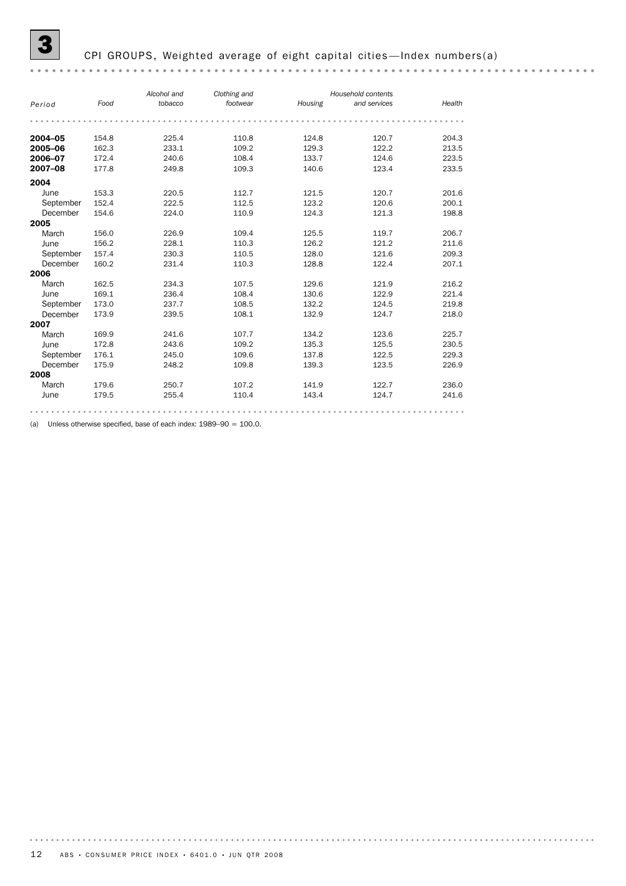# 3 CPI GROUPS, Weighted average of eight capital cities—Index numbers(a)

| Period | Food | Alcohol and tobacco | Clothing and footwear | Housing | Household contents and services | Health |
|---|---|---|---|---|---|---|
| **2004–05** | 154.8 | 225.4 | 110.8 | 124.8 | 120.7 | 204.3 |
| **2005–06** | 162.3 | 233.1 | 109.2 | 129.3 | 122.2 | 213.5 |
| **2006–07** | 172.4 | 240.6 | 108.4 | 133.7 | 124.6 | 223.5 |
| **2007–08** | 177.8 | 249.8 | 109.3 | 140.6 | 123.4 | 233.5 |
| **2004** | | | | | | |
| June | 153.3 | 220.5 | 112.7 | 121.5 | 120.7 | 201.6 |
| September | 152.4 | 222.5 | 112.5 | 123.2 | 120.6 | 200.1 |
| December | 154.6 | 224.0 | 110.9 | 124.3 | 121.3 | 198.8 |
| **2005** | | | | | | |
| March | 156.0 | 226.9 | 109.4 | 125.5 | 119.7 | 206.7 |
| June | 156.2 | 228.1 | 110.3 | 126.2 | 121.2 | 211.6 |
| September | 157.4 | 230.3 | 110.5 | 128.0 | 121.6 | 209.3 |
| December | 160.2 | 231.4 | 110.3 | 128.8 | 122.4 | 207.1 |
| **2006** | | | | | | |
| March | 162.5 | 234.3 | 107.5 | 129.6 | 121.9 | 216.2 |
| June | 169.1 | 236.4 | 108.4 | 130.6 | 122.9 | 221.4 |
| September | 173.0 | 237.7 | 108.5 | 132.2 | 124.5 | 219.8 |
| December | 173.9 | 239.5 | 108.1 | 132.9 | 124.7 | 218.0 |
| **2007** | | | | | | |
| March | 169.9 | 241.6 | 107.7 | 134.2 | 123.6 | 225.7 |
| June | 172.8 | 243.6 | 109.2 | 135.3 | 125.5 | 230.5 |
| September | 176.1 | 245.0 | 109.6 | 137.8 | 122.5 | 229.3 |
| December | 175.9 | 248.2 | 109.8 | 139.3 | 123.5 | 226.9 |
| **2008** | | | | | | |
| March | 179.6 | 250.7 | 107.2 | 141.9 | 122.7 | 236.0 |
| June | 179.5 | 255.4 | 110.4 | 143.4 | 124.7 | 241.6 |

(a) Unless otherwise specified, base of each index: 1989–90 = 100.0.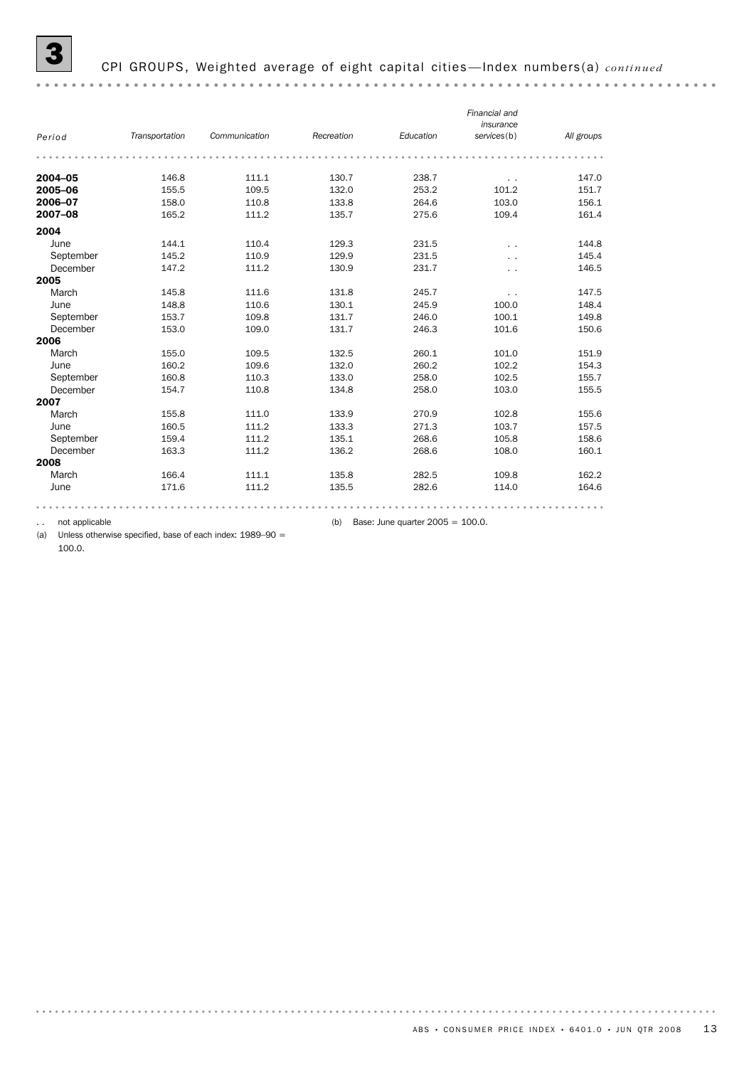## 3 CPI GROUPS, Weighted average of eight capital cities—Index numbers(a) *continued*

| Period | Transportation | Communication | Recreation | Education | Financial and insurance services(b) | All groups |
|---|---|---|---|---|---|---|
| **2004–05** | 146.8 | 111.1 | 130.7 | 238.7 | . . | 147.0 |
| **2005–06** | 155.5 | 109.5 | 132.0 | 253.2 | 101.2 | 151.7 |
| **2006–07** | 158.0 | 110.8 | 133.8 | 264.6 | 103.0 | 156.1 |
| **2007–08** | 165.2 | 111.2 | 135.7 | 275.6 | 109.4 | 161.4 |
| **2004** | | | | | | |
| June | 144.1 | 110.4 | 129.3 | 231.5 | . . | 144.8 |
| September | 145.2 | 110.9 | 129.9 | 231.5 | . . | 145.4 |
| December | 147.2 | 111.2 | 130.9 | 231.7 | . . | 146.5 |
| **2005** | | | | | | |
| March | 145.8 | 111.6 | 131.8 | 245.7 | . . | 147.5 |
| June | 148.8 | 110.6 | 130.1 | 245.9 | 100.0 | 148.4 |
| September | 153.7 | 109.8 | 131.7 | 246.0 | 100.1 | 149.8 |
| December | 153.0 | 109.0 | 131.7 | 246.3 | 101.6 | 150.6 |
| **2006** | | | | | | |
| March | 155.0 | 109.5 | 132.5 | 260.1 | 101.0 | 151.9 |
| June | 160.2 | 109.6 | 132.0 | 260.2 | 102.2 | 154.3 |
| September | 160.8 | 110.3 | 133.0 | 258.0 | 102.5 | 155.7 |
| December | 154.7 | 110.8 | 134.8 | 258.0 | 103.0 | 155.5 |
| **2007** | | | | | | |
| March | 155.8 | 111.0 | 133.9 | 270.9 | 102.8 | 155.6 |
| June | 160.5 | 111.2 | 133.3 | 271.3 | 103.7 | 157.5 |
| September | 159.4 | 111.2 | 135.1 | 268.6 | 105.8 | 158.6 |
| December | 163.3 | 111.2 | 136.2 | 268.6 | 108.0 | 160.1 |
| **2008** | | | | | | |
| March | 166.4 | 111.1 | 135.8 | 282.5 | 109.8 | 162.2 |
| June | 171.6 | 111.2 | 135.5 | 282.6 | 114.0 | 164.6 |

. . not applicable

(a) Unless otherwise specified, base of each index: 1989–90 = 100.0.

(b) Base: June quarter 2005 = 100.0.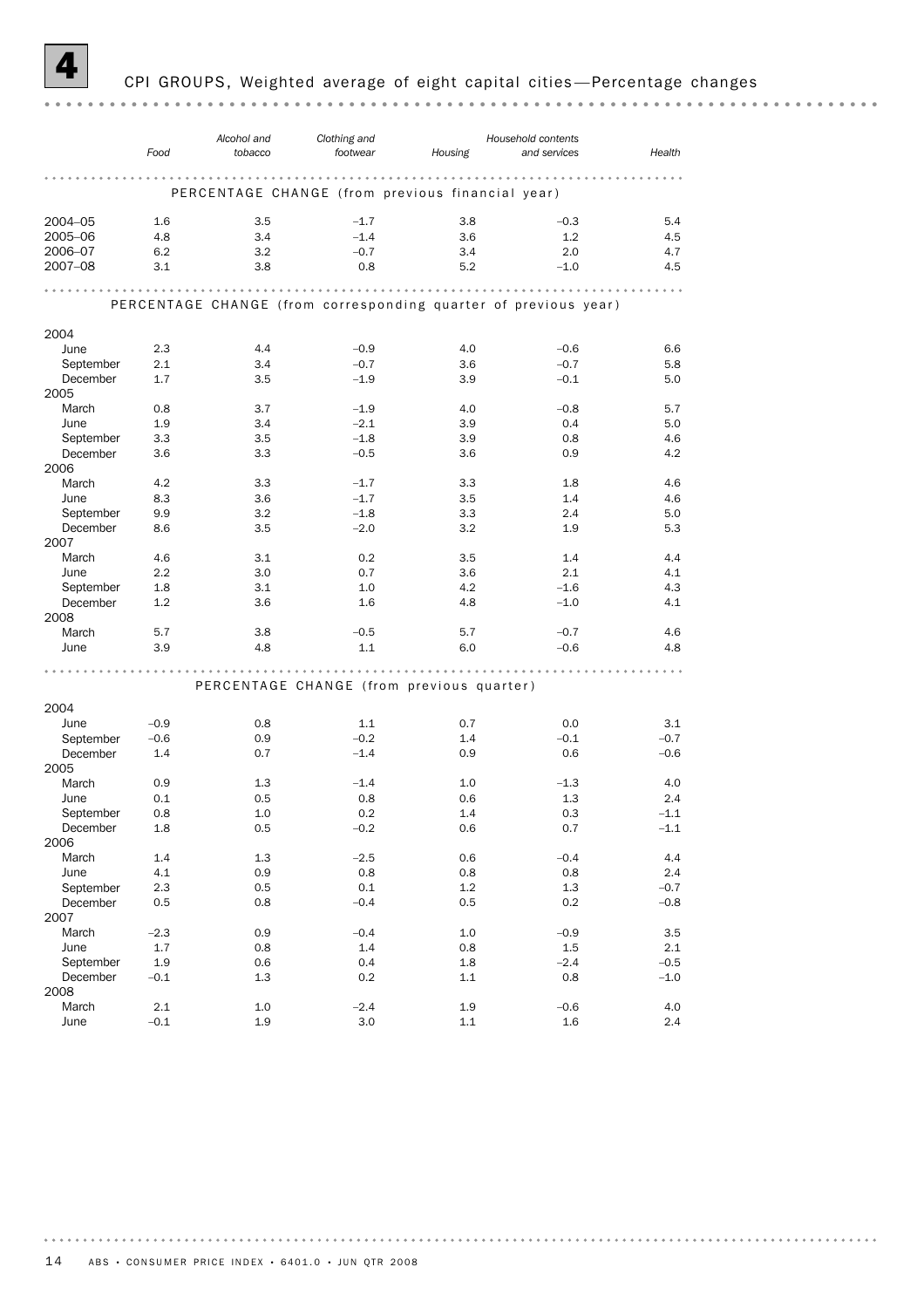# 4 CPI GROUPS, Weighted average of eight capital cities—Percentage changes

| | Food | Alcohol and tobacco | Clothing and footwear | Housing | Household contents and services | Health |
|---|---|---|---|---|---|---|
| **PERCENTAGE CHANGE (from previous financial year)** | | | | | | |
| 2004–05 | 1.6 | 3.5 | –1.7 | 3.8 | –0.3 | 5.4 |
| 2005–06 | 4.8 | 3.4 | –1.4 | 3.6 | 1.2 | 4.5 |
| 2006–07 | 6.2 | 3.2 | –0.7 | 3.4 | 2.0 | 4.7 |
| 2007–08 | 3.1 | 3.8 | 0.8 | 5.2 | –1.0 | 4.5 |
| **PERCENTAGE CHANGE (from corresponding quarter of previous year)** | | | | | | |
| 2004 | | | | | | |
| June | 2.3 | 4.4 | –0.9 | 4.0 | –0.6 | 6.6 |
| September | 2.1 | 3.4 | –0.7 | 3.6 | –0.7 | 5.8 |
| December | 1.7 | 3.5 | –1.9 | 3.9 | –0.1 | 5.0 |
| 2005 | | | | | | |
| March | 0.8 | 3.7 | –1.9 | 4.0 | –0.8 | 5.7 |
| June | 1.9 | 3.4 | –2.1 | 3.9 | 0.4 | 5.0 |
| September | 3.3 | 3.5 | –1.8 | 3.9 | 0.8 | 4.6 |
| December | 3.6 | 3.3 | –0.5 | 3.6 | 0.9 | 4.2 |
| 2006 | | | | | | |
| March | 4.2 | 3.3 | –1.7 | 3.3 | 1.8 | 4.6 |
| June | 8.3 | 3.6 | –1.7 | 3.5 | 1.4 | 4.6 |
| September | 9.9 | 3.2 | –1.8 | 3.3 | 2.4 | 5.0 |
| December | 8.6 | 3.5 | –2.0 | 3.2 | 1.9 | 5.3 |
| 2007 | | | | | | |
| March | 4.6 | 3.1 | 0.2 | 3.5 | 1.4 | 4.4 |
| June | 2.2 | 3.0 | 0.7 | 3.6 | 2.1 | 4.1 |
| September | 1.8 | 3.1 | 1.0 | 4.2 | –1.6 | 4.3 |
| December | 1.2 | 3.6 | 1.6 | 4.8 | –1.0 | 4.1 |
| 2008 | | | | | | |
| March | 5.7 | 3.8 | –0.5 | 5.7 | –0.7 | 4.6 |
| June | 3.9 | 4.8 | 1.1 | 6.0 | –0.6 | 4.8 |
| **PERCENTAGE CHANGE (from previous quarter)** | | | | | | |
| 2004 | | | | | | |
| June | –0.9 | 0.8 | 1.1 | 0.7 | 0.0 | 3.1 |
| September | –0.6 | 0.9 | –0.2 | 1.4 | –0.1 | –0.7 |
| December | 1.4 | 0.7 | –1.4 | 0.9 | 0.6 | –0.6 |
| 2005 | | | | | | |
| March | 0.9 | 1.3 | –1.4 | 1.0 | –1.3 | 4.0 |
| June | 0.1 | 0.5 | 0.8 | 0.6 | 1.3 | 2.4 |
| September | 0.8 | 1.0 | 0.2 | 1.4 | 0.3 | –1.1 |
| December | 1.8 | 0.5 | –0.2 | 0.6 | 0.7 | –1.1 |
| 2006 | | | | | | |
| March | 1.4 | 1.3 | –2.5 | 0.6 | –0.4 | 4.4 |
| June | 4.1 | 0.9 | 0.8 | 0.8 | 0.8 | 2.4 |
| September | 2.3 | 0.5 | 0.1 | 1.2 | 1.3 | –0.7 |
| December | 0.5 | 0.8 | –0.4 | 0.5 | 0.2 | –0.8 |
| 2007 | | | | | | |
| March | –2.3 | 0.9 | –0.4 | 1.0 | –0.9 | 3.5 |
| June | 1.7 | 0.8 | 1.4 | 0.8 | 1.5 | 2.1 |
| September | 1.9 | 0.6 | 0.4 | 1.8 | –2.4 | –0.5 |
| December | –0.1 | 1.3 | 0.2 | 1.1 | 0.8 | –1.0 |
| 2008 | | | | | | |
| March | 2.1 | 1.0 | –2.4 | 1.9 | –0.6 | 4.0 |
| June | –0.1 | 1.9 | 3.0 | 1.1 | 1.6 | 2.4 |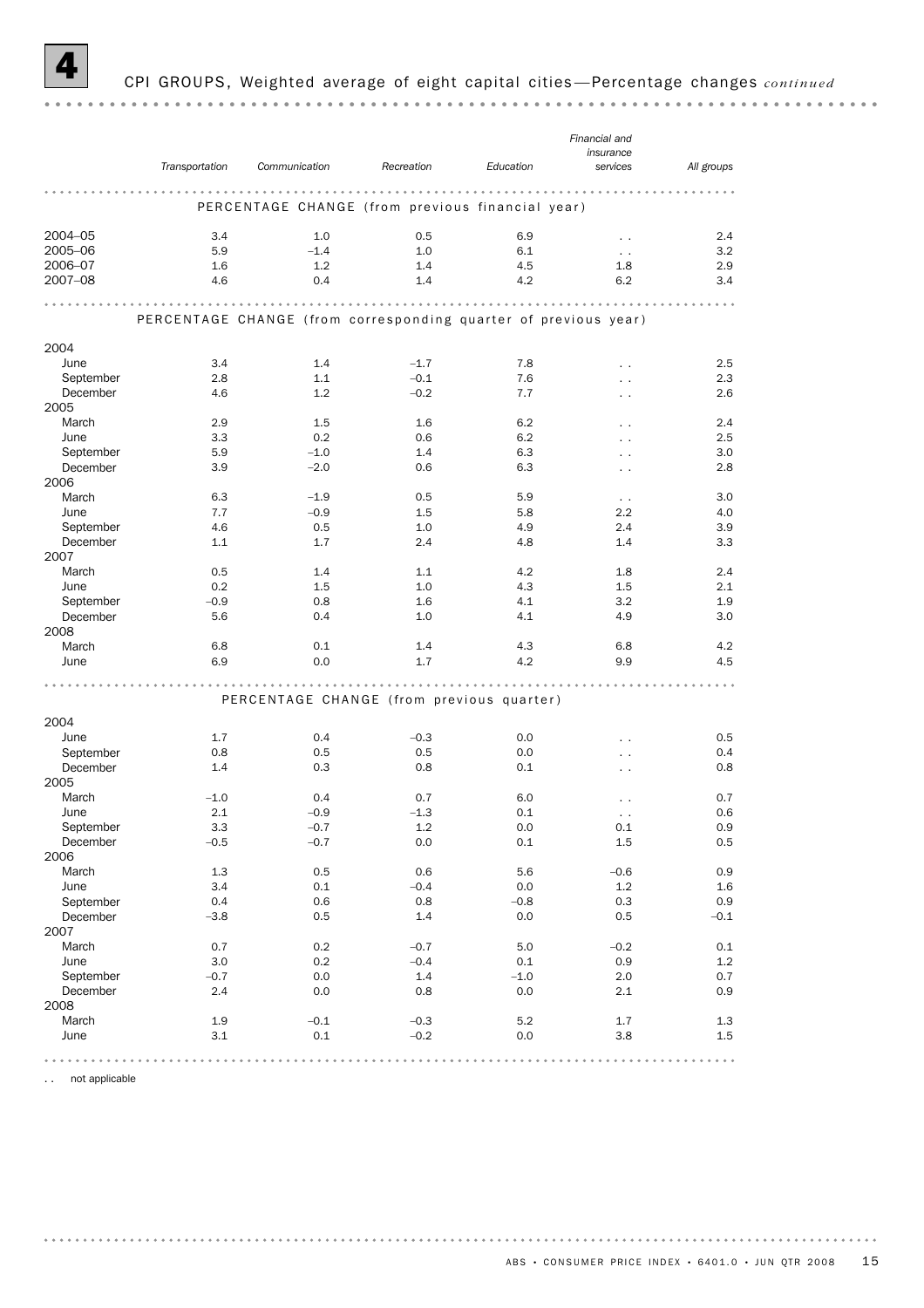# 4 CPI GROUPS, Weighted average of eight capital cities—Percentage changes *continued*

| | *Transportation* | *Communication* | *Recreation* | *Education* | *Financial and insurance services* | *All groups* |
|---|---|---|---|---|---|---|
| **PERCENTAGE CHANGE (from previous financial year)** | | | | | | |
| 2004–05 | 3.4 | 1.0 | 0.5 | 6.9 | . . | 2.4 |
| 2005–06 | 5.9 | –1.4 | 1.0 | 6.1 | . . | 3.2 |
| 2006–07 | 1.6 | 1.2 | 1.4 | 4.5 | 1.8 | 2.9 |
| 2007–08 | 4.6 | 0.4 | 1.4 | 4.2 | 6.2 | 3.4 |
| **PERCENTAGE CHANGE (from corresponding quarter of previous year)** | | | | | | |
| 2004 | | | | | | |
| June | 3.4 | 1.4 | –1.7 | 7.8 | . . | 2.5 |
| September | 2.8 | 1.1 | –0.1 | 7.6 | . . | 2.3 |
| December | 4.6 | 1.2 | –0.2 | 7.7 | . . | 2.6 |
| 2005 | | | | | | |
| March | 2.9 | 1.5 | 1.6 | 6.2 | . . | 2.4 |
| June | 3.3 | 0.2 | 0.6 | 6.2 | . . | 2.5 |
| September | 5.9 | –1.0 | 1.4 | 6.3 | . . | 3.0 |
| December | 3.9 | –2.0 | 0.6 | 6.3 | . . | 2.8 |
| 2006 | | | | | | |
| March | 6.3 | –1.9 | 0.5 | 5.9 | . . | 3.0 |
| June | 7.7 | –0.9 | 1.5 | 5.8 | 2.2 | 4.0 |
| September | 4.6 | 0.5 | 1.0 | 4.9 | 2.4 | 3.9 |
| December | 1.1 | 1.7 | 2.4 | 4.8 | 1.4 | 3.3 |
| 2007 | | | | | | |
| March | 0.5 | 1.4 | 1.1 | 4.2 | 1.8 | 2.4 |
| June | 0.2 | 1.5 | 1.0 | 4.3 | 1.5 | 2.1 |
| September | –0.9 | 0.8 | 1.6 | 4.1 | 3.2 | 1.9 |
| December | 5.6 | 0.4 | 1.0 | 4.1 | 4.9 | 3.0 |
| 2008 | | | | | | |
| March | 6.8 | 0.1 | 1.4 | 4.3 | 6.8 | 4.2 |
| June | 6.9 | 0.0 | 1.7 | 4.2 | 9.9 | 4.5 |
| **PERCENTAGE CHANGE (from previous quarter)** | | | | | | |
| 2004 | | | | | | |
| June | 1.7 | 0.4 | –0.3 | 0.0 | . . | 0.5 |
| September | 0.8 | 0.5 | 0.5 | 0.0 | . . | 0.4 |
| December | 1.4 | 0.3 | 0.8 | 0.1 | . . | 0.8 |
| 2005 | | | | | | |
| March | –1.0 | 0.4 | 0.7 | 6.0 | . . | 0.7 |
| June | 2.1 | –0.9 | –1.3 | 0.1 | . . | 0.6 |
| September | 3.3 | –0.7 | 1.2 | 0.0 | 0.1 | 0.9 |
| December | –0.5 | –0.7 | 0.0 | 0.1 | 1.5 | 0.5 |
| 2006 | | | | | | |
| March | 1.3 | 0.5 | 0.6 | 5.6 | –0.6 | 0.9 |
| June | 3.4 | 0.1 | –0.4 | 0.0 | 1.2 | 1.6 |
| September | 0.4 | 0.6 | 0.8 | –0.8 | 0.3 | 0.9 |
| December | –3.8 | 0.5 | 1.4 | 0.0 | 0.5 | –0.1 |
| 2007 | | | | | | |
| March | 0.7 | 0.2 | –0.7 | 5.0 | –0.2 | 0.1 |
| June | 3.0 | 0.2 | –0.4 | 0.1 | 0.9 | 1.2 |
| September | –0.7 | 0.0 | 1.4 | –1.0 | 2.0 | 0.7 |
| December | 2.4 | 0.0 | 0.8 | 0.0 | 2.1 | 0.9 |
| 2008 | | | | | | |
| March | 1.9 | –0.1 | –0.3 | 5.2 | 1.7 | 1.3 |
| June | 3.1 | 0.1 | –0.2 | 0.0 | 3.8 | 1.5 |

. . not applicable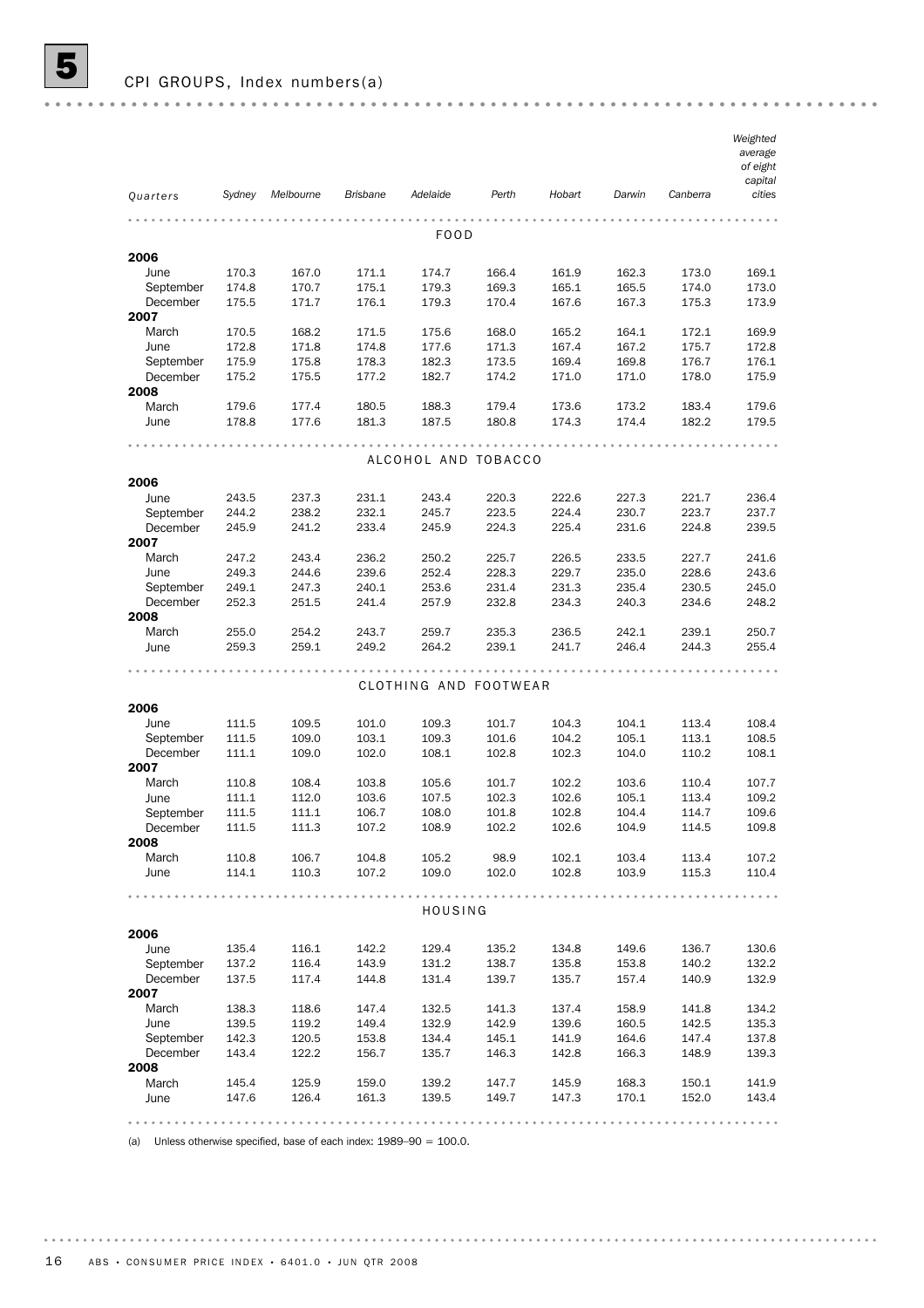## 5 CPI GROUPS, Index numbers(a)

| Quarters | Sydney | Melbourne | Brisbane | Adelaide | Perth | Hobart | Darwin | Canberra | Weighted average of eight capital cities |
|---|---|---|---|---|---|---|---|---|---|
| **FOOD** | | | | | | | | | |
| **2006** | | | | | | | | | |
| June | 170.3 | 167.0 | 171.1 | 174.7 | 166.4 | 161.9 | 162.3 | 173.0 | 169.1 |
| September | 174.8 | 170.7 | 175.1 | 179.3 | 169.3 | 165.1 | 165.5 | 174.0 | 173.0 |
| December | 175.5 | 171.7 | 176.1 | 179.3 | 170.4 | 167.6 | 167.3 | 175.3 | 173.9 |
| **2007** | | | | | | | | | |
| March | 170.5 | 168.2 | 171.5 | 175.6 | 168.0 | 165.2 | 164.1 | 172.1 | 169.9 |
| June | 172.8 | 171.8 | 174.8 | 177.6 | 171.3 | 167.4 | 167.2 | 175.7 | 172.8 |
| September | 175.9 | 175.8 | 178.3 | 182.3 | 173.5 | 169.4 | 169.8 | 176.7 | 176.1 |
| December | 175.2 | 175.5 | 177.2 | 182.7 | 174.2 | 171.0 | 171.0 | 178.0 | 175.9 |
| **2008** | | | | | | | | | |
| March | 179.6 | 177.4 | 180.5 | 188.3 | 179.4 | 173.6 | 173.2 | 183.4 | 179.6 |
| June | 178.8 | 177.6 | 181.3 | 187.5 | 180.8 | 174.3 | 174.4 | 182.2 | 179.5 |
| **ALCOHOL AND TOBACCO** | | | | | | | | | |
| **2006** | | | | | | | | | |
| June | 243.5 | 237.3 | 231.1 | 243.4 | 220.3 | 222.6 | 227.3 | 221.7 | 236.4 |
| September | 244.2 | 238.2 | 232.1 | 245.7 | 223.5 | 224.4 | 230.7 | 223.7 | 237.7 |
| December | 245.9 | 241.2 | 233.4 | 245.9 | 224.3 | 225.4 | 231.6 | 224.8 | 239.5 |
| **2007** | | | | | | | | | |
| March | 247.2 | 243.4 | 236.2 | 250.2 | 225.7 | 226.5 | 233.5 | 227.7 | 241.6 |
| June | 249.3 | 244.6 | 239.6 | 252.4 | 228.3 | 229.7 | 235.0 | 228.6 | 243.6 |
| September | 249.1 | 247.3 | 240.1 | 253.6 | 231.4 | 231.3 | 235.4 | 230.5 | 245.0 |
| December | 252.3 | 251.5 | 241.4 | 257.9 | 232.8 | 234.3 | 240.3 | 234.6 | 248.2 |
| **2008** | | | | | | | | | |
| March | 255.0 | 254.2 | 243.7 | 259.7 | 235.3 | 236.5 | 242.1 | 239.1 | 250.7 |
| June | 259.3 | 259.1 | 249.2 | 264.2 | 239.1 | 241.7 | 246.4 | 244.3 | 255.4 |
| **CLOTHING AND FOOTWEAR** | | | | | | | | | |
| **2006** | | | | | | | | | |
| June | 111.5 | 109.5 | 101.0 | 109.3 | 101.7 | 104.3 | 104.1 | 113.4 | 108.4 |
| September | 111.5 | 109.0 | 103.1 | 109.3 | 101.6 | 104.2 | 105.1 | 113.1 | 108.5 |
| December | 111.1 | 109.0 | 102.0 | 108.1 | 102.8 | 102.3 | 104.0 | 110.2 | 108.1 |
| **2007** | | | | | | | | | |
| March | 110.8 | 108.4 | 103.8 | 105.6 | 101.7 | 102.2 | 103.6 | 110.4 | 107.7 |
| June | 111.1 | 112.0 | 103.6 | 107.5 | 102.3 | 102.6 | 105.1 | 113.4 | 109.2 |
| September | 111.5 | 111.1 | 106.7 | 108.0 | 101.8 | 102.8 | 104.4 | 114.7 | 109.6 |
| December | 111.5 | 111.3 | 107.2 | 108.9 | 102.2 | 102.6 | 104.9 | 114.5 | 109.8 |
| **2008** | | | | | | | | | |
| March | 110.8 | 106.7 | 104.8 | 105.2 | 98.9 | 102.1 | 103.4 | 113.4 | 107.2 |
| June | 114.1 | 110.3 | 107.2 | 109.0 | 102.0 | 102.8 | 103.9 | 115.3 | 110.4 |
| **HOUSING** | | | | | | | | | |
| **2006** | | | | | | | | | |
| June | 135.4 | 116.1 | 142.2 | 129.4 | 135.2 | 134.8 | 149.6 | 136.7 | 130.6 |
| September | 137.2 | 116.4 | 143.9 | 131.2 | 138.7 | 135.8 | 153.8 | 140.2 | 132.2 |
| December | 137.5 | 117.4 | 144.8 | 131.4 | 139.7 | 135.7 | 157.4 | 140.9 | 132.9 |
| **2007** | | | | | | | | | |
| March | 138.3 | 118.6 | 147.4 | 132.5 | 141.3 | 137.4 | 158.9 | 141.8 | 134.2 |
| June | 139.5 | 119.2 | 149.4 | 132.9 | 142.9 | 139.6 | 160.5 | 142.5 | 135.3 |
| September | 142.3 | 120.5 | 153.8 | 134.4 | 145.1 | 141.9 | 164.6 | 147.4 | 137.8 |
| December | 143.4 | 122.2 | 156.7 | 135.7 | 146.3 | 142.8 | 166.3 | 148.9 | 139.3 |
| **2008** | | | | | | | | | |
| March | 145.4 | 125.9 | 159.0 | 139.2 | 147.7 | 145.9 | 168.3 | 150.1 | 141.9 |
| June | 147.6 | 126.4 | 161.3 | 139.5 | 149.7 | 147.3 | 170.1 | 152.0 | 143.4 |

(a) Unless otherwise specified, base of each index: 1989–90 = 100.0.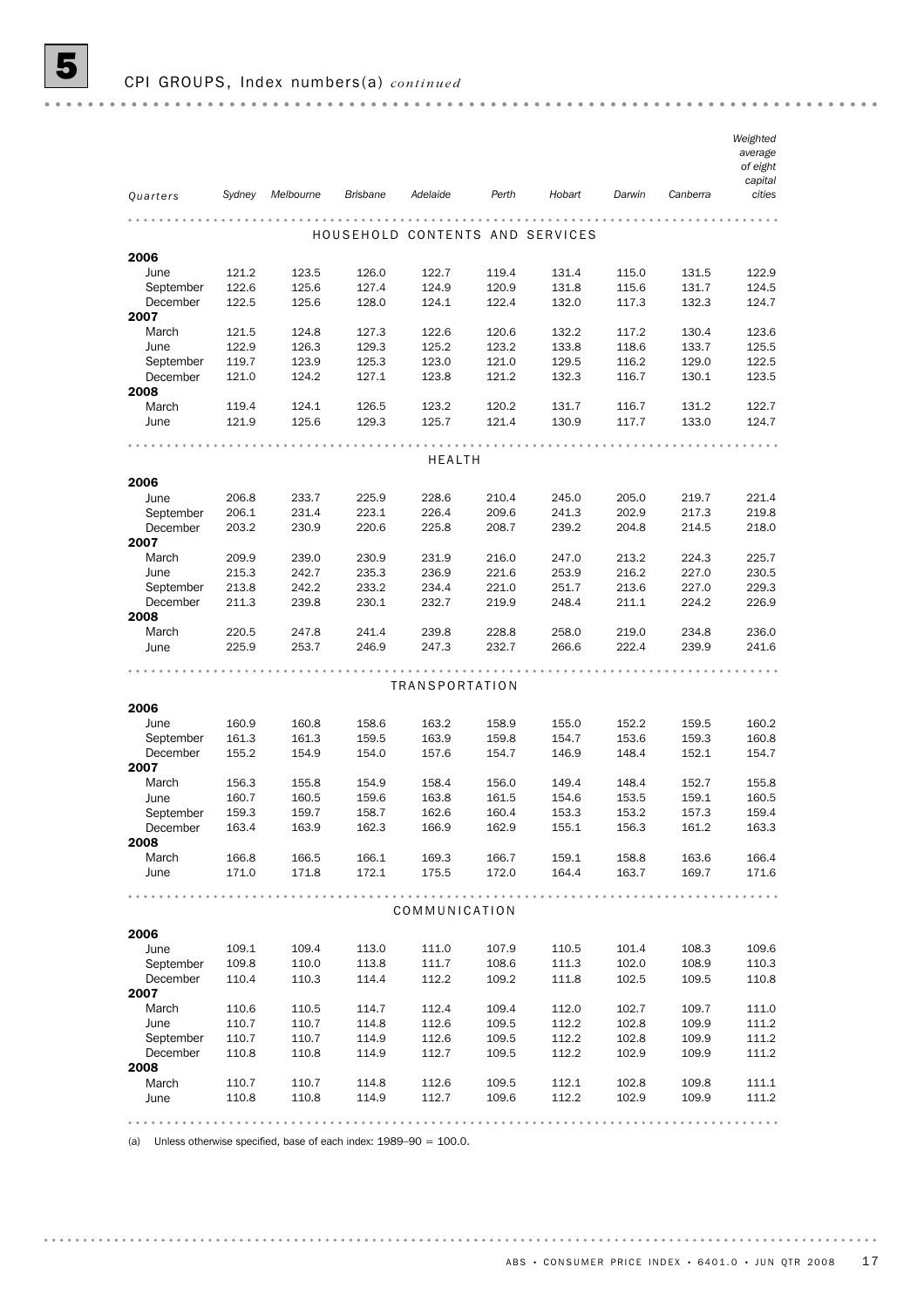# 5 CPI GROUPS, Index numbers(a) *continued*

| Quarters | Sydney | Melbourne | Brisbane | Adelaide | Perth | Hobart | Darwin | Canberra | Weighted average of eight capital cities |
|---|---|---|---|---|---|---|---|---|---|
| **HOUSEHOLD CONTENTS AND SERVICES** | | | | | | | | | |
| **2006** | | | | | | | | | |
| June | 121.2 | 123.5 | 126.0 | 122.7 | 119.4 | 131.4 | 115.0 | 131.5 | 122.9 |
| September | 122.6 | 125.6 | 127.4 | 124.9 | 120.9 | 131.8 | 115.6 | 131.7 | 124.5 |
| December | 122.5 | 125.6 | 128.0 | 124.1 | 122.4 | 132.0 | 117.3 | 132.3 | 124.7 |
| **2007** | | | | | | | | | |
| March | 121.5 | 124.8 | 127.3 | 122.6 | 120.6 | 132.2 | 117.2 | 130.4 | 123.6 |
| June | 122.9 | 126.3 | 129.3 | 125.2 | 123.2 | 133.8 | 118.6 | 133.7 | 125.5 |
| September | 119.7 | 123.9 | 125.3 | 123.0 | 121.0 | 129.5 | 116.2 | 129.0 | 122.5 |
| December | 121.0 | 124.2 | 127.1 | 123.8 | 121.2 | 132.3 | 116.7 | 130.1 | 123.5 |
| **2008** | | | | | | | | | |
| March | 119.4 | 124.1 | 126.5 | 123.2 | 120.2 | 131.7 | 116.7 | 131.2 | 122.7 |
| June | 121.9 | 125.6 | 129.3 | 125.7 | 121.4 | 130.9 | 117.7 | 133.0 | 124.7 |
| **HEALTH** | | | | | | | | | |
| **2006** | | | | | | | | | |
| June | 206.8 | 233.7 | 225.9 | 228.6 | 210.4 | 245.0 | 205.0 | 219.7 | 221.4 |
| September | 206.1 | 231.4 | 223.1 | 226.4 | 209.6 | 241.3 | 202.9 | 217.3 | 219.8 |
| December | 203.2 | 230.9 | 220.6 | 225.8 | 208.7 | 239.2 | 204.8 | 214.5 | 218.0 |
| **2007** | | | | | | | | | |
| March | 209.9 | 239.0 | 230.9 | 231.9 | 216.0 | 247.0 | 213.2 | 224.3 | 225.7 |
| June | 215.3 | 242.7 | 235.3 | 236.9 | 221.6 | 253.9 | 216.2 | 227.0 | 230.5 |
| September | 213.8 | 242.2 | 233.2 | 234.4 | 221.0 | 251.7 | 213.6 | 227.0 | 229.3 |
| December | 211.3 | 239.8 | 230.1 | 232.7 | 219.9 | 248.4 | 211.1 | 224.2 | 226.9 |
| **2008** | | | | | | | | | |
| March | 220.5 | 247.8 | 241.4 | 239.8 | 228.8 | 258.0 | 219.0 | 234.8 | 236.0 |
| June | 225.9 | 253.7 | 246.9 | 247.3 | 232.7 | 266.6 | 222.4 | 239.9 | 241.6 |
| **TRANSPORTATION** | | | | | | | | | |
| **2006** | | | | | | | | | |
| June | 160.9 | 160.8 | 158.6 | 163.2 | 158.9 | 155.0 | 152.2 | 159.5 | 160.2 |
| September | 161.3 | 161.3 | 159.5 | 163.9 | 159.8 | 154.7 | 153.6 | 159.3 | 160.8 |
| December | 155.2 | 154.9 | 154.0 | 157.6 | 154.7 | 146.9 | 148.4 | 152.1 | 154.7 |
| **2007** | | | | | | | | | |
| March | 156.3 | 155.8 | 154.9 | 158.4 | 156.0 | 149.4 | 148.4 | 152.7 | 155.8 |
| June | 160.7 | 160.5 | 159.6 | 163.8 | 161.5 | 154.6 | 153.5 | 159.1 | 160.5 |
| September | 159.3 | 159.7 | 158.7 | 162.6 | 160.4 | 153.3 | 153.2 | 157.3 | 159.4 |
| December | 163.4 | 163.9 | 162.3 | 166.9 | 162.9 | 155.1 | 156.3 | 161.2 | 163.3 |
| **2008** | | | | | | | | | |
| March | 166.8 | 166.5 | 166.1 | 169.3 | 166.7 | 159.1 | 158.8 | 163.6 | 166.4 |
| June | 171.0 | 171.8 | 172.1 | 175.5 | 172.0 | 164.4 | 163.7 | 169.7 | 171.6 |
| **COMMUNICATION** | | | | | | | | | |
| **2006** | | | | | | | | | |
| June | 109.1 | 109.4 | 113.0 | 111.0 | 107.9 | 110.5 | 101.4 | 108.3 | 109.6 |
| September | 109.8 | 110.0 | 113.8 | 111.7 | 108.6 | 111.3 | 102.0 | 108.9 | 110.3 |
| December | 110.4 | 110.3 | 114.4 | 112.2 | 109.2 | 111.8 | 102.5 | 109.5 | 110.8 |
| **2007** | | | | | | | | | |
| March | 110.6 | 110.5 | 114.7 | 112.4 | 109.4 | 112.0 | 102.7 | 109.7 | 111.0 |
| June | 110.7 | 110.7 | 114.8 | 112.6 | 109.5 | 112.2 | 102.8 | 109.9 | 111.2 |
| September | 110.7 | 110.7 | 114.9 | 112.6 | 109.5 | 112.2 | 102.8 | 109.9 | 111.2 |
| December | 110.8 | 110.8 | 114.9 | 112.7 | 109.5 | 112.2 | 102.9 | 109.9 | 111.2 |
| **2008** | | | | | | | | | |
| March | 110.7 | 110.7 | 114.8 | 112.6 | 109.5 | 112.1 | 102.8 | 109.8 | 111.1 |
| June | 110.8 | 110.8 | 114.9 | 112.7 | 109.6 | 112.2 | 102.9 | 109.9 | 111.2 |

(a) Unless otherwise specified, base of each index: 1989–90 = 100.0.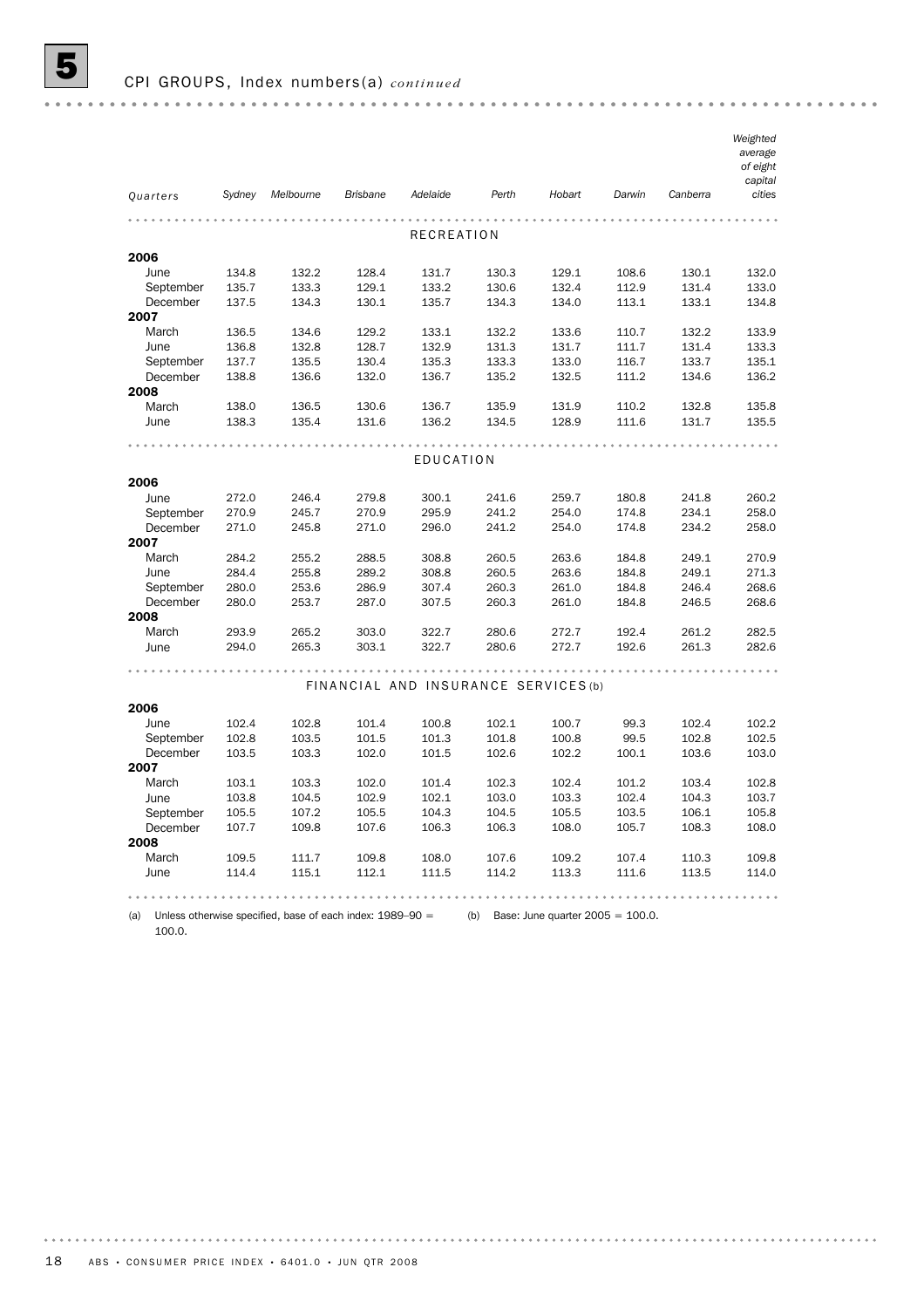## 5 CPI GROUPS, Index numbers(a) *continued*

| Quarters | Sydney | Melbourne | Brisbane | Adelaide | Perth | Hobart | Darwin | Canberra | Weighted average of eight capital cities |
|---|---|---|---|---|---|---|---|---|---|
| **RECREATION** | | | | | | | | | |
| **2006** | | | | | | | | | |
| June | 134.8 | 132.2 | 128.4 | 131.7 | 130.3 | 129.1 | 108.6 | 130.1 | 132.0 |
| September | 135.7 | 133.3 | 129.1 | 133.2 | 130.6 | 132.4 | 112.9 | 131.4 | 133.0 |
| December | 137.5 | 134.3 | 130.1 | 135.7 | 134.3 | 134.0 | 113.1 | 133.1 | 134.8 |
| **2007** | | | | | | | | | |
| March | 136.5 | 134.6 | 129.2 | 133.1 | 132.2 | 133.6 | 110.7 | 132.2 | 133.9 |
| June | 136.8 | 132.8 | 128.7 | 132.9 | 131.3 | 131.7 | 111.7 | 131.4 | 133.3 |
| September | 137.7 | 135.5 | 130.4 | 135.3 | 133.3 | 133.0 | 116.7 | 133.7 | 135.1 |
| December | 138.8 | 136.6 | 132.0 | 136.7 | 135.2 | 132.5 | 111.2 | 134.6 | 136.2 |
| **2008** | | | | | | | | | |
| March | 138.0 | 136.5 | 130.6 | 136.7 | 135.9 | 131.9 | 110.2 | 132.8 | 135.8 |
| June | 138.3 | 135.4 | 131.6 | 136.2 | 134.5 | 128.9 | 111.6 | 131.7 | 135.5 |
| **EDUCATION** | | | | | | | | | |
| **2006** | | | | | | | | | |
| June | 272.0 | 246.4 | 279.8 | 300.1 | 241.6 | 259.7 | 180.8 | 241.8 | 260.2 |
| September | 270.9 | 245.7 | 270.9 | 295.9 | 241.2 | 254.0 | 174.8 | 234.1 | 258.0 |
| December | 271.0 | 245.8 | 271.0 | 296.0 | 241.2 | 254.0 | 174.8 | 234.2 | 258.0 |
| **2007** | | | | | | | | | |
| March | 284.2 | 255.2 | 288.5 | 308.8 | 260.5 | 263.6 | 184.8 | 249.1 | 270.9 |
| June | 284.4 | 255.8 | 289.2 | 308.8 | 260.5 | 263.6 | 184.8 | 249.1 | 271.3 |
| September | 280.0 | 253.6 | 286.9 | 307.4 | 260.3 | 261.0 | 184.8 | 246.4 | 268.6 |
| December | 280.0 | 253.7 | 287.0 | 307.5 | 260.3 | 261.0 | 184.8 | 246.5 | 268.6 |
| **2008** | | | | | | | | | |
| March | 293.9 | 265.2 | 303.0 | 322.7 | 280.6 | 272.7 | 192.4 | 261.2 | 282.5 |
| June | 294.0 | 265.3 | 303.1 | 322.7 | 280.6 | 272.7 | 192.6 | 261.3 | 282.6 |
| **FINANCIAL AND INSURANCE SERVICES(b)** | | | | | | | | | |
| **2006** | | | | | | | | | |
| June | 102.4 | 102.8 | 101.4 | 100.8 | 102.1 | 100.7 | 99.3 | 102.4 | 102.2 |
| September | 102.8 | 103.5 | 101.5 | 101.3 | 101.8 | 100.8 | 99.5 | 102.8 | 102.5 |
| December | 103.5 | 103.3 | 102.0 | 101.5 | 102.6 | 102.2 | 100.1 | 103.6 | 103.0 |
| **2007** | | | | | | | | | |
| March | 103.1 | 103.3 | 102.0 | 101.4 | 102.3 | 102.4 | 101.2 | 103.4 | 102.8 |
| June | 103.8 | 104.5 | 102.9 | 102.1 | 103.0 | 103.3 | 102.4 | 104.3 | 103.7 |
| September | 105.5 | 107.2 | 105.5 | 104.3 | 104.5 | 105.5 | 103.5 | 106.1 | 105.8 |
| December | 107.7 | 109.8 | 107.6 | 106.3 | 106.3 | 108.0 | 105.7 | 108.3 | 108.0 |
| **2008** | | | | | | | | | |
| March | 109.5 | 111.7 | 109.8 | 108.0 | 107.6 | 109.2 | 107.4 | 110.3 | 109.8 |
| June | 114.4 | 115.1 | 112.1 | 111.5 | 114.2 | 113.3 | 111.6 | 113.5 | 114.0 |

(a) Unless otherwise specified, base of each index: 1989–90 = 100.0.

(b) Base: June quarter 2005 = 100.0.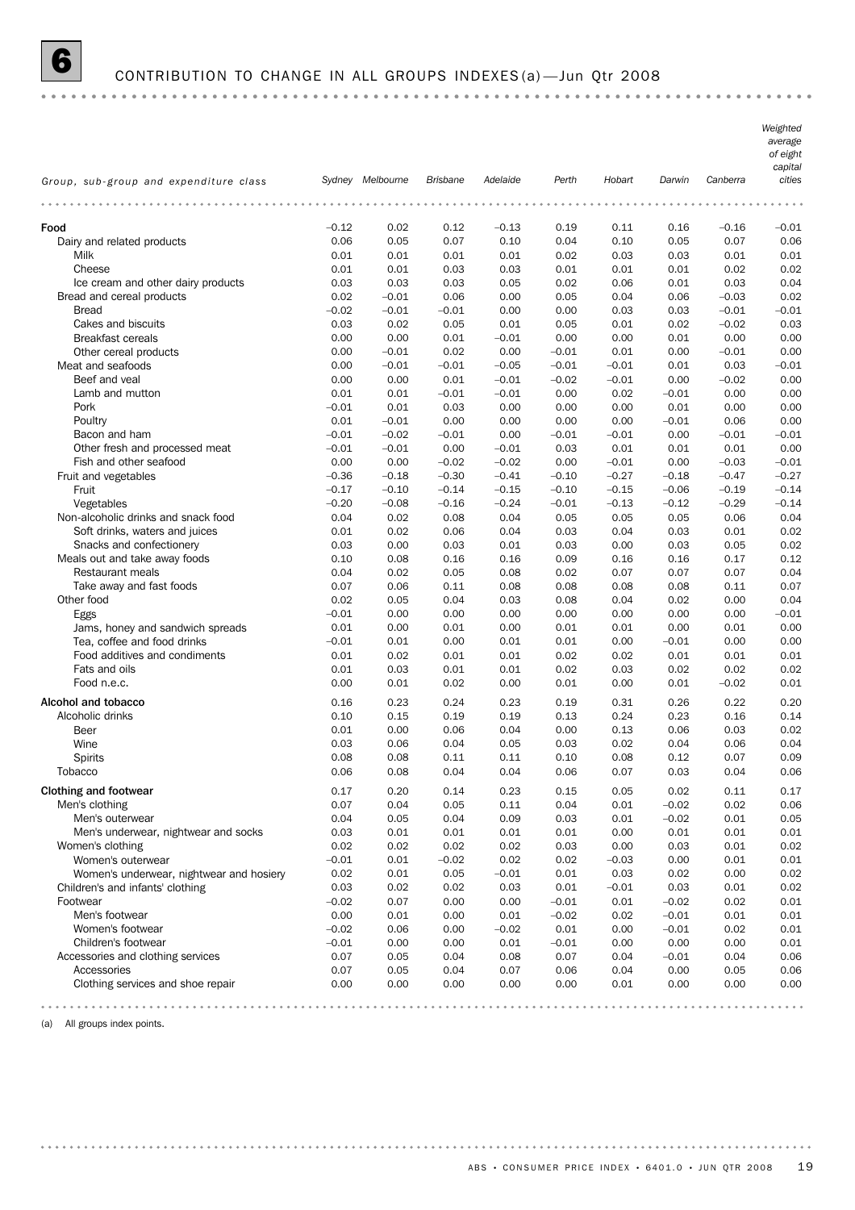# 6 CONTRIBUTION TO CHANGE IN ALL GROUPS INDEXES(a) — Jun Qtr 2008

| Group, sub-group and expenditure class | Sydney | Melbourne | Brisbane | Adelaide | Perth | Hobart | Darwin | Canberra | Weighted average of eight capital cities |
|---|---|---|---|---|---|---|---|---|---|
| **Food** | –0.12 | 0.02 | 0.12 | –0.13 | 0.19 | 0.11 | 0.16 | –0.16 | –0.01 |
| Dairy and related products | 0.06 | 0.05 | 0.07 | 0.10 | 0.04 | 0.10 | 0.05 | 0.07 | 0.06 |
| Milk | 0.01 | 0.01 | 0.01 | 0.01 | 0.02 | 0.03 | 0.03 | 0.01 | 0.01 |
| Cheese | 0.01 | 0.01 | 0.03 | 0.03 | 0.01 | 0.01 | 0.01 | 0.02 | 0.02 |
| Ice cream and other dairy products | 0.03 | 0.03 | 0.03 | 0.05 | 0.02 | 0.06 | 0.01 | 0.03 | 0.04 |
| Bread and cereal products | 0.02 | –0.01 | 0.06 | 0.00 | 0.05 | 0.04 | 0.06 | –0.03 | 0.02 |
| Bread | –0.02 | –0.01 | –0.01 | 0.00 | 0.00 | 0.03 | 0.03 | –0.01 | –0.01 |
| Cakes and biscuits | 0.03 | 0.02 | 0.05 | 0.01 | 0.05 | 0.01 | 0.02 | –0.02 | 0.03 |
| Breakfast cereals | 0.00 | 0.00 | 0.01 | –0.01 | 0.00 | 0.00 | 0.01 | 0.00 | 0.00 |
| Other cereal products | 0.00 | –0.01 | 0.02 | 0.00 | –0.01 | 0.01 | 0.00 | –0.01 | 0.00 |
| Meat and seafoods | 0.00 | –0.01 | –0.01 | –0.05 | –0.01 | –0.01 | 0.01 | 0.03 | –0.01 |
| Beef and veal | 0.00 | 0.00 | 0.01 | –0.01 | –0.02 | –0.01 | 0.00 | –0.02 | 0.00 |
| Lamb and mutton | 0.01 | 0.01 | –0.01 | –0.01 | 0.00 | 0.02 | –0.01 | 0.00 | 0.00 |
| Pork | –0.01 | 0.01 | 0.03 | 0.00 | 0.00 | 0.00 | 0.01 | 0.00 | 0.00 |
| Poultry | 0.01 | –0.01 | 0.00 | 0.00 | 0.00 | 0.00 | –0.01 | 0.06 | 0.00 |
| Bacon and ham | –0.01 | –0.02 | –0.01 | 0.00 | –0.01 | –0.01 | 0.00 | –0.01 | –0.01 |
| Other fresh and processed meat | –0.01 | –0.01 | 0.00 | –0.01 | 0.03 | 0.01 | 0.01 | 0.01 | 0.00 |
| Fish and other seafood | 0.00 | 0.00 | –0.02 | –0.02 | 0.00 | –0.01 | 0.00 | –0.03 | –0.01 |
| Fruit and vegetables | –0.36 | –0.18 | –0.30 | –0.41 | –0.10 | –0.27 | –0.18 | –0.47 | –0.27 |
| Fruit | –0.17 | –0.10 | –0.14 | –0.15 | –0.10 | –0.15 | –0.06 | –0.19 | –0.14 |
| Vegetables | –0.20 | –0.08 | –0.16 | –0.24 | –0.01 | –0.13 | –0.12 | –0.29 | –0.14 |
| Non-alcoholic drinks and snack food | 0.04 | 0.02 | 0.08 | 0.04 | 0.05 | 0.05 | 0.05 | 0.06 | 0.04 |
| Soft drinks, waters and juices | 0.01 | 0.02 | 0.06 | 0.04 | 0.03 | 0.04 | 0.03 | 0.01 | 0.02 |
| Snacks and confectionery | 0.03 | 0.00 | 0.03 | 0.01 | 0.03 | 0.00 | 0.03 | 0.05 | 0.02 |
| Meals out and take away foods | 0.10 | 0.08 | 0.16 | 0.16 | 0.09 | 0.16 | 0.16 | 0.17 | 0.12 |
| Restaurant meals | 0.04 | 0.02 | 0.05 | 0.08 | 0.02 | 0.07 | 0.07 | 0.07 | 0.04 |
| Take away and fast foods | 0.07 | 0.06 | 0.11 | 0.08 | 0.08 | 0.08 | 0.08 | 0.11 | 0.07 |
| Other food | 0.02 | 0.05 | 0.04 | 0.03 | 0.08 | 0.04 | 0.02 | 0.00 | 0.04 |
| Eggs | –0.01 | 0.00 | 0.00 | 0.00 | 0.00 | 0.00 | 0.00 | 0.00 | –0.01 |
| Jams, honey and sandwich spreads | 0.01 | 0.00 | 0.01 | 0.00 | 0.01 | 0.01 | 0.00 | 0.01 | 0.00 |
| Tea, coffee and food drinks | –0.01 | 0.01 | 0.00 | 0.01 | 0.01 | 0.00 | –0.01 | 0.00 | 0.00 |
| Food additives and condiments | 0.01 | 0.02 | 0.01 | 0.01 | 0.02 | 0.02 | 0.01 | 0.01 | 0.01 |
| Fats and oils | 0.01 | 0.03 | 0.01 | 0.01 | 0.02 | 0.03 | 0.02 | 0.02 | 0.02 |
| Food n.e.c. | 0.00 | 0.01 | 0.02 | 0.00 | 0.01 | 0.00 | 0.01 | –0.02 | 0.01 |
| **Alcohol and tobacco** | 0.16 | 0.23 | 0.24 | 0.23 | 0.19 | 0.31 | 0.26 | 0.22 | 0.20 |
| Alcoholic drinks | 0.10 | 0.15 | 0.19 | 0.19 | 0.13 | 0.24 | 0.23 | 0.16 | 0.14 |
| Beer | 0.01 | 0.00 | 0.06 | 0.04 | 0.00 | 0.13 | 0.06 | 0.03 | 0.02 |
| Wine | 0.03 | 0.06 | 0.04 | 0.05 | 0.03 | 0.02 | 0.04 | 0.06 | 0.04 |
| Spirits | 0.08 | 0.08 | 0.11 | 0.11 | 0.10 | 0.08 | 0.12 | 0.07 | 0.09 |
| Tobacco | 0.06 | 0.08 | 0.04 | 0.04 | 0.06 | 0.07 | 0.03 | 0.04 | 0.06 |
| **Clothing and footwear** | 0.17 | 0.20 | 0.14 | 0.23 | 0.15 | 0.05 | 0.02 | 0.11 | 0.17 |
| Men's clothing | 0.07 | 0.04 | 0.05 | 0.11 | 0.04 | 0.01 | –0.02 | 0.02 | 0.06 |
| Men's outerwear | 0.04 | 0.05 | 0.04 | 0.09 | 0.03 | 0.01 | –0.02 | 0.01 | 0.05 |
| Men's underwear, nightwear and socks | 0.03 | 0.01 | 0.01 | 0.01 | 0.01 | 0.00 | 0.01 | 0.01 | 0.01 |
| Women's clothing | 0.02 | 0.02 | 0.02 | 0.02 | 0.03 | 0.00 | 0.03 | 0.01 | 0.02 |
| Women's outerwear | –0.01 | 0.01 | –0.02 | 0.02 | 0.02 | –0.03 | 0.00 | 0.01 | 0.01 |
| Women's underwear, nightwear and hosiery | 0.02 | 0.01 | 0.05 | –0.01 | 0.01 | 0.03 | 0.02 | 0.00 | 0.02 |
| Children's and infants' clothing | 0.03 | 0.02 | 0.02 | 0.03 | 0.01 | –0.01 | 0.03 | 0.01 | 0.02 |
| Footwear | –0.02 | 0.07 | 0.00 | 0.00 | –0.01 | 0.01 | –0.02 | 0.02 | 0.01 |
| Men's footwear | 0.00 | 0.01 | 0.00 | 0.01 | –0.02 | 0.02 | –0.01 | 0.01 | 0.01 |
| Women's footwear | –0.02 | 0.06 | 0.00 | –0.02 | 0.01 | 0.00 | –0.01 | 0.02 | 0.01 |
| Children's footwear | –0.01 | 0.00 | 0.00 | 0.01 | –0.01 | 0.00 | 0.00 | 0.00 | 0.01 |
| Accessories and clothing services | 0.07 | 0.05 | 0.04 | 0.08 | 0.07 | 0.04 | –0.01 | 0.04 | 0.06 |
| Accessories | 0.07 | 0.05 | 0.04 | 0.07 | 0.06 | 0.04 | 0.00 | 0.05 | 0.06 |
| Clothing services and shoe repair | 0.00 | 0.00 | 0.00 | 0.00 | 0.00 | 0.01 | 0.00 | 0.00 | 0.00 |

(a) All groups index points.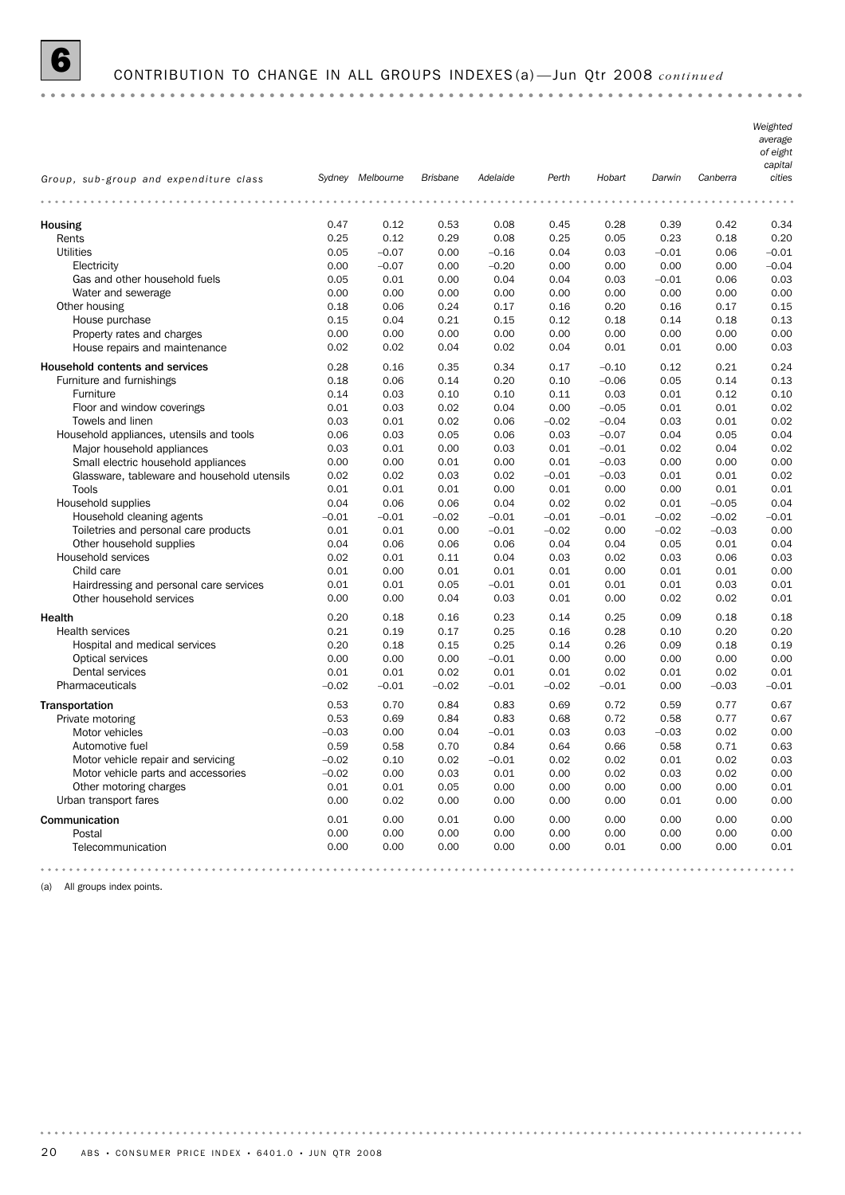## 6 CONTRIBUTION TO CHANGE IN ALL GROUPS INDEXES(a)—Jun Qtr 2008 *continued*

| Group, sub-group and expenditure class | Sydney | Melbourne | Brisbane | Adelaide | Perth | Hobart | Darwin | Canberra | Weighted average of eight capital cities |
|---|---|---|---|---|---|---|---|---|---|
| **Housing** | 0.47 | 0.12 | 0.53 | 0.08 | 0.45 | 0.28 | 0.39 | 0.42 | 0.34 |
| Rents | 0.25 | 0.12 | 0.29 | 0.08 | 0.25 | 0.05 | 0.23 | 0.18 | 0.20 |
| Utilities | 0.05 | –0.07 | 0.00 | –0.16 | 0.04 | 0.03 | –0.01 | 0.06 | –0.01 |
| Electricity | 0.00 | –0.07 | 0.00 | –0.20 | 0.00 | 0.00 | 0.00 | 0.00 | –0.04 |
| Gas and other household fuels | 0.05 | 0.01 | 0.00 | 0.04 | 0.04 | 0.03 | –0.01 | 0.06 | 0.03 |
| Water and sewerage | 0.00 | 0.00 | 0.00 | 0.00 | 0.00 | 0.00 | 0.00 | 0.00 | 0.00 |
| Other housing | 0.18 | 0.06 | 0.24 | 0.17 | 0.16 | 0.20 | 0.16 | 0.17 | 0.15 |
| House purchase | 0.15 | 0.04 | 0.21 | 0.15 | 0.12 | 0.18 | 0.14 | 0.18 | 0.13 |
| Property rates and charges | 0.00 | 0.00 | 0.00 | 0.00 | 0.00 | 0.00 | 0.00 | 0.00 | 0.00 |
| House repairs and maintenance | 0.02 | 0.02 | 0.04 | 0.02 | 0.04 | 0.01 | 0.01 | 0.00 | 0.03 |
| **Household contents and services** | 0.28 | 0.16 | 0.35 | 0.34 | 0.17 | –0.10 | 0.12 | 0.21 | 0.24 |
| Furniture and furnishings | 0.18 | 0.06 | 0.14 | 0.20 | 0.10 | –0.06 | 0.05 | 0.14 | 0.13 |
| Furniture | 0.14 | 0.03 | 0.10 | 0.10 | 0.11 | 0.03 | 0.01 | 0.12 | 0.10 |
| Floor and window coverings | 0.01 | 0.03 | 0.02 | 0.04 | 0.00 | –0.05 | 0.01 | 0.01 | 0.02 |
| Towels and linen | 0.03 | 0.01 | 0.02 | 0.06 | –0.02 | –0.04 | 0.03 | 0.01 | 0.02 |
| Household appliances, utensils and tools | 0.06 | 0.03 | 0.05 | 0.06 | 0.03 | –0.07 | 0.04 | 0.05 | 0.04 |
| Major household appliances | 0.03 | 0.01 | 0.00 | 0.03 | 0.01 | –0.01 | 0.02 | 0.04 | 0.02 |
| Small electric household appliances | 0.00 | 0.00 | 0.01 | 0.00 | 0.01 | –0.03 | 0.00 | 0.00 | 0.00 |
| Glassware, tableware and household utensils | 0.02 | 0.02 | 0.03 | 0.02 | –0.01 | –0.03 | 0.01 | 0.01 | 0.02 |
| Tools | 0.01 | 0.01 | 0.01 | 0.00 | 0.01 | 0.00 | 0.00 | 0.01 | 0.01 |
| Household supplies | 0.04 | 0.06 | 0.06 | 0.04 | 0.02 | 0.02 | 0.01 | –0.05 | 0.04 |
| Household cleaning agents | –0.01 | –0.01 | –0.02 | –0.01 | –0.01 | –0.01 | –0.02 | –0.02 | –0.01 |
| Toiletries and personal care products | 0.01 | 0.01 | 0.00 | –0.01 | –0.02 | 0.00 | –0.02 | –0.03 | 0.00 |
| Other household supplies | 0.04 | 0.06 | 0.06 | 0.06 | 0.04 | 0.04 | 0.05 | 0.01 | 0.04 |
| Household services | 0.02 | 0.01 | 0.11 | 0.04 | 0.03 | 0.02 | 0.03 | 0.06 | 0.03 |
| Child care | 0.01 | 0.00 | 0.01 | 0.01 | 0.01 | 0.00 | 0.01 | 0.01 | 0.00 |
| Hairdressing and personal care services | 0.01 | 0.01 | 0.05 | –0.01 | 0.01 | 0.01 | 0.01 | 0.03 | 0.01 |
| Other household services | 0.00 | 0.00 | 0.04 | 0.03 | 0.01 | 0.00 | 0.02 | 0.02 | 0.01 |
| **Health** | 0.20 | 0.18 | 0.16 | 0.23 | 0.14 | 0.25 | 0.09 | 0.18 | 0.18 |
| Health services | 0.21 | 0.19 | 0.17 | 0.25 | 0.16 | 0.28 | 0.10 | 0.20 | 0.20 |
| Hospital and medical services | 0.20 | 0.18 | 0.15 | 0.25 | 0.14 | 0.26 | 0.09 | 0.18 | 0.19 |
| Optical services | 0.00 | 0.00 | 0.00 | –0.01 | 0.00 | 0.00 | 0.00 | 0.00 | 0.00 |
| Dental services | 0.01 | 0.01 | 0.02 | 0.01 | 0.01 | 0.02 | 0.01 | 0.02 | 0.01 |
| Pharmaceuticals | –0.02 | –0.01 | –0.02 | –0.01 | –0.02 | –0.01 | 0.00 | –0.03 | –0.01 |
| **Transportation** | 0.53 | 0.70 | 0.84 | 0.83 | 0.69 | 0.72 | 0.59 | 0.77 | 0.67 |
| Private motoring | 0.53 | 0.69 | 0.84 | 0.83 | 0.68 | 0.72 | 0.58 | 0.77 | 0.67 |
| Motor vehicles | –0.03 | 0.00 | 0.04 | –0.01 | 0.03 | 0.03 | –0.03 | 0.02 | 0.00 |
| Automotive fuel | 0.59 | 0.58 | 0.70 | 0.84 | 0.64 | 0.66 | 0.58 | 0.71 | 0.63 |
| Motor vehicle repair and servicing | –0.02 | 0.10 | 0.02 | –0.01 | 0.02 | 0.02 | 0.01 | 0.02 | 0.03 |
| Motor vehicle parts and accessories | –0.02 | 0.00 | 0.03 | 0.01 | 0.00 | 0.02 | 0.03 | 0.02 | 0.00 |
| Other motoring charges | 0.01 | 0.01 | 0.05 | 0.00 | 0.00 | 0.00 | 0.00 | 0.00 | 0.01 |
| Urban transport fares | 0.00 | 0.02 | 0.00 | 0.00 | 0.00 | 0.00 | 0.01 | 0.00 | 0.00 |
| **Communication** | 0.01 | 0.00 | 0.01 | 0.00 | 0.00 | 0.00 | 0.00 | 0.00 | 0.00 |
| Postal | 0.00 | 0.00 | 0.00 | 0.00 | 0.00 | 0.00 | 0.00 | 0.00 | 0.00 |
| Telecommunication | 0.00 | 0.00 | 0.00 | 0.00 | 0.00 | 0.01 | 0.00 | 0.00 | 0.01 |

(a) All groups index points.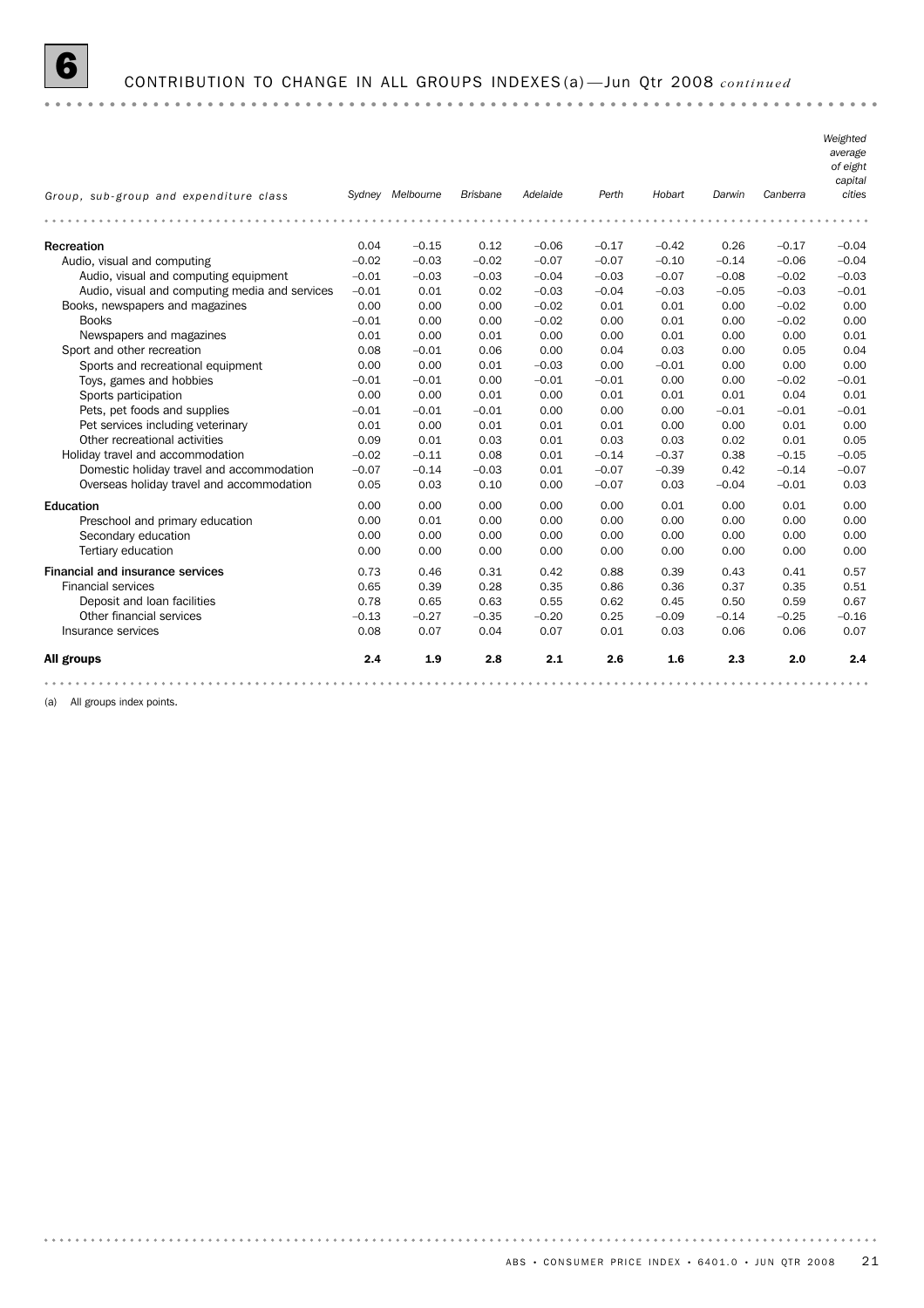## 6 CONTRIBUTION TO CHANGE IN ALL GROUPS INDEXES(a)—Jun Qtr 2008 *continued*

| Group, sub-group and expenditure class | Sydney | Melbourne | Brisbane | Adelaide | Perth | Hobart | Darwin | Canberra | Weighted average of eight capital cities |
|---|---|---|---|---|---|---|---|---|---|
| **Recreation** | 0.04 | –0.15 | 0.12 | –0.06 | –0.17 | –0.42 | 0.26 | –0.17 | –0.04 |
| Audio, visual and computing | –0.02 | –0.03 | –0.02 | –0.07 | –0.07 | –0.10 | –0.14 | –0.06 | –0.04 |
| Audio, visual and computing equipment | –0.01 | –0.03 | –0.03 | –0.04 | –0.03 | –0.07 | –0.08 | –0.02 | –0.03 |
| Audio, visual and computing media and services | –0.01 | 0.01 | 0.02 | –0.03 | –0.04 | –0.03 | –0.05 | –0.03 | –0.01 |
| Books, newspapers and magazines | 0.00 | 0.00 | 0.00 | –0.02 | 0.01 | 0.01 | 0.00 | –0.02 | 0.00 |
| Books | –0.01 | 0.00 | 0.00 | –0.02 | 0.00 | 0.01 | 0.00 | –0.02 | 0.00 |
| Newspapers and magazines | 0.01 | 0.00 | 0.01 | 0.00 | 0.00 | 0.01 | 0.00 | 0.00 | 0.01 |
| Sport and other recreation | 0.08 | –0.01 | 0.06 | 0.00 | 0.04 | 0.03 | 0.00 | 0.05 | 0.04 |
| Sports and recreational equipment | 0.00 | 0.00 | 0.01 | –0.03 | 0.00 | –0.01 | 0.00 | 0.00 | 0.00 |
| Toys, games and hobbies | –0.01 | –0.01 | 0.00 | –0.01 | –0.01 | 0.00 | 0.00 | –0.02 | –0.01 |
| Sports participation | 0.00 | 0.00 | 0.01 | 0.00 | 0.01 | 0.01 | 0.01 | 0.04 | 0.01 |
| Pets, pet foods and supplies | –0.01 | –0.01 | –0.01 | 0.00 | 0.00 | 0.00 | –0.01 | –0.01 | –0.01 |
| Pet services including veterinary | 0.01 | 0.00 | 0.01 | 0.01 | 0.01 | 0.00 | 0.00 | 0.01 | 0.00 |
| Other recreational activities | 0.09 | 0.01 | 0.03 | 0.01 | 0.03 | 0.03 | 0.02 | 0.01 | 0.05 |
| Holiday travel and accommodation | –0.02 | –0.11 | 0.08 | 0.01 | –0.14 | –0.37 | 0.38 | –0.15 | –0.05 |
| Domestic holiday travel and accommodation | –0.07 | –0.14 | –0.03 | 0.01 | –0.07 | –0.39 | 0.42 | –0.14 | –0.07 |
| Overseas holiday travel and accommodation | 0.05 | 0.03 | 0.10 | 0.00 | –0.07 | 0.03 | –0.04 | –0.01 | 0.03 |
| **Education** | 0.00 | 0.00 | 0.00 | 0.00 | 0.00 | 0.01 | 0.00 | 0.01 | 0.00 |
| Preschool and primary education | 0.00 | 0.01 | 0.00 | 0.00 | 0.00 | 0.00 | 0.00 | 0.00 | 0.00 |
| Secondary education | 0.00 | 0.00 | 0.00 | 0.00 | 0.00 | 0.00 | 0.00 | 0.00 | 0.00 |
| Tertiary education | 0.00 | 0.00 | 0.00 | 0.00 | 0.00 | 0.00 | 0.00 | 0.00 | 0.00 |
| **Financial and insurance services** | 0.73 | 0.46 | 0.31 | 0.42 | 0.88 | 0.39 | 0.43 | 0.41 | 0.57 |
| Financial services | 0.65 | 0.39 | 0.28 | 0.35 | 0.86 | 0.36 | 0.37 | 0.35 | 0.51 |
| Deposit and loan facilities | 0.78 | 0.65 | 0.63 | 0.55 | 0.62 | 0.45 | 0.50 | 0.59 | 0.67 |
| Other financial services | –0.13 | –0.27 | –0.35 | –0.20 | 0.25 | –0.09 | –0.14 | –0.25 | –0.16 |
| Insurance services | 0.08 | 0.07 | 0.04 | 0.07 | 0.01 | 0.03 | 0.06 | 0.06 | 0.07 |
| **All groups** | **2.4** | **1.9** | **2.8** | **2.1** | **2.6** | **1.6** | **2.3** | **2.0** | **2.4** |

(a) All groups index points.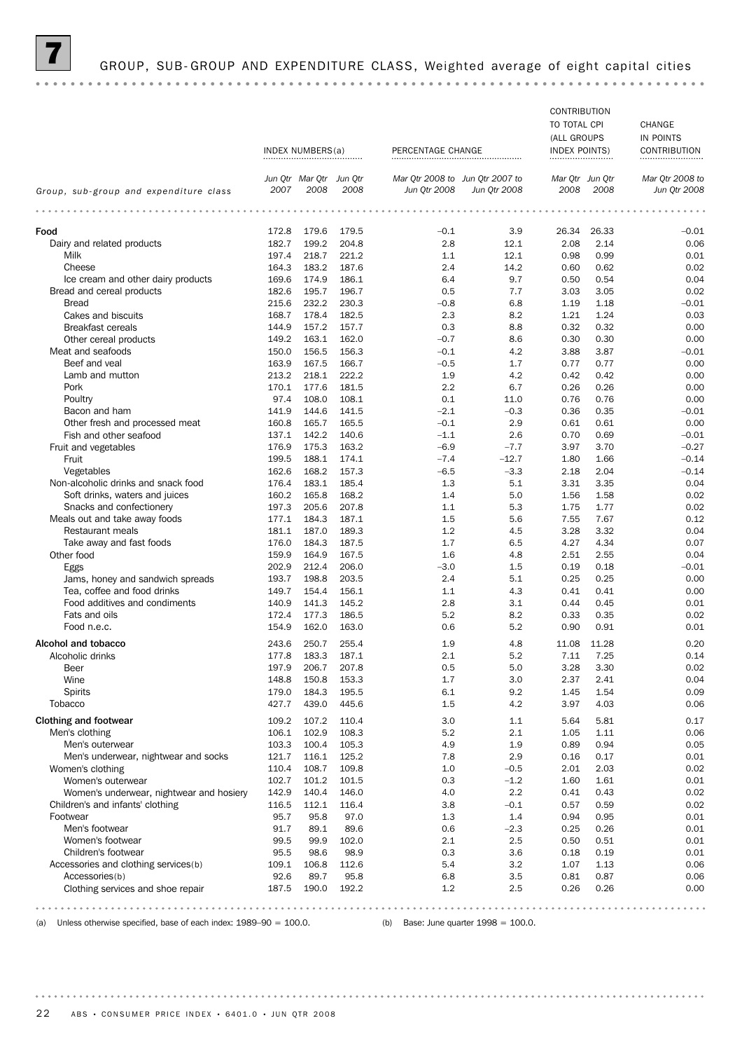# 7 GROUP, SUB-GROUP AND EXPENDITURE CLASS, Weighted average of eight capital cities

| Group, sub-group and expenditure class | INDEX NUMBERS(a) | | | PERCENTAGE CHANGE | | CONTRIBUTION TO TOTAL CPI (ALL GROUPS INDEX POINTS) | | CHANGE IN POINTS CONTRIBUTION |
|---|---|---|---|---|---|---|---|---|
| | Jun Qtr 2007 | Mar Qtr 2008 | Jun Qtr 2008 | Mar Qtr 2008 to Jun Qtr 2008 | Jun Qtr 2007 to Jun Qtr 2008 | Mar Qtr 2008 | Jun Qtr 2008 | Mar Qtr 2008 to Jun Qtr 2008 |
| **Food** | 172.8 | 179.6 | 179.5 | –0.1 | 3.9 | 26.34 | 26.33 | –0.01 |
| Dairy and related products | 182.7 | 199.2 | 204.8 | 2.8 | 12.1 | 2.08 | 2.14 | 0.06 |
| Milk | 197.4 | 218.7 | 221.2 | 1.1 | 12.1 | 0.98 | 0.99 | 0.01 |
| Cheese | 164.3 | 183.2 | 187.6 | 2.4 | 14.2 | 0.60 | 0.62 | 0.02 |
| Ice cream and other dairy products | 169.6 | 174.9 | 186.1 | 6.4 | 9.7 | 0.50 | 0.54 | 0.04 |
| Bread and cereal products | 182.6 | 195.7 | 196.7 | 0.5 | 7.7 | 3.03 | 3.05 | 0.02 |
| Bread | 215.6 | 232.2 | 230.3 | –0.8 | 6.8 | 1.19 | 1.18 | –0.01 |
| Cakes and biscuits | 168.7 | 178.4 | 182.5 | 2.3 | 8.2 | 1.21 | 1.24 | 0.03 |
| Breakfast cereals | 144.9 | 157.2 | 157.7 | 0.3 | 8.8 | 0.32 | 0.32 | 0.00 |
| Other cereal products | 149.2 | 163.1 | 162.0 | –0.7 | 8.6 | 0.30 | 0.30 | 0.00 |
| Meat and seafoods | 150.0 | 156.5 | 156.3 | –0.1 | 4.2 | 3.88 | 3.87 | –0.01 |
| Beef and veal | 163.9 | 167.5 | 166.7 | –0.5 | 1.7 | 0.77 | 0.77 | 0.00 |
| Lamb and mutton | 213.2 | 218.1 | 222.2 | 1.9 | 4.2 | 0.42 | 0.42 | 0.00 |
| Pork | 170.1 | 177.6 | 181.5 | 2.2 | 6.7 | 0.26 | 0.26 | 0.00 |
| Poultry | 97.4 | 108.0 | 108.1 | 0.1 | 11.0 | 0.76 | 0.76 | 0.00 |
| Bacon and ham | 141.9 | 144.6 | 141.5 | –2.1 | –0.3 | 0.36 | 0.35 | –0.01 |
| Other fresh and processed meat | 160.8 | 165.7 | 165.5 | –0.1 | 2.9 | 0.61 | 0.61 | 0.00 |
| Fish and other seafood | 137.1 | 142.2 | 140.6 | –1.1 | 2.6 | 0.70 | 0.69 | –0.01 |
| Fruit and vegetables | 176.9 | 175.3 | 163.2 | –6.9 | –7.7 | 3.97 | 3.70 | –0.27 |
| Fruit | 199.5 | 188.1 | 174.1 | –7.4 | –12.7 | 1.80 | 1.66 | –0.14 |
| Vegetables | 162.6 | 168.2 | 157.3 | –6.5 | –3.3 | 2.18 | 2.04 | –0.14 |
| Non-alcoholic drinks and snack food | 176.4 | 183.1 | 185.4 | 1.3 | 5.1 | 3.31 | 3.35 | 0.04 |
| Soft drinks, waters and juices | 160.2 | 165.8 | 168.2 | 1.4 | 5.0 | 1.56 | 1.58 | 0.02 |
| Snacks and confectionery | 197.3 | 205.6 | 207.8 | 1.1 | 5.3 | 1.75 | 1.77 | 0.02 |
| Meals out and take away foods | 177.1 | 184.3 | 187.1 | 1.5 | 5.6 | 7.55 | 7.67 | 0.12 |
| Restaurant meals | 181.1 | 187.0 | 189.3 | 1.2 | 4.5 | 3.28 | 3.32 | 0.04 |
| Take away and fast foods | 176.0 | 184.3 | 187.5 | 1.7 | 6.5 | 4.27 | 4.34 | 0.07 |
| Other food | 159.9 | 164.9 | 167.5 | 1.6 | 4.8 | 2.51 | 2.55 | 0.04 |
| Eggs | 202.9 | 212.4 | 206.0 | –3.0 | 1.5 | 0.19 | 0.18 | –0.01 |
| Jams, honey and sandwich spreads | 193.7 | 198.8 | 203.5 | 2.4 | 5.1 | 0.25 | 0.25 | 0.00 |
| Tea, coffee and food drinks | 149.7 | 154.4 | 156.1 | 1.1 | 4.3 | 0.41 | 0.41 | 0.00 |
| Food additives and condiments | 140.9 | 141.3 | 145.2 | 2.8 | 3.1 | 0.44 | 0.45 | 0.01 |
| Fats and oils | 172.4 | 177.3 | 186.5 | 5.2 | 8.2 | 0.33 | 0.35 | 0.02 |
| Food n.e.c. | 154.9 | 162.0 | 163.0 | 0.6 | 5.2 | 0.90 | 0.91 | 0.01 |
| **Alcohol and tobacco** | 243.6 | 250.7 | 255.4 | 1.9 | 4.8 | 11.08 | 11.28 | 0.20 |
| Alcoholic drinks | 177.8 | 183.3 | 187.1 | 2.1 | 5.2 | 7.11 | 7.25 | 0.14 |
| Beer | 197.9 | 206.7 | 207.8 | 0.5 | 5.0 | 3.28 | 3.30 | 0.02 |
| Wine | 148.8 | 150.8 | 153.3 | 1.7 | 3.0 | 2.37 | 2.41 | 0.04 |
| Spirits | 179.0 | 184.3 | 195.5 | 6.1 | 9.2 | 1.45 | 1.54 | 0.09 |
| Tobacco | 427.7 | 439.0 | 445.6 | 1.5 | 4.2 | 3.97 | 4.03 | 0.06 |
| **Clothing and footwear** | 109.2 | 107.2 | 110.4 | 3.0 | 1.1 | 5.64 | 5.81 | 0.17 |
| Men's clothing | 106.1 | 102.9 | 108.3 | 5.2 | 2.1 | 1.05 | 1.11 | 0.06 |
| Men's outerwear | 103.3 | 100.4 | 105.3 | 4.9 | 1.9 | 0.89 | 0.94 | 0.05 |
| Men's underwear, nightwear and socks | 121.7 | 116.1 | 125.2 | 7.8 | 2.9 | 0.16 | 0.17 | 0.01 |
| Women's clothing | 110.4 | 108.7 | 109.8 | 1.0 | –0.5 | 2.01 | 2.03 | 0.02 |
| Women's outerwear | 102.7 | 101.2 | 101.5 | 0.3 | –1.2 | 1.60 | 1.61 | 0.01 |
| Women's underwear, nightwear and hosiery | 142.9 | 140.4 | 146.0 | 4.0 | 2.2 | 0.41 | 0.43 | 0.02 |
| Children's and infants' clothing | 116.5 | 112.1 | 116.4 | 3.8 | –0.1 | 0.57 | 0.59 | 0.02 |
| Footwear | 95.7 | 95.8 | 97.0 | 1.3 | 1.4 | 0.94 | 0.95 | 0.01 |
| Men's footwear | 91.7 | 89.1 | 89.6 | 0.6 | –2.3 | 0.25 | 0.26 | 0.01 |
| Women's footwear | 99.5 | 99.9 | 102.0 | 2.1 | 2.5 | 0.50 | 0.51 | 0.01 |
| Children's footwear | 95.5 | 98.6 | 98.9 | 0.3 | 3.6 | 0.18 | 0.19 | 0.01 |
| Accessories and clothing services(b) | 109.1 | 106.8 | 112.6 | 5.4 | 3.2 | 1.07 | 1.13 | 0.06 |
| Accessories(b) | 92.6 | 89.7 | 95.8 | 6.8 | 3.5 | 0.81 | 0.87 | 0.06 |
| Clothing services and shoe repair | 187.5 | 190.0 | 192.2 | 1.2 | 2.5 | 0.26 | 0.26 | 0.00 |

(a) Unless otherwise specified, base of each index: 1989–90 = 100.0.

(b) Base: June quarter 1998 = 100.0.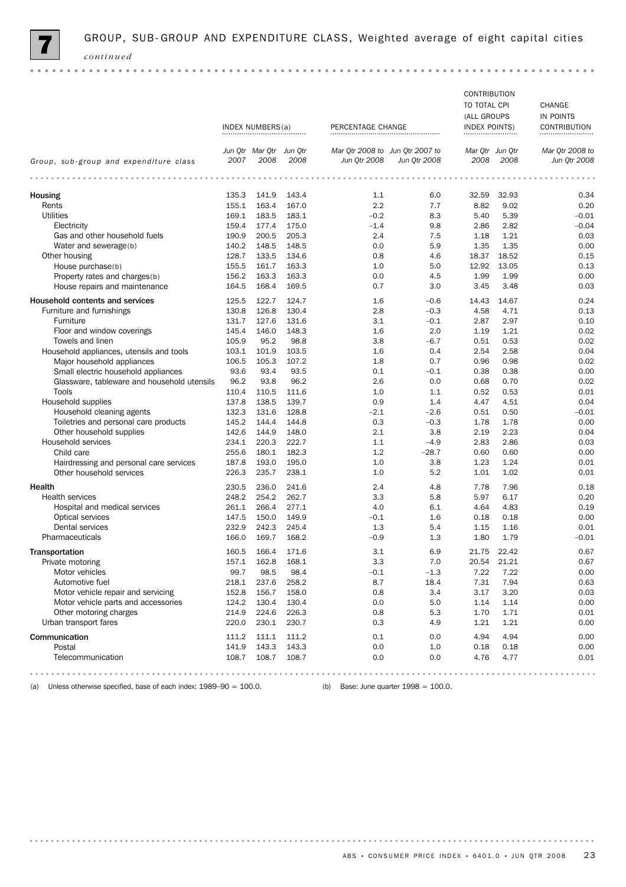## 7 GROUP, SUB-GROUP AND EXPENDITURE CLASS, Weighted average of eight capital cities

*continued*

| Group, sub-group and expenditure class | INDEX NUMBERS(a) | | | PERCENTAGE CHANGE | | CONTRIBUTION TO TOTAL CPI (ALL GROUPS INDEX POINTS) | | CHANGE IN POINTS CONTRIBUTION |
|---|---|---|---|---|---|---|---|---|
| | Jun Qtr 2007 | Mar Qtr 2008 | Jun Qtr 2008 | Mar Qtr 2008 to Jun Qtr 2008 | Jun Qtr 2007 to Jun Qtr 2008 | Mar Qtr 2008 | Jun Qtr 2008 | Mar Qtr 2008 to Jun Qtr 2008 |
| **Housing** | 135.3 | 141.9 | 143.4 | 1.1 | 6.0 | 32.59 | 32.93 | 0.34 |
| Rents | 155.1 | 163.4 | 167.0 | 2.2 | 7.7 | 8.82 | 9.02 | 0.20 |
| Utilities | 169.1 | 183.5 | 183.1 | –0.2 | 8.3 | 5.40 | 5.39 | –0.01 |
| Electricity | 159.4 | 177.4 | 175.0 | –1.4 | 9.8 | 2.86 | 2.82 | –0.04 |
| Gas and other household fuels | 190.9 | 200.5 | 205.3 | 2.4 | 7.5 | 1.18 | 1.21 | 0.03 |
| Water and sewerage(b) | 140.2 | 148.5 | 148.5 | 0.0 | 5.9 | 1.35 | 1.35 | 0.00 |
| Other housing | 128.7 | 133.5 | 134.6 | 0.8 | 4.6 | 18.37 | 18.52 | 0.15 |
| House purchase(b) | 155.5 | 161.7 | 163.3 | 1.0 | 5.0 | 12.92 | 13.05 | 0.13 |
| Property rates and charges(b) | 156.2 | 163.3 | 163.3 | 0.0 | 4.5 | 1.99 | 1.99 | 0.00 |
| House repairs and maintenance | 164.5 | 168.4 | 169.5 | 0.7 | 3.0 | 3.45 | 3.48 | 0.03 |
| **Household contents and services** | 125.5 | 122.7 | 124.7 | 1.6 | –0.6 | 14.43 | 14.67 | 0.24 |
| Furniture and furnishings | 130.8 | 126.8 | 130.4 | 2.8 | –0.3 | 4.58 | 4.71 | 0.13 |
| Furniture | 131.7 | 127.6 | 131.6 | 3.1 | –0.1 | 2.87 | 2.97 | 0.10 |
| Floor and window coverings | 145.4 | 146.0 | 148.3 | 1.6 | 2.0 | 1.19 | 1.21 | 0.02 |
| Towels and linen | 105.9 | 95.2 | 98.8 | 3.8 | –6.7 | 0.51 | 0.53 | 0.02 |
| Household appliances, utensils and tools | 103.1 | 101.9 | 103.5 | 1.6 | 0.4 | 2.54 | 2.58 | 0.04 |
| Major household appliances | 106.5 | 105.3 | 107.2 | 1.8 | 0.7 | 0.96 | 0.98 | 0.02 |
| Small electric household appliances | 93.6 | 93.4 | 93.5 | 0.1 | –0.1 | 0.38 | 0.38 | 0.00 |
| Glassware, tableware and household utensils | 96.2 | 93.8 | 96.2 | 2.6 | 0.0 | 0.68 | 0.70 | 0.02 |
| Tools | 110.4 | 110.5 | 111.6 | 1.0 | 1.1 | 0.52 | 0.53 | 0.01 |
| Household supplies | 137.8 | 138.5 | 139.7 | 0.9 | 1.4 | 4.47 | 4.51 | 0.04 |
| Household cleaning agents | 132.3 | 131.6 | 128.8 | –2.1 | –2.6 | 0.51 | 0.50 | –0.01 |
| Toiletries and personal care products | 145.2 | 144.4 | 144.8 | 0.3 | –0.3 | 1.78 | 1.78 | 0.00 |
| Other household supplies | 142.6 | 144.9 | 148.0 | 2.1 | 3.8 | 2.19 | 2.23 | 0.04 |
| Household services | 234.1 | 220.3 | 222.7 | 1.1 | –4.9 | 2.83 | 2.86 | 0.03 |
| Child care | 255.6 | 180.1 | 182.3 | 1.2 | –28.7 | 0.60 | 0.60 | 0.00 |
| Hairdressing and personal care services | 187.8 | 193.0 | 195.0 | 1.0 | 3.8 | 1.23 | 1.24 | 0.01 |
| Other household services | 226.3 | 235.7 | 238.1 | 1.0 | 5.2 | 1.01 | 1.02 | 0.01 |
| **Health** | 230.5 | 236.0 | 241.6 | 2.4 | 4.8 | 7.78 | 7.96 | 0.18 |
| Health services | 248.2 | 254.2 | 262.7 | 3.3 | 5.8 | 5.97 | 6.17 | 0.20 |
| Hospital and medical services | 261.1 | 266.4 | 277.1 | 4.0 | 6.1 | 4.64 | 4.83 | 0.19 |
| Optical services | 147.5 | 150.0 | 149.9 | –0.1 | 1.6 | 0.18 | 0.18 | 0.00 |
| Dental services | 232.9 | 242.3 | 245.4 | 1.3 | 5.4 | 1.15 | 1.16 | 0.01 |
| Pharmaceuticals | 166.0 | 169.7 | 168.2 | –0.9 | 1.3 | 1.80 | 1.79 | –0.01 |
| **Transportation** | 160.5 | 166.4 | 171.6 | 3.1 | 6.9 | 21.75 | 22.42 | 0.67 |
| Private motoring | 157.1 | 162.8 | 168.1 | 3.3 | 7.0 | 20.54 | 21.21 | 0.67 |
| Motor vehicles | 99.7 | 98.5 | 98.4 | –0.1 | –1.3 | 7.22 | 7.22 | 0.00 |
| Automotive fuel | 218.1 | 237.6 | 258.2 | 8.7 | 18.4 | 7.31 | 7.94 | 0.63 |
| Motor vehicle repair and servicing | 152.8 | 156.7 | 158.0 | 0.8 | 3.4 | 3.17 | 3.20 | 0.03 |
| Motor vehicle parts and accessories | 124.2 | 130.4 | 130.4 | 0.0 | 5.0 | 1.14 | 1.14 | 0.00 |
| Other motoring charges | 214.9 | 224.6 | 226.3 | 0.8 | 5.3 | 1.70 | 1.71 | 0.01 |
| Urban transport fares | 220.0 | 230.1 | 230.7 | 0.3 | 4.9 | 1.21 | 1.21 | 0.00 |
| **Communication** | 111.2 | 111.1 | 111.2 | 0.1 | 0.0 | 4.94 | 4.94 | 0.00 |
| Postal | 141.9 | 143.3 | 143.3 | 0.0 | 1.0 | 0.18 | 0.18 | 0.00 |
| Telecommunication | 108.7 | 108.7 | 108.7 | 0.0 | 0.0 | 4.76 | 4.77 | 0.01 |

(a) Unless otherwise specified, base of each index: 1989–90 = 100.0.

(b) Base: June quarter 1998 = 100.0.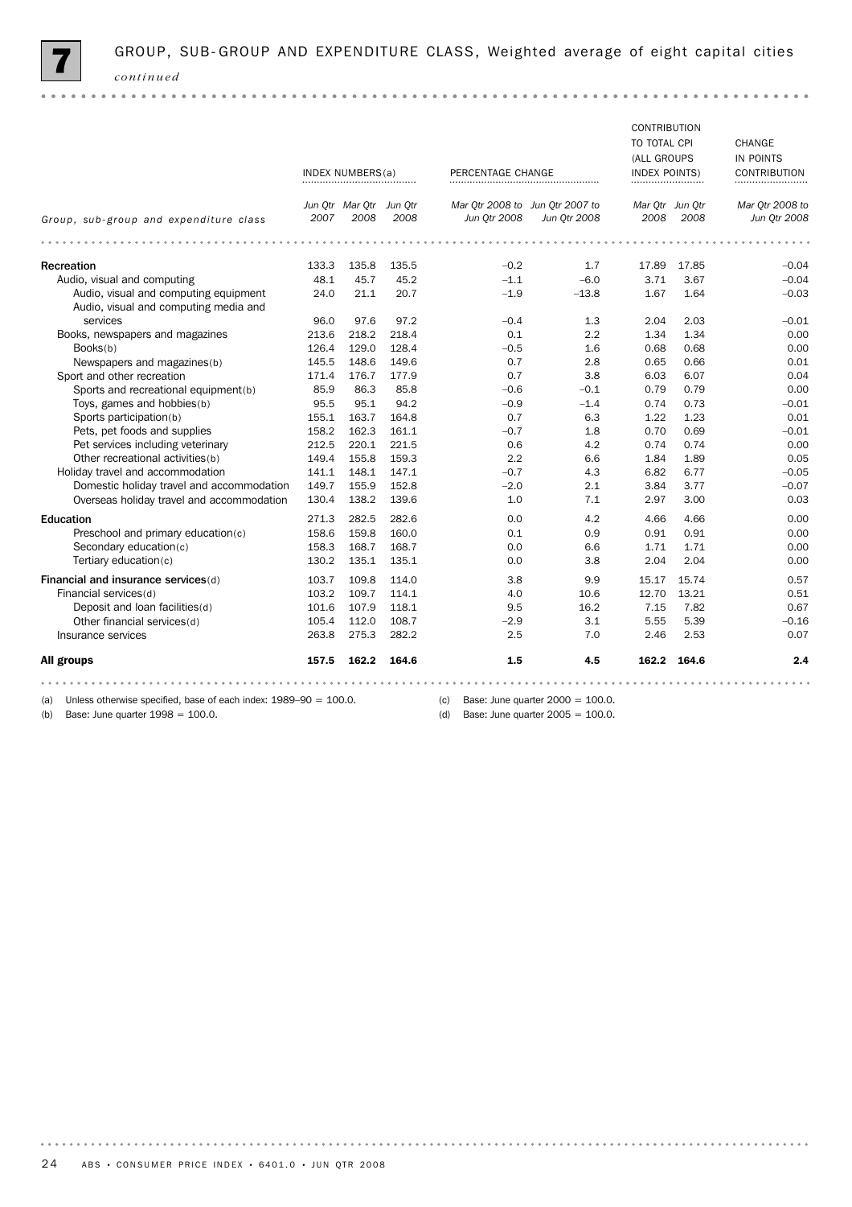# 7 GROUP, SUB-GROUP AND EXPENDITURE CLASS, Weighted average of eight capital cities *continued*

| Group, sub-group and expenditure class | INDEX NUMBERS(a) | | | PERCENTAGE CHANGE | | CONTRIBUTION TO TOTAL CPI (ALL GROUPS INDEX POINTS) | | CHANGE IN POINTS CONTRIBUTION |
|---|---|---|---|---|---|---|---|---|
| | Jun Qtr 2007 | Mar Qtr 2008 | Jun Qtr 2008 | Mar Qtr 2008 to Jun Qtr 2008 | Jun Qtr 2007 to Jun Qtr 2008 | Mar Qtr 2008 | Jun Qtr 2008 | Mar Qtr 2008 to Jun Qtr 2008 |
| **Recreation** | 133.3 | 135.8 | 135.5 | –0.2 | 1.7 | 17.89 | 17.85 | –0.04 |
| Audio, visual and computing | 48.1 | 45.7 | 45.2 | –1.1 | –6.0 | 3.71 | 3.67 | –0.04 |
| Audio, visual and computing equipment | 24.0 | 21.1 | 20.7 | –1.9 | –13.8 | 1.67 | 1.64 | –0.03 |
| Audio, visual and computing media and services | 96.0 | 97.6 | 97.2 | –0.4 | 1.3 | 2.04 | 2.03 | –0.01 |
| Books, newspapers and magazines | 213.6 | 218.2 | 218.4 | 0.1 | 2.2 | 1.34 | 1.34 | 0.00 |
| Books(b) | 126.4 | 129.0 | 128.4 | –0.5 | 1.6 | 0.68 | 0.68 | 0.00 |
| Newspapers and magazines(b) | 145.5 | 148.6 | 149.6 | 0.7 | 2.8 | 0.65 | 0.66 | 0.01 |
| Sport and other recreation | 171.4 | 176.7 | 177.9 | 0.7 | 3.8 | 6.03 | 6.07 | 0.04 |
| Sports and recreational equipment(b) | 85.9 | 86.3 | 85.8 | –0.6 | –0.1 | 0.79 | 0.79 | 0.00 |
| Toys, games and hobbies(b) | 95.5 | 95.1 | 94.2 | –0.9 | –1.4 | 0.74 | 0.73 | –0.01 |
| Sports participation(b) | 155.1 | 163.7 | 164.8 | 0.7 | 6.3 | 1.22 | 1.23 | 0.01 |
| Pets, pet foods and supplies | 158.2 | 162.3 | 161.1 | –0.7 | 1.8 | 0.70 | 0.69 | –0.01 |
| Pet services including veterinary | 212.5 | 220.1 | 221.5 | 0.6 | 4.2 | 0.74 | 0.74 | 0.00 |
| Other recreational activities(b) | 149.4 | 155.8 | 159.3 | 2.2 | 6.6 | 1.84 | 1.89 | 0.05 |
| Holiday travel and accommodation | 141.1 | 148.1 | 147.1 | –0.7 | 4.3 | 6.82 | 6.77 | –0.05 |
| Domestic holiday travel and accommodation | 149.7 | 155.9 | 152.8 | –2.0 | 2.1 | 3.84 | 3.77 | –0.07 |
| Overseas holiday travel and accommodation | 130.4 | 138.2 | 139.6 | 1.0 | 7.1 | 2.97 | 3.00 | 0.03 |
| **Education** | 271.3 | 282.5 | 282.6 | 0.0 | 4.2 | 4.66 | 4.66 | 0.00 |
| Preschool and primary education(c) | 158.6 | 159.8 | 160.0 | 0.1 | 0.9 | 0.91 | 0.91 | 0.00 |
| Secondary education(c) | 158.3 | 168.7 | 168.7 | 0.0 | 6.6 | 1.71 | 1.71 | 0.00 |
| Tertiary education(c) | 130.2 | 135.1 | 135.1 | 0.0 | 3.8 | 2.04 | 2.04 | 0.00 |
| **Financial and insurance services**(d) | 103.7 | 109.8 | 114.0 | 3.8 | 9.9 | 15.17 | 15.74 | 0.57 |
| Financial services(d) | 103.2 | 109.7 | 114.1 | 4.0 | 10.6 | 12.70 | 13.21 | 0.51 |
| Deposit and loan facilities(d) | 101.6 | 107.9 | 118.1 | 9.5 | 16.2 | 7.15 | 7.82 | 0.67 |
| Other financial services(d) | 105.4 | 112.0 | 108.7 | –2.9 | 3.1 | 5.55 | 5.39 | –0.16 |
| Insurance services | 263.8 | 275.3 | 282.2 | 2.5 | 7.0 | 2.46 | 2.53 | 0.07 |
| **All groups** | **157.5** | **162.2** | **164.6** | **1.5** | **4.5** | **162.2** | **164.6** | **2.4** |

(a) Unless otherwise specified, base of each index: 1989–90 = 100.0.
(b) Base: June quarter 1998 = 100.0.
(c) Base: June quarter 2000 = 100.0.
(d) Base: June quarter 2005 = 100.0.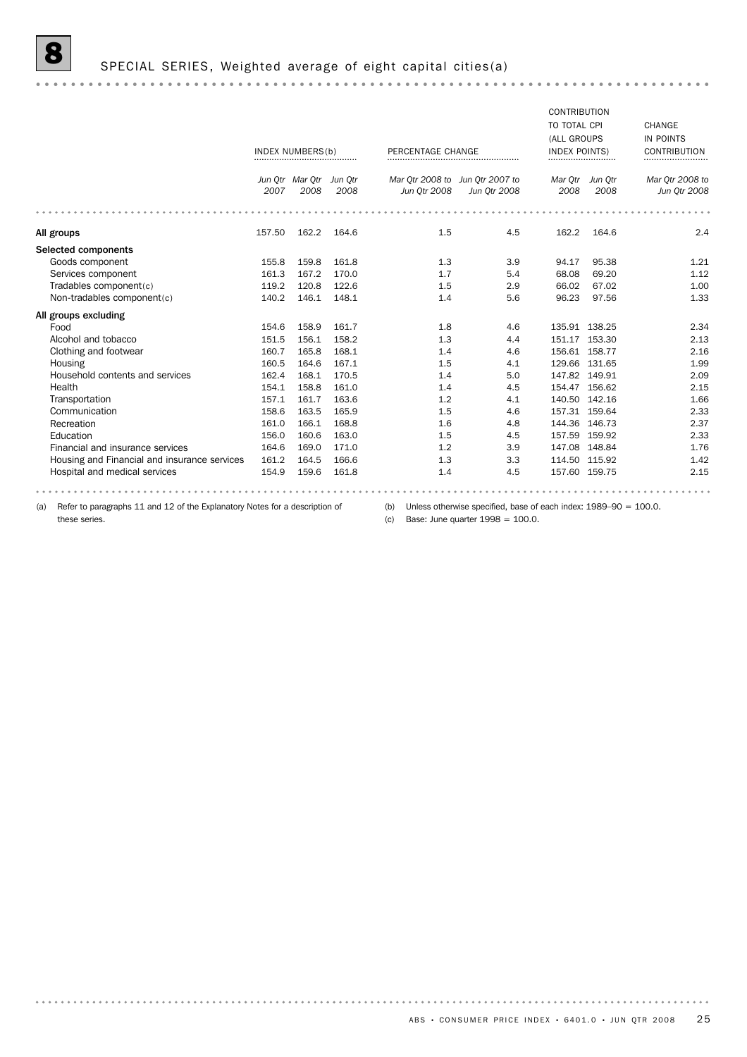# 8 SPECIAL SERIES, Weighted average of eight capital cities(a)

| | INDEX NUMBERS(b) | | | PERCENTAGE CHANGE | | CONTRIBUTION TO TOTAL CPI (ALL GROUPS INDEX POINTS) | | CHANGE IN POINTS CONTRIBUTION |
|---|---|---|---|---|---|---|---|---|
| | *Jun Qtr 2007* | *Mar Qtr 2008* | *Jun Qtr 2008* | *Mar Qtr 2008 to Jun Qtr 2008* | *Jun Qtr 2007 to Jun Qtr 2008* | *Mar Qtr 2008* | *Jun Qtr 2008* | *Mar Qtr 2008 to Jun Qtr 2008* |
| **All groups** | 157.50 | 162.2 | 164.6 | 1.5 | 4.5 | 162.2 | 164.6 | 2.4 |
| **Selected components** | | | | | | | | |
| Goods component | 155.8 | 159.8 | 161.8 | 1.3 | 3.9 | 94.17 | 95.38 | 1.21 |
| Services component | 161.3 | 167.2 | 170.0 | 1.7 | 5.4 | 68.08 | 69.20 | 1.12 |
| Tradables component(c) | 119.2 | 120.8 | 122.6 | 1.5 | 2.9 | 66.02 | 67.02 | 1.00 |
| Non-tradables component(c) | 140.2 | 146.1 | 148.1 | 1.4 | 5.6 | 96.23 | 97.56 | 1.33 |
| **All groups excluding** | | | | | | | | |
| Food | 154.6 | 158.9 | 161.7 | 1.8 | 4.6 | 135.91 | 138.25 | 2.34 |
| Alcohol and tobacco | 151.5 | 156.1 | 158.2 | 1.3 | 4.4 | 151.17 | 153.30 | 2.13 |
| Clothing and footwear | 160.7 | 165.8 | 168.1 | 1.4 | 4.6 | 156.61 | 158.77 | 2.16 |
| Housing | 160.5 | 164.6 | 167.1 | 1.5 | 4.1 | 129.66 | 131.65 | 1.99 |
| Household contents and services | 162.4 | 168.1 | 170.5 | 1.4 | 5.0 | 147.82 | 149.91 | 2.09 |
| Health | 154.1 | 158.8 | 161.0 | 1.4 | 4.5 | 154.47 | 156.62 | 2.15 |
| Transportation | 157.1 | 161.7 | 163.6 | 1.2 | 4.1 | 140.50 | 142.16 | 1.66 |
| Communication | 158.6 | 163.5 | 165.9 | 1.5 | 4.6 | 157.31 | 159.64 | 2.33 |
| Recreation | 161.0 | 166.1 | 168.8 | 1.6 | 4.8 | 144.36 | 146.73 | 2.37 |
| Education | 156.0 | 160.6 | 163.0 | 1.5 | 4.5 | 157.59 | 159.92 | 2.33 |
| Financial and insurance services | 164.6 | 169.0 | 171.0 | 1.2 | 3.9 | 147.08 | 148.84 | 1.76 |
| Housing and Financial and insurance services | 161.2 | 164.5 | 166.6 | 1.3 | 3.3 | 114.50 | 115.92 | 1.42 |
| Hospital and medical services | 154.9 | 159.6 | 161.8 | 1.4 | 4.5 | 157.60 | 159.75 | 2.15 |

(a) Refer to paragraphs 11 and 12 of the Explanatory Notes for a description of these series.

(b) Unless otherwise specified, base of each index: 1989–90 = 100.0.

(c) Base: June quarter 1998 = 100.0.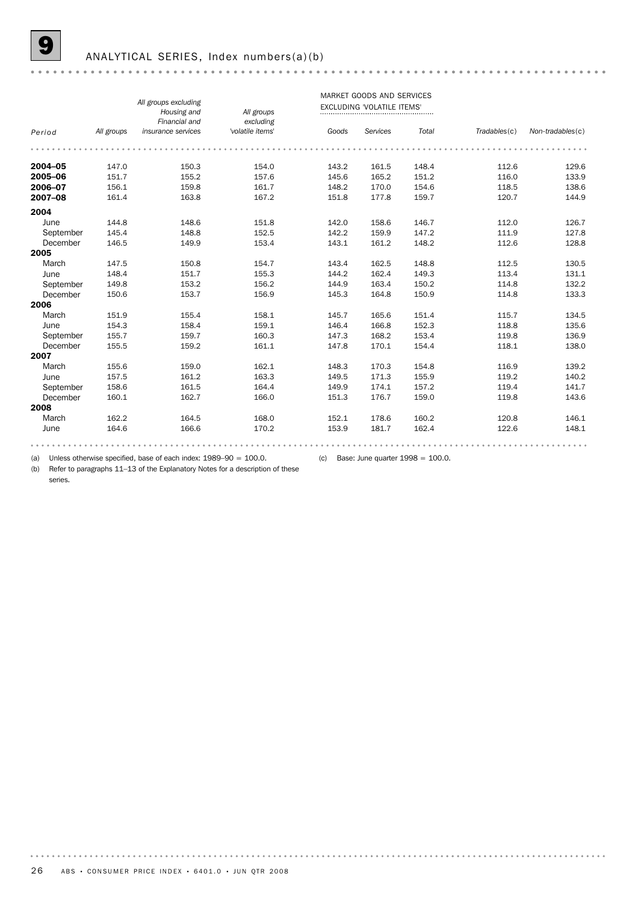## 9 ANALYTICAL SERIES, Index numbers(a)(b)

| Period | All groups | All groups excluding Housing and Financial and insurance services | All groups excluding 'volatile items' | MARKET GOODS AND SERVICES EXCLUDING 'VOLATILE ITEMS' | | | Tradables(c) | Non-tradables(c) |
|---|---|---|---|---|---|---|---|---|
| | | | | Goods | Services | Total | | |
| **2004–05** | 147.0 | 150.3 | 154.0 | 143.2 | 161.5 | 148.4 | 112.6 | 129.6 |
| **2005–06** | 151.7 | 155.2 | 157.6 | 145.6 | 165.2 | 151.2 | 116.0 | 133.9 |
| **2006–07** | 156.1 | 159.8 | 161.7 | 148.2 | 170.0 | 154.6 | 118.5 | 138.6 |
| **2007–08** | 161.4 | 163.8 | 167.2 | 151.8 | 177.8 | 159.7 | 120.7 | 144.9 |
| **2004** | | | | | | | | |
| June | 144.8 | 148.6 | 151.8 | 142.0 | 158.6 | 146.7 | 112.0 | 126.7 |
| September | 145.4 | 148.8 | 152.5 | 142.2 | 159.9 | 147.2 | 111.9 | 127.8 |
| December | 146.5 | 149.9 | 153.4 | 143.1 | 161.2 | 148.2 | 112.6 | 128.8 |
| **2005** | | | | | | | | |
| March | 147.5 | 150.8 | 154.7 | 143.4 | 162.5 | 148.8 | 112.5 | 130.5 |
| June | 148.4 | 151.7 | 155.3 | 144.2 | 162.4 | 149.3 | 113.4 | 131.1 |
| September | 149.8 | 153.2 | 156.2 | 144.9 | 163.4 | 150.2 | 114.8 | 132.2 |
| December | 150.6 | 153.7 | 156.9 | 145.3 | 164.8 | 150.9 | 114.8 | 133.3 |
| **2006** | | | | | | | | |
| March | 151.9 | 155.4 | 158.1 | 145.7 | 165.6 | 151.4 | 115.7 | 134.5 |
| June | 154.3 | 158.4 | 159.1 | 146.4 | 166.8 | 152.3 | 118.8 | 135.6 |
| September | 155.7 | 159.7 | 160.3 | 147.3 | 168.2 | 153.4 | 119.8 | 136.9 |
| December | 155.5 | 159.2 | 161.1 | 147.8 | 170.1 | 154.4 | 118.1 | 138.0 |
| **2007** | | | | | | | | |
| March | 155.6 | 159.0 | 162.1 | 148.3 | 170.3 | 154.8 | 116.9 | 139.2 |
| June | 157.5 | 161.2 | 163.3 | 149.5 | 171.3 | 155.9 | 119.2 | 140.2 |
| September | 158.6 | 161.5 | 164.4 | 149.9 | 174.1 | 157.2 | 119.4 | 141.7 |
| December | 160.1 | 162.7 | 166.0 | 151.3 | 176.7 | 159.0 | 119.8 | 143.6 |
| **2008** | | | | | | | | |
| March | 162.2 | 164.5 | 168.0 | 152.1 | 178.6 | 160.2 | 120.8 | 146.1 |
| June | 164.6 | 166.6 | 170.2 | 153.9 | 181.7 | 162.4 | 122.6 | 148.1 |

(a) Unless otherwise specified, base of each index: 1989–90 = 100.0.

(b) Refer to paragraphs 11–13 of the Explanatory Notes for a description of these series.

(c) Base: June quarter 1998 = 100.0.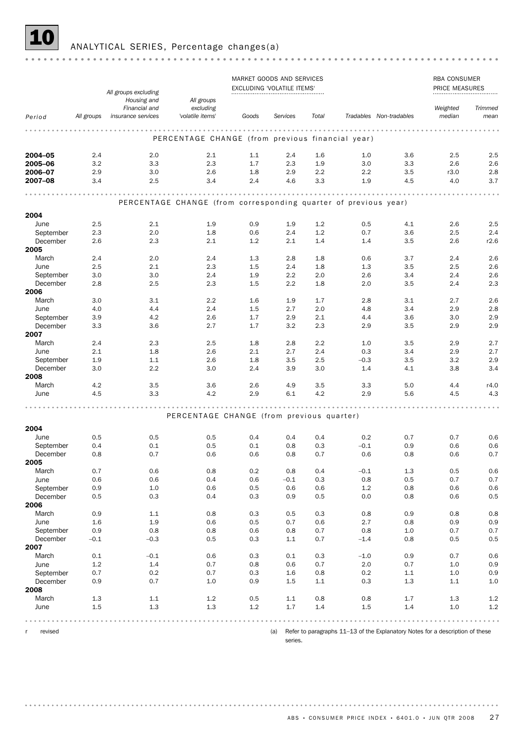# 10 ANALYTICAL SERIES, Percentage changes(a)

| Period | All groups | All groups excluding Housing and Financial and insurance services | All groups excluding 'volatile items' | Market goods and services excluding 'volatile items' | | | Tradables | Non-tradables | RBA consumer price measures | |
|---|---|---|---|---|---|---|---|---|---|---|
| | | | | Goods | Services | Total | | | Weighted median | Trimmed mean |
| **PERCENTAGE CHANGE (from previous financial year)** | | | | | | | | | | |
| **2004–05** | 2.4 | 2.0 | 2.1 | 1.1 | 2.4 | 1.6 | 1.0 | 3.6 | 2.5 | 2.5 |
| **2005–06** | 3.2 | 3.3 | 2.3 | 1.7 | 2.3 | 1.9 | 3.0 | 3.3 | 2.6 | 2.6 |
| **2006–07** | 2.9 | 3.0 | 2.6 | 1.8 | 2.9 | 2.2 | 2.2 | 3.5 | r3.0 | 2.8 |
| **2007–08** | 3.4 | 2.5 | 3.4 | 2.4 | 4.6 | 3.3 | 1.9 | 4.5 | 4.0 | 3.7 |
| **PERCENTAGE CHANGE (from corresponding quarter of previous year)** | | | | | | | | | | |
| **2004** | | | | | | | | | | |
| June | 2.5 | 2.1 | 1.9 | 0.9 | 1.9 | 1.2 | 0.5 | 4.1 | 2.6 | 2.5 |
| September | 2.3 | 2.0 | 1.8 | 0.6 | 2.4 | 1.2 | 0.7 | 3.6 | 2.5 | 2.4 |
| December | 2.6 | 2.3 | 2.1 | 1.2 | 2.1 | 1.4 | 1.4 | 3.5 | 2.6 | r2.6 |
| **2005** | | | | | | | | | | |
| March | 2.4 | 2.0 | 2.4 | 1.3 | 2.8 | 1.8 | 0.6 | 3.7 | 2.4 | 2.6 |
| June | 2.5 | 2.1 | 2.3 | 1.5 | 2.4 | 1.8 | 1.3 | 3.5 | 2.5 | 2.6 |
| September | 3.0 | 3.0 | 2.4 | 1.9 | 2.2 | 2.0 | 2.6 | 3.4 | 2.4 | 2.6 |
| December | 2.8 | 2.5 | 2.3 | 1.5 | 2.2 | 1.8 | 2.0 | 3.5 | 2.4 | 2.3 |
| **2006** | | | | | | | | | | |
| March | 3.0 | 3.1 | 2.2 | 1.6 | 1.9 | 1.7 | 2.8 | 3.1 | 2.7 | 2.6 |
| June | 4.0 | 4.4 | 2.4 | 1.5 | 2.7 | 2.0 | 4.8 | 3.4 | 2.9 | 2.8 |
| September | 3.9 | 4.2 | 2.6 | 1.7 | 2.9 | 2.1 | 4.4 | 3.6 | 3.0 | 2.9 |
| December | 3.3 | 3.6 | 2.7 | 1.7 | 3.2 | 2.3 | 2.9 | 3.5 | 2.9 | 2.9 |
| **2007** | | | | | | | | | | |
| March | 2.4 | 2.3 | 2.5 | 1.8 | 2.8 | 2.2 | 1.0 | 3.5 | 2.9 | 2.7 |
| June | 2.1 | 1.8 | 2.6 | 2.1 | 2.7 | 2.4 | 0.3 | 3.4 | 2.9 | 2.7 |
| September | 1.9 | 1.1 | 2.6 | 1.8 | 3.5 | 2.5 | –0.3 | 3.5 | 3.2 | 2.9 |
| December | 3.0 | 2.2 | 3.0 | 2.4 | 3.9 | 3.0 | 1.4 | 4.1 | 3.8 | 3.4 |
| **2008** | | | | | | | | | | |
| March | 4.2 | 3.5 | 3.6 | 2.6 | 4.9 | 3.5 | 3.3 | 5.0 | 4.4 | r4.0 |
| June | 4.5 | 3.3 | 4.2 | 2.9 | 6.1 | 4.2 | 2.9 | 5.6 | 4.5 | 4.3 |
| **PERCENTAGE CHANGE (from previous quarter)** | | | | | | | | | | |
| **2004** | | | | | | | | | | |
| June | 0.5 | 0.5 | 0.5 | 0.4 | 0.4 | 0.4 | 0.2 | 0.7 | 0.7 | 0.6 |
| September | 0.4 | 0.1 | 0.5 | 0.1 | 0.8 | 0.3 | –0.1 | 0.9 | 0.6 | 0.6 |
| December | 0.8 | 0.7 | 0.6 | 0.6 | 0.8 | 0.7 | 0.6 | 0.8 | 0.6 | 0.7 |
| **2005** | | | | | | | | | | |
| March | 0.7 | 0.6 | 0.8 | 0.2 | 0.8 | 0.4 | –0.1 | 1.3 | 0.5 | 0.6 |
| June | 0.6 | 0.6 | 0.4 | 0.6 | –0.1 | 0.3 | 0.8 | 0.5 | 0.7 | 0.7 |
| September | 0.9 | 1.0 | 0.6 | 0.5 | 0.6 | 0.6 | 1.2 | 0.8 | 0.6 | 0.6 |
| December | 0.5 | 0.3 | 0.4 | 0.3 | 0.9 | 0.5 | 0.0 | 0.8 | 0.6 | 0.5 |
| **2006** | | | | | | | | | | |
| March | 0.9 | 1.1 | 0.8 | 0.3 | 0.5 | 0.3 | 0.8 | 0.9 | 0.8 | 0.8 |
| June | 1.6 | 1.9 | 0.6 | 0.5 | 0.7 | 0.6 | 2.7 | 0.8 | 0.9 | 0.9 |
| September | 0.9 | 0.8 | 0.8 | 0.6 | 0.8 | 0.7 | 0.8 | 1.0 | 0.7 | 0.7 |
| December | –0.1 | –0.3 | 0.5 | 0.3 | 1.1 | 0.7 | –1.4 | 0.8 | 0.5 | 0.5 |
| **2007** | | | | | | | | | | |
| March | 0.1 | –0.1 | 0.6 | 0.3 | 0.1 | 0.3 | –1.0 | 0.9 | 0.7 | 0.6 |
| June | 1.2 | 1.4 | 0.7 | 0.8 | 0.6 | 0.7 | 2.0 | 0.7 | 1.0 | 0.9 |
| September | 0.7 | 0.2 | 0.7 | 0.3 | 1.6 | 0.8 | 0.2 | 1.1 | 1.0 | 0.9 |
| December | 0.9 | 0.7 | 1.0 | 0.9 | 1.5 | 1.1 | 0.3 | 1.3 | 1.1 | 1.0 |
| **2008** | | | | | | | | | | |
| March | 1.3 | 1.1 | 1.2 | 0.5 | 1.1 | 0.8 | 0.8 | 1.7 | 1.3 | 1.2 |
| June | 1.5 | 1.3 | 1.3 | 1.2 | 1.7 | 1.4 | 1.5 | 1.4 | 1.0 | 1.2 |

r revised

(a) Refer to paragraphs 11–13 of the Explanatory Notes for a description of these series.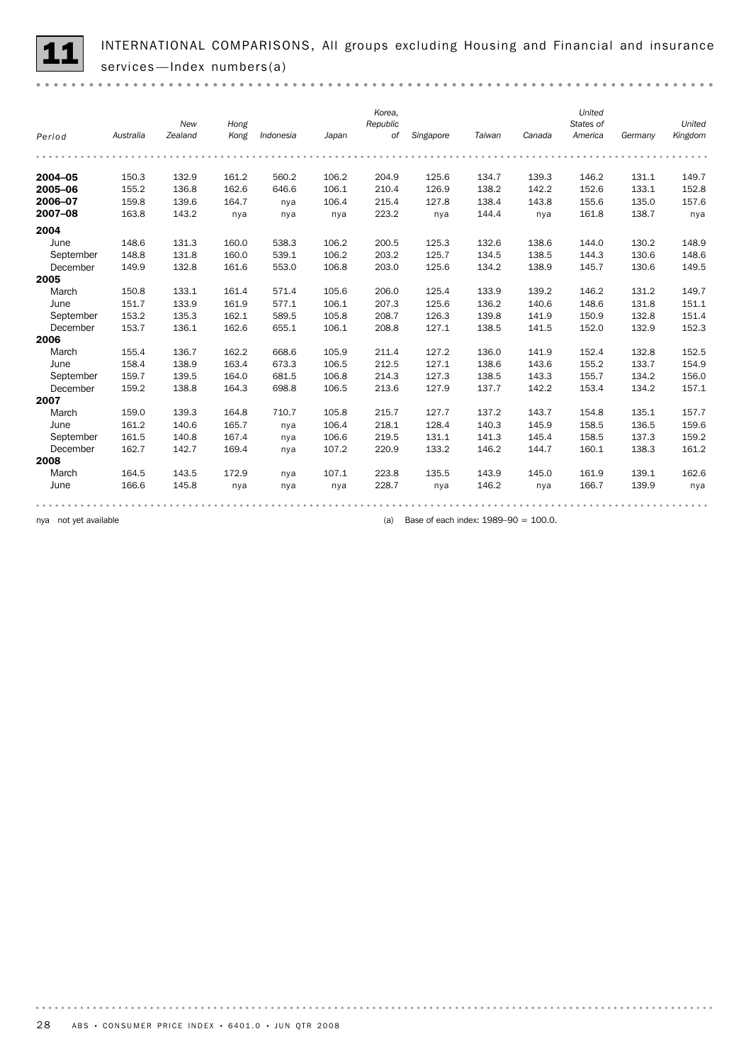# 11 INTERNATIONAL COMPARISONS, All groups excluding Housing and Financial and insurance services—Index numbers(a)

| Period | Australia | New Zealand | Hong Kong | Indonesia | Japan | Korea, Republic of | Singapore | Taiwan | Canada | United States of America | Germany | United Kingdom |
|---|---|---|---|---|---|---|---|---|---|---|---|---|
| **2004–05** | 150.3 | 132.9 | 161.2 | 560.2 | 106.2 | 204.9 | 125.6 | 134.7 | 139.3 | 146.2 | 131.1 | 149.7 |
| **2005–06** | 155.2 | 136.8 | 162.6 | 646.6 | 106.1 | 210.4 | 126.9 | 138.2 | 142.2 | 152.6 | 133.1 | 152.8 |
| **2006–07** | 159.8 | 139.6 | 164.7 | nya | 106.4 | 215.4 | 127.8 | 138.4 | 143.8 | 155.6 | 135.0 | 157.6 |
| **2007–08** | 163.8 | 143.2 | nya | nya | nya | 223.2 | nya | 144.4 | nya | 161.8 | 138.7 | nya |
| **2004** | | | | | | | | | | | | |
| June | 148.6 | 131.3 | 160.0 | 538.3 | 106.2 | 200.5 | 125.3 | 132.6 | 138.6 | 144.0 | 130.2 | 148.9 |
| September | 148.8 | 131.8 | 160.0 | 539.1 | 106.2 | 203.2 | 125.7 | 134.5 | 138.5 | 144.3 | 130.6 | 148.6 |
| December | 149.9 | 132.8 | 161.6 | 553.0 | 106.8 | 203.0 | 125.6 | 134.2 | 138.9 | 145.7 | 130.6 | 149.5 |
| **2005** | | | | | | | | | | | | |
| March | 150.8 | 133.1 | 161.4 | 571.4 | 105.6 | 206.0 | 125.4 | 133.9 | 139.2 | 146.2 | 131.2 | 149.7 |
| June | 151.7 | 133.9 | 161.9 | 577.1 | 106.1 | 207.3 | 125.6 | 136.2 | 140.6 | 148.6 | 131.8 | 151.1 |
| September | 153.2 | 135.3 | 162.1 | 589.5 | 105.8 | 208.7 | 126.3 | 139.8 | 141.9 | 150.9 | 132.8 | 151.4 |
| December | 153.7 | 136.1 | 162.6 | 655.1 | 106.1 | 208.8 | 127.1 | 138.5 | 141.5 | 152.0 | 132.9 | 152.3 |
| **2006** | | | | | | | | | | | | |
| March | 155.4 | 136.7 | 162.2 | 668.6 | 105.9 | 211.4 | 127.2 | 136.0 | 141.9 | 152.4 | 132.8 | 152.5 |
| June | 158.4 | 138.9 | 163.4 | 673.3 | 106.5 | 212.5 | 127.1 | 138.6 | 143.6 | 155.2 | 133.7 | 154.9 |
| September | 159.7 | 139.5 | 164.0 | 681.5 | 106.8 | 214.3 | 127.3 | 138.5 | 143.3 | 155.7 | 134.2 | 156.0 |
| December | 159.2 | 138.8 | 164.3 | 698.8 | 106.5 | 213.6 | 127.9 | 137.7 | 142.2 | 153.4 | 134.2 | 157.1 |
| **2007** | | | | | | | | | | | | |
| March | 159.0 | 139.3 | 164.8 | 710.7 | 105.8 | 215.7 | 127.7 | 137.2 | 143.7 | 154.8 | 135.1 | 157.7 |
| June | 161.2 | 140.6 | 165.7 | nya | 106.4 | 218.1 | 128.4 | 140.3 | 145.9 | 158.5 | 136.5 | 159.6 |
| September | 161.5 | 140.8 | 167.4 | nya | 106.6 | 219.5 | 131.1 | 141.3 | 145.4 | 158.5 | 137.3 | 159.2 |
| December | 162.7 | 142.7 | 169.4 | nya | 107.2 | 220.9 | 133.2 | 146.2 | 144.7 | 160.1 | 138.3 | 161.2 |
| **2008** | | | | | | | | | | | | |
| March | 164.5 | 143.5 | 172.9 | nya | 107.1 | 223.8 | 135.5 | 143.9 | 145.0 | 161.9 | 139.1 | 162.6 |
| June | 166.6 | 145.8 | nya | nya | nya | 228.7 | nya | 146.2 | nya | 166.7 | 139.9 | nya |

nya not yet available

(a) Base of each index: 1989–90 = 100.0.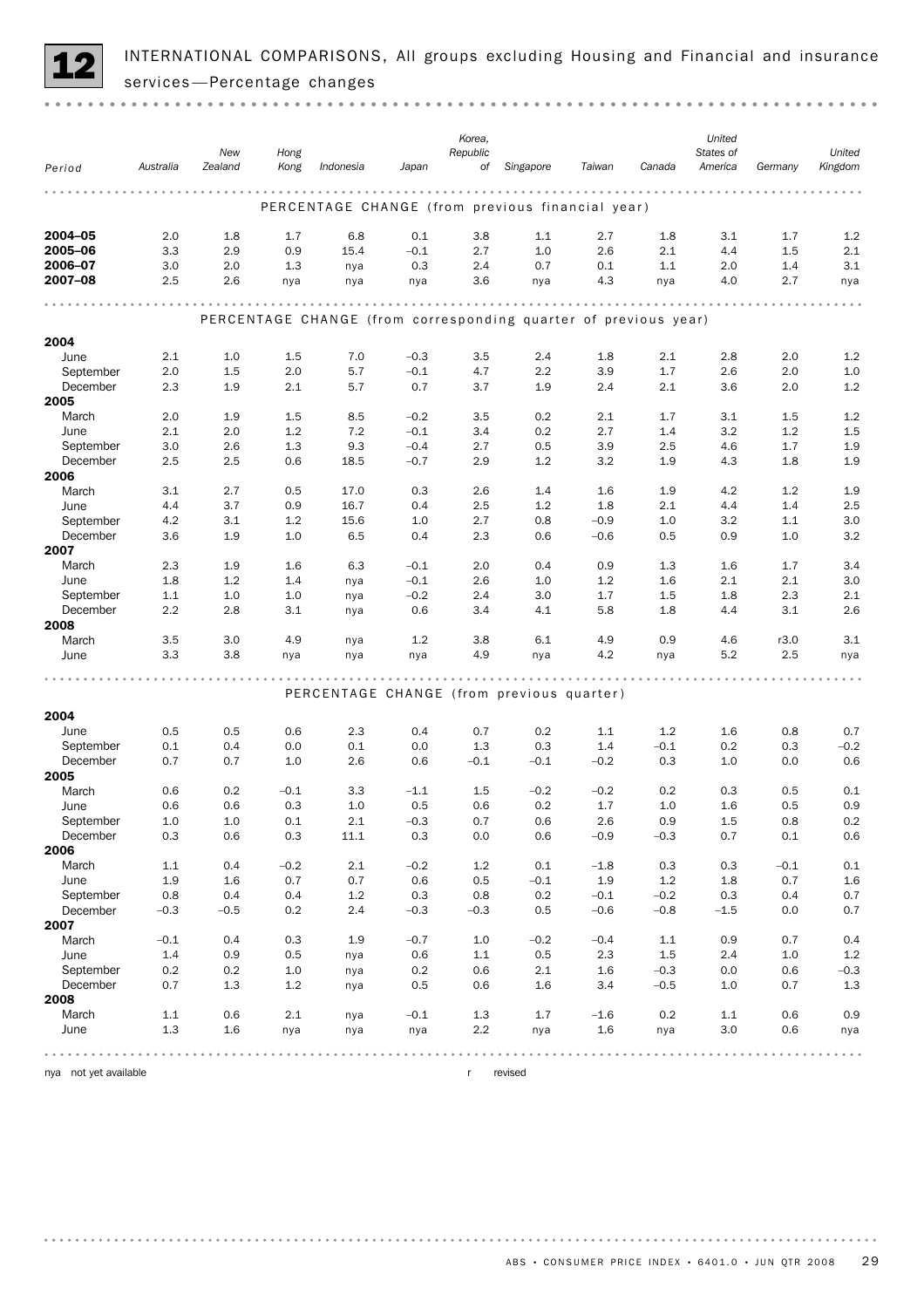## 12 INTERNATIONAL COMPARISONS, All groups excluding Housing and Financial and insurance services—Percentage changes

| Period | Australia | New Zealand | Hong Kong | Indonesia | Japan | Korea, Republic of | Singapore | Taiwan | Canada | United States of America | Germany | United Kingdom |
|---|---|---|---|---|---|---|---|---|---|---|---|---|
| **PERCENTAGE CHANGE (from previous financial year)** | | | | | | | | | | | | |
| **2004–05** | 2.0 | 1.8 | 1.7 | 6.8 | 0.1 | 3.8 | 1.1 | 2.7 | 1.8 | 3.1 | 1.7 | 1.2 |
| **2005–06** | 3.3 | 2.9 | 0.9 | 15.4 | –0.1 | 2.7 | 1.0 | 2.6 | 2.1 | 4.4 | 1.5 | 2.1 |
| **2006–07** | 3.0 | 2.0 | 1.3 | nya | 0.3 | 2.4 | 0.7 | 0.1 | 1.1 | 2.0 | 1.4 | 3.1 |
| **2007–08** | 2.5 | 2.6 | nya | nya | nya | 3.6 | nya | 4.3 | nya | 4.0 | 2.7 | nya |
| **PERCENTAGE CHANGE (from corresponding quarter of previous year)** | | | | | | | | | | | | |
| **2004** | | | | | | | | | | | | |
| June | 2.1 | 1.0 | 1.5 | 7.0 | –0.3 | 3.5 | 2.4 | 1.8 | 2.1 | 2.8 | 2.0 | 1.2 |
| September | 2.0 | 1.5 | 2.0 | 5.7 | –0.1 | 4.7 | 2.2 | 3.9 | 1.7 | 2.6 | 2.0 | 1.0 |
| December | 2.3 | 1.9 | 2.1 | 5.7 | 0.7 | 3.7 | 1.9 | 2.4 | 2.1 | 3.6 | 2.0 | 1.2 |
| **2005** | | | | | | | | | | | | |
| March | 2.0 | 1.9 | 1.5 | 8.5 | –0.2 | 3.5 | 0.2 | 2.1 | 1.7 | 3.1 | 1.5 | 1.2 |
| June | 2.1 | 2.0 | 1.2 | 7.2 | –0.1 | 3.4 | 0.2 | 2.7 | 1.4 | 3.2 | 1.2 | 1.5 |
| September | 3.0 | 2.6 | 1.3 | 9.3 | –0.4 | 2.7 | 0.5 | 3.9 | 2.5 | 4.6 | 1.7 | 1.9 |
| December | 2.5 | 2.5 | 0.6 | 18.5 | –0.7 | 2.9 | 1.2 | 3.2 | 1.9 | 4.3 | 1.8 | 1.9 |
| **2006** | | | | | | | | | | | | |
| March | 3.1 | 2.7 | 0.5 | 17.0 | 0.3 | 2.6 | 1.4 | 1.6 | 1.9 | 4.2 | 1.2 | 1.9 |
| June | 4.4 | 3.7 | 0.9 | 16.7 | 0.4 | 2.5 | 1.2 | 1.8 | 2.1 | 4.4 | 1.4 | 2.5 |
| September | 4.2 | 3.1 | 1.2 | 15.6 | 1.0 | 2.7 | 0.8 | –0.9 | 1.0 | 3.2 | 1.1 | 3.0 |
| December | 3.6 | 1.9 | 1.0 | 6.5 | 0.4 | 2.3 | 0.6 | –0.6 | 0.5 | 0.9 | 1.0 | 3.2 |
| **2007** | | | | | | | | | | | | |
| March | 2.3 | 1.9 | 1.6 | 6.3 | –0.1 | 2.0 | 0.4 | 0.9 | 1.3 | 1.6 | 1.7 | 3.4 |
| June | 1.8 | 1.2 | 1.4 | nya | –0.1 | 2.6 | 1.0 | 1.2 | 1.6 | 2.1 | 2.1 | 3.0 |
| September | 1.1 | 1.0 | 1.0 | nya | –0.2 | 2.4 | 3.0 | 1.7 | 1.5 | 1.8 | 2.3 | 2.1 |
| December | 2.2 | 2.8 | 3.1 | nya | 0.6 | 3.4 | 4.1 | 5.8 | 1.8 | 4.4 | 3.1 | 2.6 |
| **2008** | | | | | | | | | | | | |
| March | 3.5 | 3.0 | 4.9 | nya | 1.2 | 3.8 | 6.1 | 4.9 | 0.9 | 4.6 | r3.0 | 3.1 |
| June | 3.3 | 3.8 | nya | nya | nya | 4.9 | nya | 4.2 | nya | 5.2 | 2.5 | nya |
| **PERCENTAGE CHANGE (from previous quarter)** | | | | | | | | | | | | |
| **2004** | | | | | | | | | | | | |
| June | 0.5 | 0.5 | 0.6 | 2.3 | 0.4 | 0.7 | 0.2 | 1.1 | 1.2 | 1.6 | 0.8 | 0.7 |
| September | 0.1 | 0.4 | 0.0 | 0.1 | 0.0 | 1.3 | 0.3 | 1.4 | –0.1 | 0.2 | 0.3 | –0.2 |
| December | 0.7 | 0.7 | 1.0 | 2.6 | 0.6 | –0.1 | –0.1 | –0.2 | 0.3 | 1.0 | 0.0 | 0.6 |
| **2005** | | | | | | | | | | | | |
| March | 0.6 | 0.2 | –0.1 | 3.3 | –1.1 | 1.5 | –0.2 | –0.2 | 0.2 | 0.3 | 0.5 | 0.1 |
| June | 0.6 | 0.6 | 0.3 | 1.0 | 0.5 | 0.6 | 0.2 | 1.7 | 1.0 | 1.6 | 0.5 | 0.9 |
| September | 1.0 | 1.0 | 0.1 | 2.1 | –0.3 | 0.7 | 0.6 | 2.6 | 0.9 | 1.5 | 0.8 | 0.2 |
| December | 0.3 | 0.6 | 0.3 | 11.1 | 0.3 | 0.0 | 0.6 | –0.9 | –0.3 | 0.7 | 0.1 | 0.6 |
| **2006** | | | | | | | | | | | | |
| March | 1.1 | 0.4 | –0.2 | 2.1 | –0.2 | 1.2 | 0.1 | –1.8 | 0.3 | 0.3 | –0.1 | 0.1 |
| June | 1.9 | 1.6 | 0.7 | 0.7 | 0.6 | 0.5 | –0.1 | 1.9 | 1.2 | 1.8 | 0.7 | 1.6 |
| September | 0.8 | 0.4 | 0.4 | 1.2 | 0.3 | 0.8 | 0.2 | –0.1 | –0.2 | 0.3 | 0.4 | 0.7 |
| December | –0.3 | –0.5 | 0.2 | 2.4 | –0.3 | –0.3 | 0.5 | –0.6 | –0.8 | –1.5 | 0.0 | 0.7 |
| **2007** | | | | | | | | | | | | |
| March | –0.1 | 0.4 | 0.3 | 1.9 | –0.7 | 1.0 | –0.2 | –0.4 | 1.1 | 0.9 | 0.7 | 0.4 |
| June | 1.4 | 0.9 | 0.5 | nya | 0.6 | 1.1 | 0.5 | 2.3 | 1.5 | 2.4 | 1.0 | 1.2 |
| September | 0.2 | 0.2 | 1.0 | nya | 0.2 | 0.6 | 2.1 | 1.6 | –0.3 | 0.0 | 0.6 | –0.3 |
| December | 0.7 | 1.3 | 1.2 | nya | 0.5 | 0.6 | 1.6 | 3.4 | –0.5 | 1.0 | 0.7 | 1.3 |
| **2008** | | | | | | | | | | | | |
| March | 1.1 | 0.6 | 2.1 | nya | –0.1 | 1.3 | 1.7 | –1.6 | 0.2 | 1.1 | 0.6 | 0.9 |
| June | 1.3 | 1.6 | nya | nya | nya | 2.2 | nya | 1.6 | nya | 3.0 | 0.6 | nya |

nya not yet available

r revised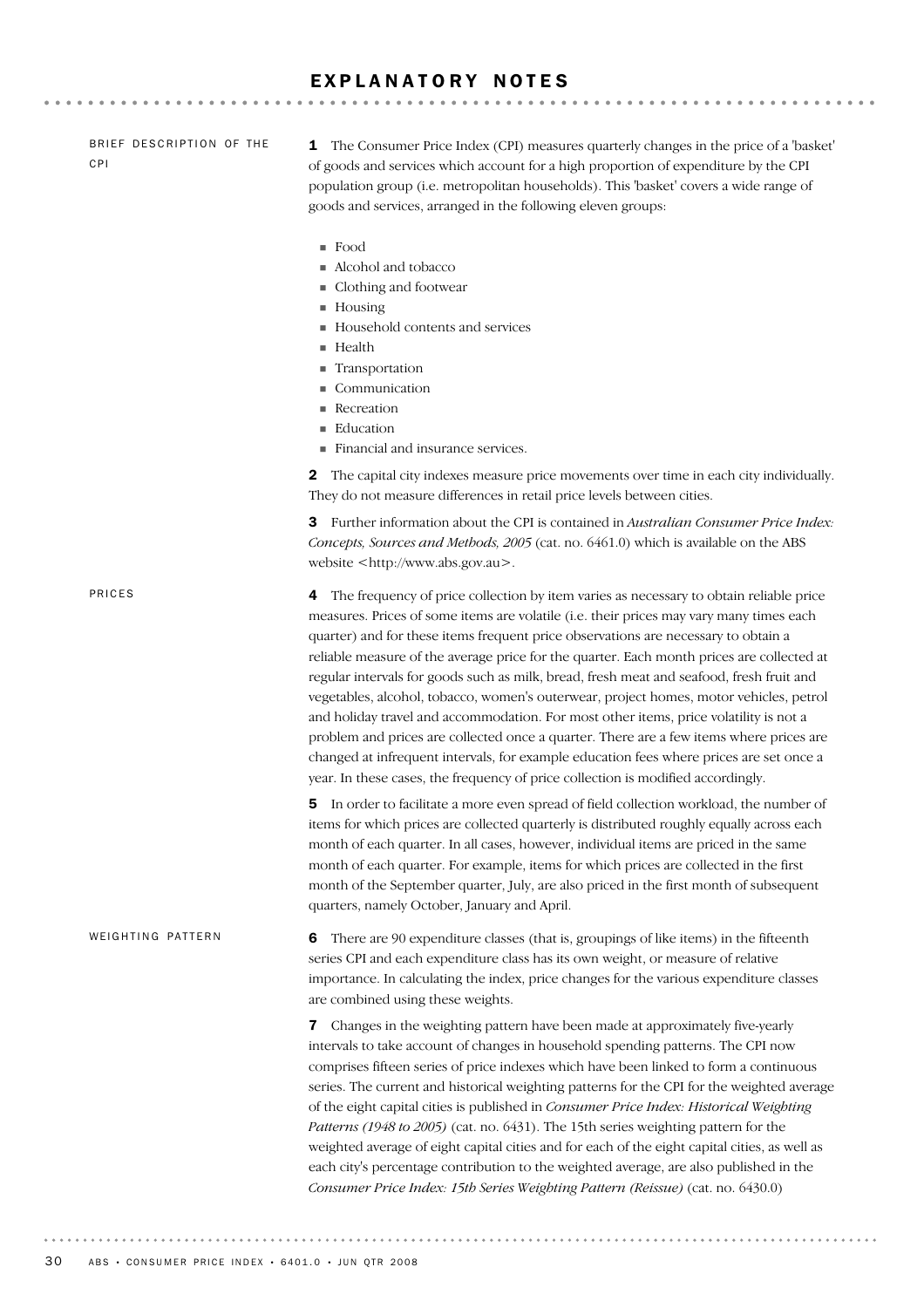# EXPLANATORY NOTES

## BRIEF DESCRIPTION OF THE CPI

**1** The Consumer Price Index (CPI) measures quarterly changes in the price of a 'basket' of goods and services which account for a high proportion of expenditure by the CPI population group (i.e. metropolitan households). This 'basket' covers a wide range of goods and services, arranged in the following eleven groups:

- Food
- Alcohol and tobacco
- Clothing and footwear
- Housing
- Household contents and services
- Health
- Transportation
- Communication
- Recreation
- Education
- Financial and insurance services.

**2** The capital city indexes measure price movements over time in each city individually. They do not measure differences in retail price levels between cities.

**3** Further information about the CPI is contained in *Australian Consumer Price Index: Concepts, Sources and Methods, 2005* (cat. no. 6461.0) which is available on the ABS website <http://www.abs.gov.au>.

## PRICES

**4** The frequency of price collection by item varies as necessary to obtain reliable price measures. Prices of some items are volatile (i.e. their prices may vary many times each quarter) and for these items frequent price observations are necessary to obtain a reliable measure of the average price for the quarter. Each month prices are collected at regular intervals for goods such as milk, bread, fresh meat and seafood, fresh fruit and vegetables, alcohol, tobacco, women's outerwear, project homes, motor vehicles, petrol and holiday travel and accommodation. For most other items, price volatility is not a problem and prices are collected once a quarter. There are a few items where prices are changed at infrequent intervals, for example education fees where prices are set once a year. In these cases, the frequency of price collection is modified accordingly.

**5** In order to facilitate a more even spread of field collection workload, the number of items for which prices are collected quarterly is distributed roughly equally across each month of each quarter. In all cases, however, individual items are priced in the same month of each quarter. For example, items for which prices are collected in the first month of the September quarter, July, are also priced in the first month of subsequent quarters, namely October, January and April.

## WEIGHTING PATTERN

**6** There are 90 expenditure classes (that is, groupings of like items) in the fifteenth series CPI and each expenditure class has its own weight, or measure of relative importance. In calculating the index, price changes for the various expenditure classes are combined using these weights.

**7** Changes in the weighting pattern have been made at approximately five-yearly intervals to take account of changes in household spending patterns. The CPI now comprises fifteen series of price indexes which have been linked to form a continuous series. The current and historical weighting patterns for the CPI for the weighted average of the eight capital cities is published in *Consumer Price Index: Historical Weighting Patterns (1948 to 2005)* (cat. no. 6431). The 15th series weighting pattern for the weighted average of eight capital cities and for each of the eight capital cities, as well as each city's percentage contribution to the weighted average, are also published in the *Consumer Price Index: 15th Series Weighting Pattern (Reissue)* (cat. no. 6430.0)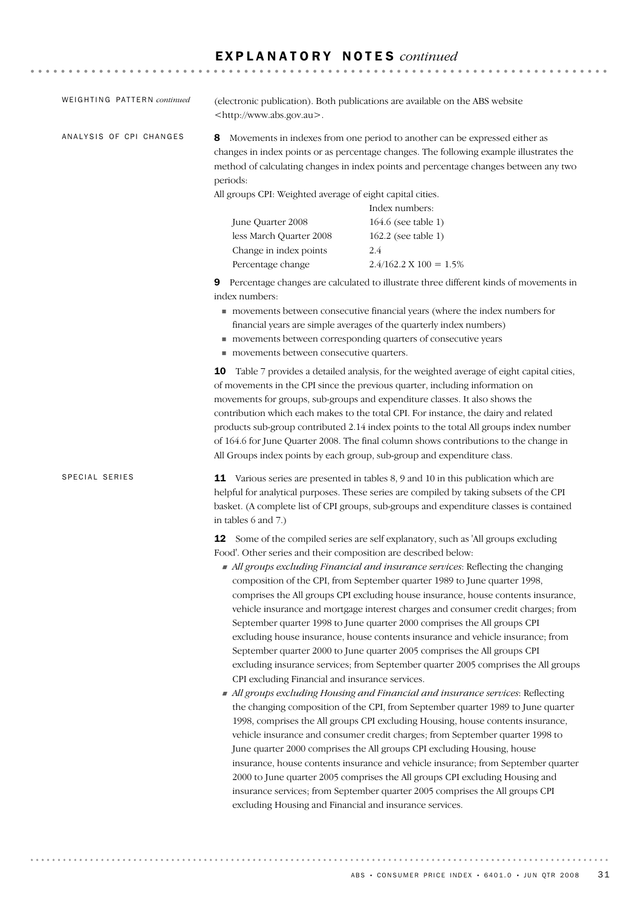## EXPLANATORY NOTES *continued*

WEIGHTING PATTERN *continued*

(electronic publication). Both publications are available on the ABS website <http://www.abs.gov.au>.

### ANALYSIS OF CPI CHANGES

**8** Movements in indexes from one period to another can be expressed either as changes in index points or as percentage changes. The following example illustrates the method of calculating changes in index points and percentage changes between any two periods:

All groups CPI: Weighted average of eight capital cities.

| | Index numbers: |
|---|---|
| June Quarter 2008 | 164.6 (see table 1) |
| less March Quarter 2008 | 162.2 (see table 1) |
| Change in index points | 2.4 |
| Percentage change | 2.4/162.2 X 100 = 1.5% |

**9** Percentage changes are calculated to illustrate three different kinds of movements in index numbers:

- movements between consecutive financial years (where the index numbers for financial years are simple averages of the quarterly index numbers)
- movements between corresponding quarters of consecutive years
- movements between consecutive quarters.

**10** Table 7 provides a detailed analysis, for the weighted average of eight capital cities, of movements in the CPI since the previous quarter, including information on movements for groups, sub-groups and expenditure classes. It also shows the contribution which each makes to the total CPI. For instance, the dairy and related products sub-group contributed 2.14 index points to the total All groups index number of 164.6 for June Quarter 2008. The final column shows contributions to the change in All Groups index points by each group, sub-group and expenditure class.

### SPECIAL SERIES

**11** Various series are presented in tables 8, 9 and 10 in this publication which are helpful for analytical purposes. These series are compiled by taking subsets of the CPI basket. (A complete list of CPI groups, sub-groups and expenditure classes is contained in tables 6 and 7.)

**12** Some of the compiled series are self explanatory, such as 'All groups excluding Food'. Other series and their composition are described below:

- *All groups excluding Financial and insurance services*: Reflecting the changing composition of the CPI, from September quarter 1989 to June quarter 1998, comprises the All groups CPI excluding house insurance, house contents insurance, vehicle insurance and mortgage interest charges and consumer credit charges; from September quarter 1998 to June quarter 2000 comprises the All groups CPI excluding house insurance, house contents insurance and vehicle insurance; from September quarter 2000 to June quarter 2005 comprises the All groups CPI excluding insurance services; from September quarter 2005 comprises the All groups CPI excluding Financial and insurance services.
- *All groups excluding Housing and Financial and insurance services*: Reflecting the changing composition of the CPI, from September quarter 1989 to June quarter 1998, comprises the All groups CPI excluding Housing, house contents insurance, vehicle insurance and consumer credit charges; from September quarter 1998 to June quarter 2000 comprises the All groups CPI excluding Housing, house insurance, house contents insurance and vehicle insurance; from September quarter 2000 to June quarter 2005 comprises the All groups CPI excluding Housing and insurance services; from September quarter 2005 comprises the All groups CPI excluding Housing and Financial and insurance services.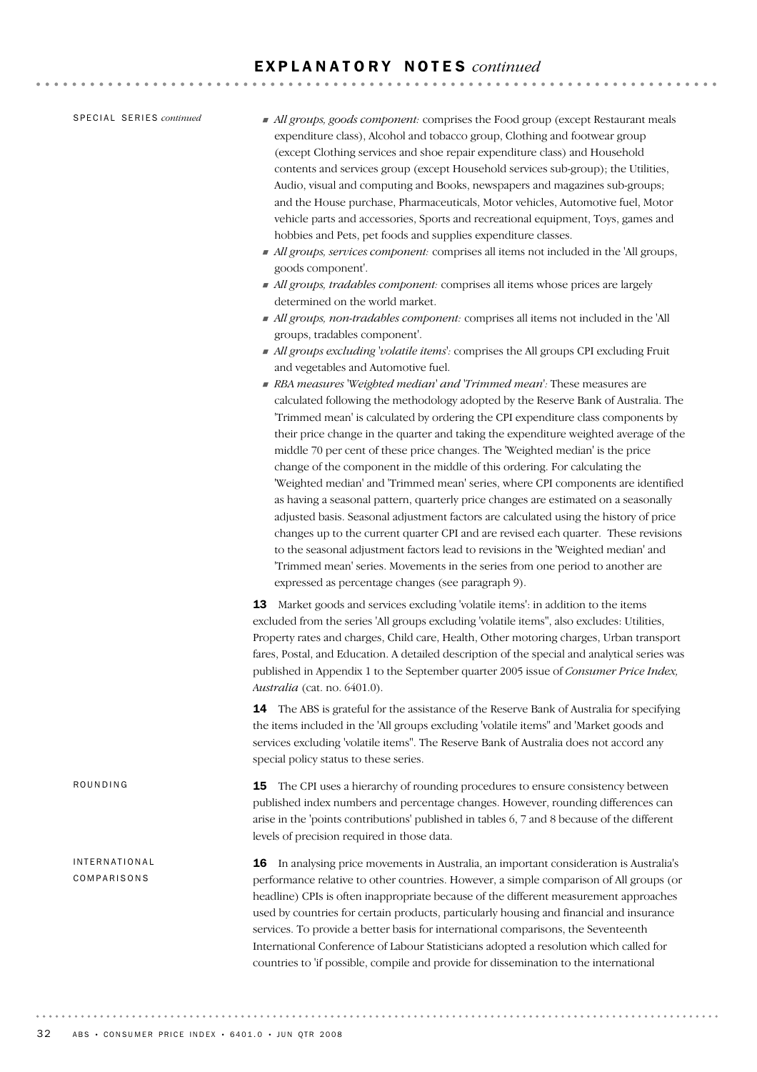## EXPLANATORY NOTES *continued*

SPECIAL SERIES *continued*

- *All groups, goods component:* comprises the Food group (except Restaurant meals expenditure class), Alcohol and tobacco group, Clothing and footwear group (except Clothing services and shoe repair expenditure class) and Household contents and services group (except Household services sub-group); the Utilities, Audio, visual and computing and Books, newspapers and magazines sub-groups; and the House purchase, Pharmaceuticals, Motor vehicles, Automotive fuel, Motor vehicle parts and accessories, Sports and recreational equipment, Toys, games and hobbies and Pets, pet foods and supplies expenditure classes.
- *All groups, services component:* comprises all items not included in the 'All groups, goods component'.
- *All groups, tradables component:* comprises all items whose prices are largely determined on the world market.
- *All groups, non-tradables component:* comprises all items not included in the 'All groups, tradables component'.
- *All groups excluding 'volatile items':* comprises the All groups CPI excluding Fruit and vegetables and Automotive fuel.
- *RBA measures 'Weighted median' and 'Trimmed mean':* These measures are calculated following the methodology adopted by the Reserve Bank of Australia. The 'Trimmed mean' is calculated by ordering the CPI expenditure class components by their price change in the quarter and taking the expenditure weighted average of the middle 70 per cent of these price changes. The 'Weighted median' is the price change of the component in the middle of this ordering. For calculating the 'Weighted median' and 'Trimmed mean' series, where CPI components are identified as having a seasonal pattern, quarterly price changes are estimated on a seasonally adjusted basis. Seasonal adjustment factors are calculated using the history of price changes up to the current quarter CPI and are revised each quarter. These revisions to the seasonal adjustment factors lead to revisions in the 'Weighted median' and 'Trimmed mean' series. Movements in the series from one period to another are expressed as percentage changes (see paragraph 9).

**13** Market goods and services excluding 'volatile items': in addition to the items excluded from the series 'All groups excluding 'volatile items'', also excludes: Utilities, Property rates and charges, Child care, Health, Other motoring charges, Urban transport fares, Postal, and Education. A detailed description of the special and analytical series was published in Appendix 1 to the September quarter 2005 issue of *Consumer Price Index, Australia* (cat. no. 6401.0).

**14** The ABS is grateful for the assistance of the Reserve Bank of Australia for specifying the items included in the 'All groups excluding 'volatile items'' and 'Market goods and services excluding 'volatile items''. The Reserve Bank of Australia does not accord any special policy status to these series.

ROUNDING

**15** The CPI uses a hierarchy of rounding procedures to ensure consistency between published index numbers and percentage changes. However, rounding differences can arise in the 'points contributions' published in tables 6, 7 and 8 because of the different levels of precision required in those data.

INTERNATIONAL COMPARISONS

**16** In analysing price movements in Australia, an important consideration is Australia's performance relative to other countries. However, a simple comparison of All groups (or headline) CPIs is often inappropriate because of the different measurement approaches used by countries for certain products, particularly housing and financial and insurance services. To provide a better basis for international comparisons, the Seventeenth International Conference of Labour Statisticians adopted a resolution which called for countries to 'if possible, compile and provide for dissemination to the international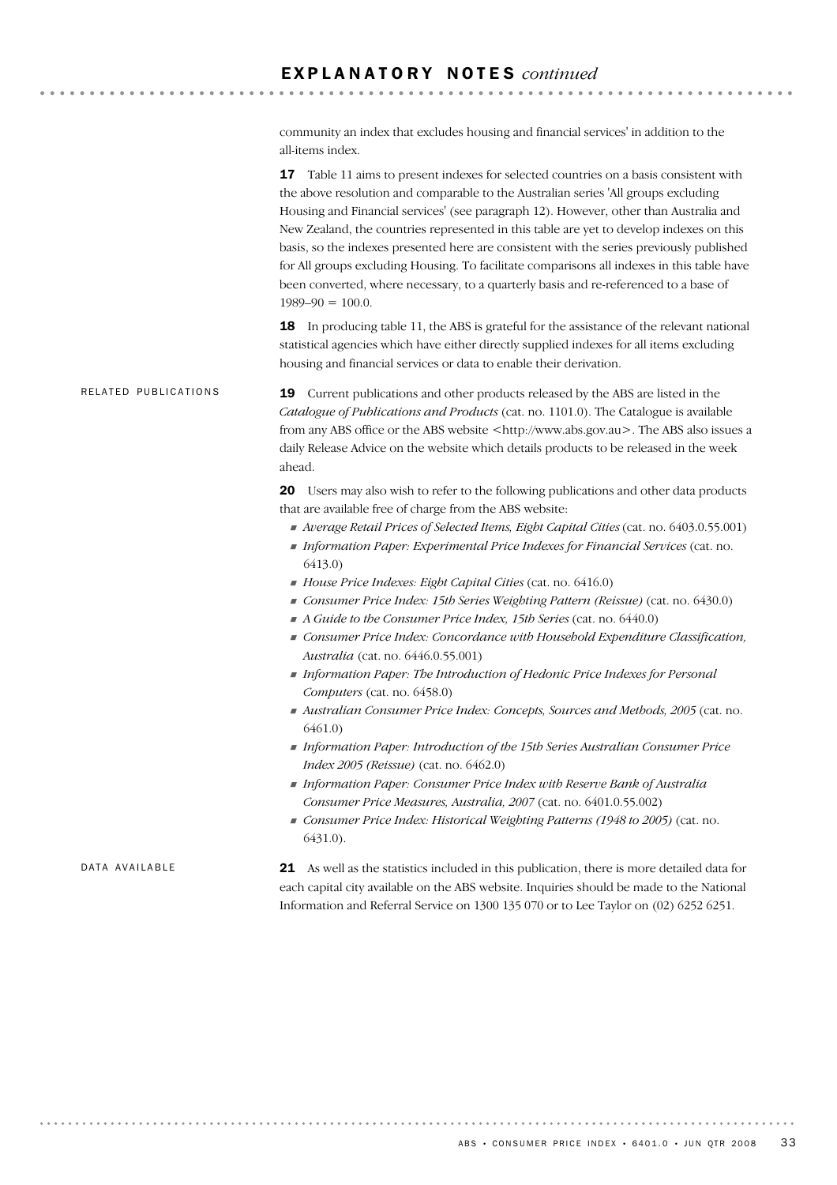## EXPLANATORY NOTES *continued*

community an index that excludes housing and financial services' in addition to the all-items index.

**17** Table 11 aims to present indexes for selected countries on a basis consistent with the above resolution and comparable to the Australian series 'All groups excluding Housing and Financial services' (see paragraph 12). However, other than Australia and New Zealand, the countries represented in this table are yet to develop indexes on this basis, so the indexes presented here are consistent with the series previously published for All groups excluding Housing. To facilitate comparisons all indexes in this table have been converted, where necessary, to a quarterly basis and re-referenced to a base of 1989–90 = 100.0.

**18** In producing table 11, the ABS is grateful for the assistance of the relevant national statistical agencies which have either directly supplied indexes for all items excluding housing and financial services or data to enable their derivation.

### RELATED PUBLICATIONS

**19** Current publications and other products released by the ABS are listed in the *Catalogue of Publications and Products* (cat. no. 1101.0). The Catalogue is available from any ABS office or the ABS website <http://www.abs.gov.au>. The ABS also issues a daily Release Advice on the website which details products to be released in the week ahead.

**20** Users may also wish to refer to the following publications and other data products that are available free of charge from the ABS website:

- *Average Retail Prices of Selected Items, Eight Capital Cities* (cat. no. 6403.0.55.001)
- *Information Paper: Experimental Price Indexes for Financial Services* (cat. no. 6413.0)
- *House Price Indexes: Eight Capital Cities* (cat. no. 6416.0)
- *Consumer Price Index: 15th Series Weighting Pattern (Reissue)* (cat. no. 6430.0)
- *A Guide to the Consumer Price Index, 15th Series* (cat. no. 6440.0)
- *Consumer Price Index: Concordance with Household Expenditure Classification, Australia* (cat. no. 6446.0.55.001)
- *Information Paper: The Introduction of Hedonic Price Indexes for Personal Computers* (cat. no. 6458.0)
- *Australian Consumer Price Index: Concepts, Sources and Methods, 2005* (cat. no. 6461.0)
- *Information Paper: Introduction of the 15th Series Australian Consumer Price Index 2005 (Reissue)* (cat. no. 6462.0)
- *Information Paper: Consumer Price Index with Reserve Bank of Australia Consumer Price Measures, Australia, 2007* (cat. no. 6401.0.55.002)
- *Consumer Price Index: Historical Weighting Patterns (1948 to 2005)* (cat. no. 6431.0).

### DATA AVAILABLE

**21** As well as the statistics included in this publication, there is more detailed data for each capital city available on the ABS website. Inquiries should be made to the National Information and Referral Service on 1300 135 070 or to Lee Taylor on (02) 6252 6251.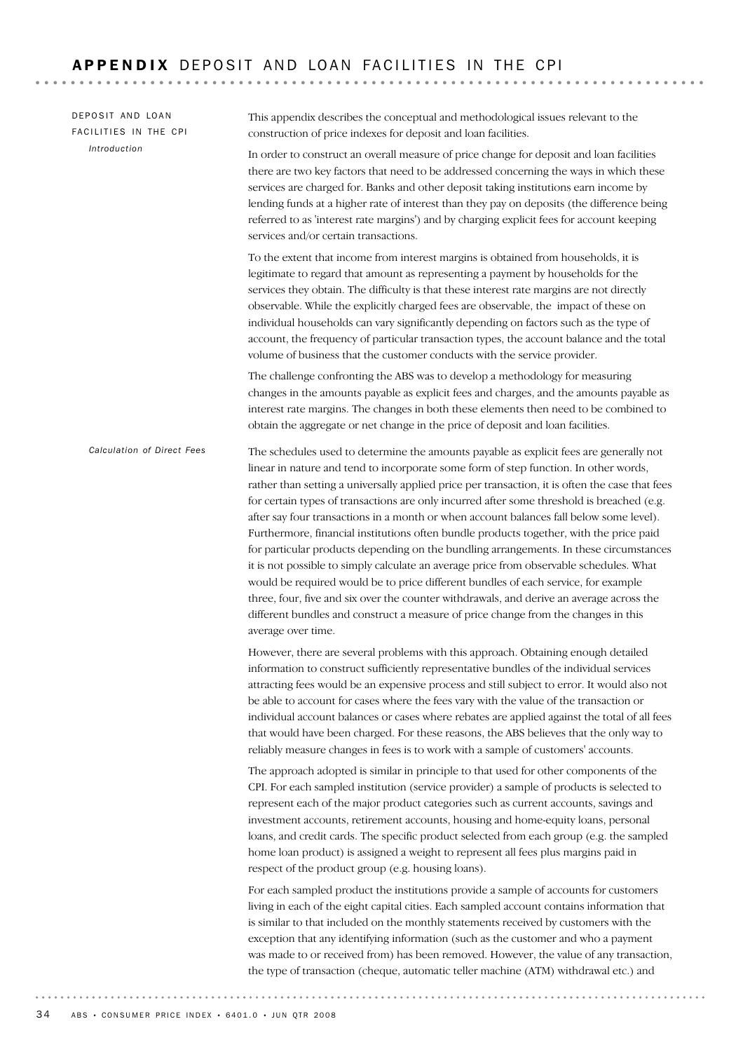# APPENDIX DEPOSIT AND LOAN FACILITIES IN THE CPI

## DEPOSIT AND LOAN FACILITIES IN THE CPI

### *Introduction*

This appendix describes the conceptual and methodological issues relevant to the construction of price indexes for deposit and loan facilities.

In order to construct an overall measure of price change for deposit and loan facilities there are two key factors that need to be addressed concerning the ways in which these services are charged for. Banks and other deposit taking institutions earn income by lending funds at a higher rate of interest than they pay on deposits (the difference being referred to as 'interest rate margins') and by charging explicit fees for account keeping services and/or certain transactions.

To the extent that income from interest margins is obtained from households, it is legitimate to regard that amount as representing a payment by households for the services they obtain. The difficulty is that these interest rate margins are not directly observable. While the explicitly charged fees are observable, the impact of these on individual households can vary significantly depending on factors such as the type of account, the frequency of particular transaction types, the account balance and the total volume of business that the customer conducts with the service provider.

The challenge confronting the ABS was to develop a methodology for measuring changes in the amounts payable as explicit fees and charges, and the amounts payable as interest rate margins. The changes in both these elements then need to be combined to obtain the aggregate or net change in the price of deposit and loan facilities.

### *Calculation of Direct Fees*

The schedules used to determine the amounts payable as explicit fees are generally not linear in nature and tend to incorporate some form of step function. In other words, rather than setting a universally applied price per transaction, it is often the case that fees for certain types of transactions are only incurred after some threshold is breached (e.g. after say four transactions in a month or when account balances fall below some level). Furthermore, financial institutions often bundle products together, with the price paid for particular products depending on the bundling arrangements. In these circumstances it is not possible to simply calculate an average price from observable schedules. What would be required would be to price different bundles of each service, for example three, four, five and six over the counter withdrawals, and derive an average across the different bundles and construct a measure of price change from the changes in this average over time.

However, there are several problems with this approach. Obtaining enough detailed information to construct sufficiently representative bundles of the individual services attracting fees would be an expensive process and still subject to error. It would also not be able to account for cases where the fees vary with the value of the transaction or individual account balances or cases where rebates are applied against the total of all fees that would have been charged. For these reasons, the ABS believes that the only way to reliably measure changes in fees is to work with a sample of customers' accounts.

The approach adopted is similar in principle to that used for other components of the CPI. For each sampled institution (service provider) a sample of products is selected to represent each of the major product categories such as current accounts, savings and investment accounts, retirement accounts, housing and home-equity loans, personal loans, and credit cards. The specific product selected from each group (e.g. the sampled home loan product) is assigned a weight to represent all fees plus margins paid in respect of the product group (e.g. housing loans).

For each sampled product the institutions provide a sample of accounts for customers living in each of the eight capital cities. Each sampled account contains information that is similar to that included on the monthly statements received by customers with the exception that any identifying information (such as the customer and who a payment was made to or received from) has been removed. However, the value of any transaction, the type of transaction (cheque, automatic teller machine (ATM) withdrawal etc.) and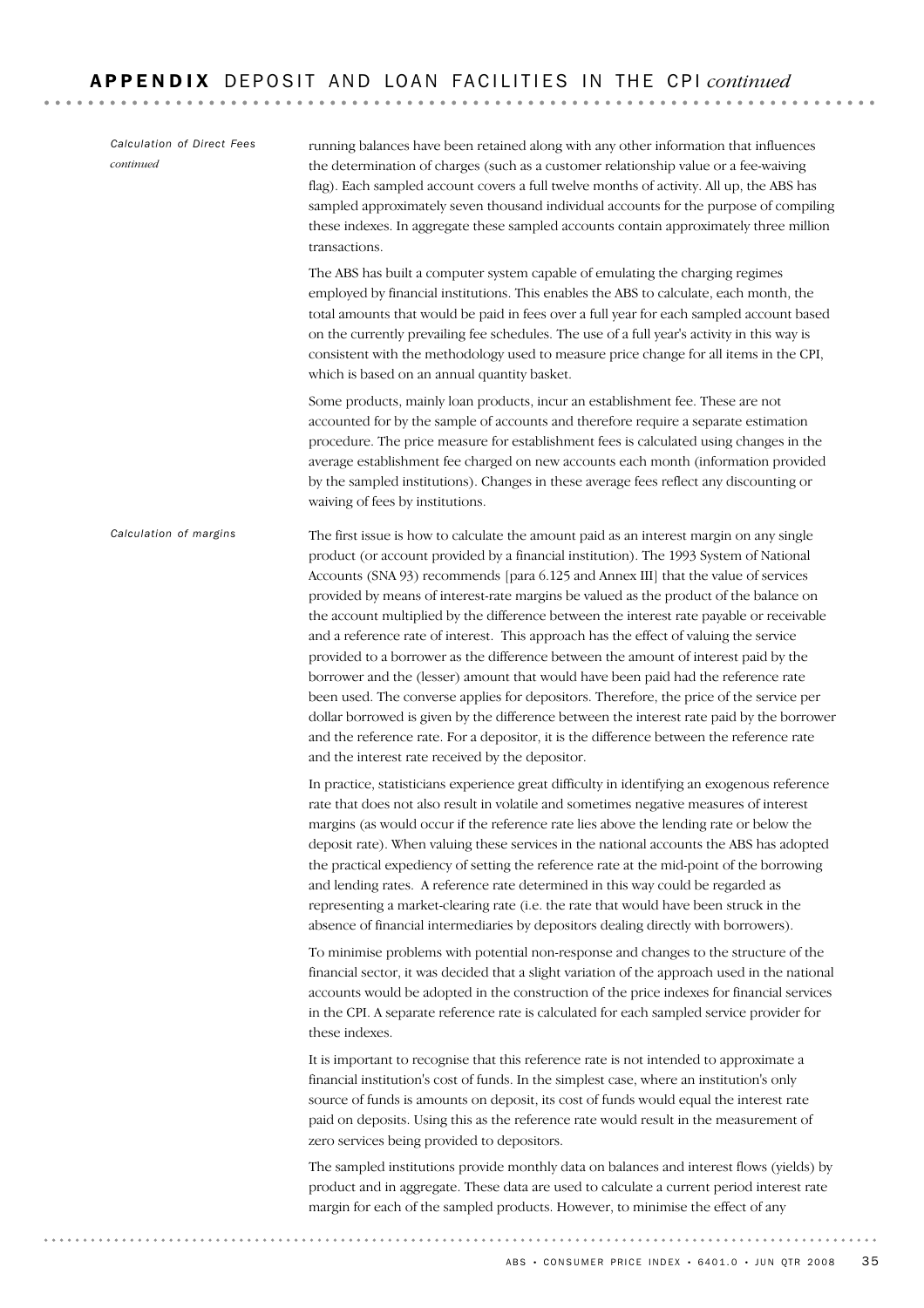## APPENDIX DEPOSIT AND LOAN FACILITIES IN THE CPI *continued*

*Calculation of Direct Fees continued*

running balances have been retained along with any other information that influences the determination of charges (such as a customer relationship value or a fee-waiving flag). Each sampled account covers a full twelve months of activity. All up, the ABS has sampled approximately seven thousand individual accounts for the purpose of compiling these indexes. In aggregate these sampled accounts contain approximately three million transactions.

The ABS has built a computer system capable of emulating the charging regimes employed by financial institutions. This enables the ABS to calculate, each month, the total amounts that would be paid in fees over a full year for each sampled account based on the currently prevailing fee schedules. The use of a full year's activity in this way is consistent with the methodology used to measure price change for all items in the CPI, which is based on an annual quantity basket.

Some products, mainly loan products, incur an establishment fee. These are not accounted for by the sample of accounts and therefore require a separate estimation procedure. The price measure for establishment fees is calculated using changes in the average establishment fee charged on new accounts each month (information provided by the sampled institutions). Changes in these average fees reflect any discounting or waiving of fees by institutions.

*Calculation of margins*

The first issue is how to calculate the amount paid as an interest margin on any single product (or account provided by a financial institution). The 1993 System of National Accounts (SNA 93) recommends [para 6.125 and Annex III] that the value of services provided by means of interest-rate margins be valued as the product of the balance on the account multiplied by the difference between the interest rate payable or receivable and a reference rate of interest. This approach has the effect of valuing the service provided to a borrower as the difference between the amount of interest paid by the borrower and the (lesser) amount that would have been paid had the reference rate been used. The converse applies for depositors. Therefore, the price of the service per dollar borrowed is given by the difference between the interest rate paid by the borrower and the reference rate. For a depositor, it is the difference between the reference rate and the interest rate received by the depositor.

In practice, statisticians experience great difficulty in identifying an exogenous reference rate that does not also result in volatile and sometimes negative measures of interest margins (as would occur if the reference rate lies above the lending rate or below the deposit rate). When valuing these services in the national accounts the ABS has adopted the practical expediency of setting the reference rate at the mid-point of the borrowing and lending rates. A reference rate determined in this way could be regarded as representing a market-clearing rate (i.e. the rate that would have been struck in the absence of financial intermediaries by depositors dealing directly with borrowers).

To minimise problems with potential non-response and changes to the structure of the financial sector, it was decided that a slight variation of the approach used in the national accounts would be adopted in the construction of the price indexes for financial services in the CPI. A separate reference rate is calculated for each sampled service provider for these indexes.

It is important to recognise that this reference rate is not intended to approximate a financial institution's cost of funds. In the simplest case, where an institution's only source of funds is amounts on deposit, its cost of funds would equal the interest rate paid on deposits. Using this as the reference rate would result in the measurement of zero services being provided to depositors.

The sampled institutions provide monthly data on balances and interest flows (yields) by product and in aggregate. These data are used to calculate a current period interest rate margin for each of the sampled products. However, to minimise the effect of any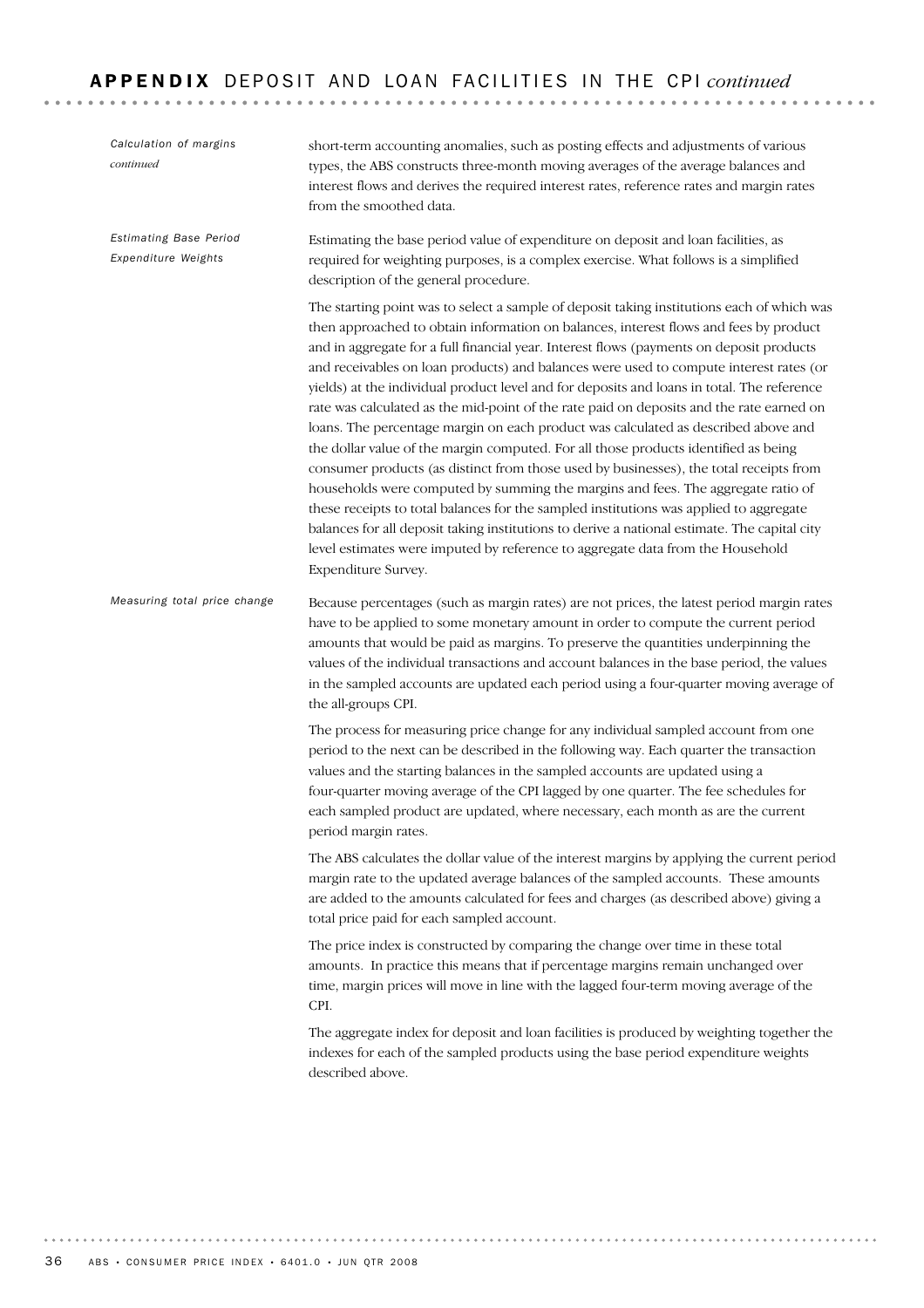*Calculation of margins continued*

short-term accounting anomalies, such as posting effects and adjustments of various types, the ABS constructs three-month moving averages of the average balances and interest flows and derives the required interest rates, reference rates and margin rates from the smoothed data.

*Estimating Base Period Expenditure Weights*

Estimating the base period value of expenditure on deposit and loan facilities, as required for weighting purposes, is a complex exercise. What follows is a simplified description of the general procedure.

The starting point was to select a sample of deposit taking institutions each of which was then approached to obtain information on balances, interest flows and fees by product and in aggregate for a full financial year. Interest flows (payments on deposit products and receivables on loan products) and balances were used to compute interest rates (or yields) at the individual product level and for deposits and loans in total. The reference rate was calculated as the mid-point of the rate paid on deposits and the rate earned on loans. The percentage margin on each product was calculated as described above and the dollar value of the margin computed. For all those products identified as being consumer products (as distinct from those used by businesses), the total receipts from households were computed by summing the margins and fees. The aggregate ratio of these receipts to total balances for the sampled institutions was applied to aggregate balances for all deposit taking institutions to derive a national estimate. The capital city level estimates were imputed by reference to aggregate data from the Household Expenditure Survey.

*Measuring total price change*

Because percentages (such as margin rates) are not prices, the latest period margin rates have to be applied to some monetary amount in order to compute the current period amounts that would be paid as margins. To preserve the quantities underpinning the values of the individual transactions and account balances in the base period, the values in the sampled accounts are updated each period using a four-quarter moving average of the all-groups CPI.

The process for measuring price change for any individual sampled account from one period to the next can be described in the following way. Each quarter the transaction values and the starting balances in the sampled accounts are updated using a four-quarter moving average of the CPI lagged by one quarter. The fee schedules for each sampled product are updated, where necessary, each month as are the current period margin rates.

The ABS calculates the dollar value of the interest margins by applying the current period margin rate to the updated average balances of the sampled accounts. These amounts are added to the amounts calculated for fees and charges (as described above) giving a total price paid for each sampled account.

The price index is constructed by comparing the change over time in these total amounts. In practice this means that if percentage margins remain unchanged over time, margin prices will move in line with the lagged four-term moving average of the CPI.

The aggregate index for deposit and loan facilities is produced by weighting together the indexes for each of the sampled products using the base period expenditure weights described above.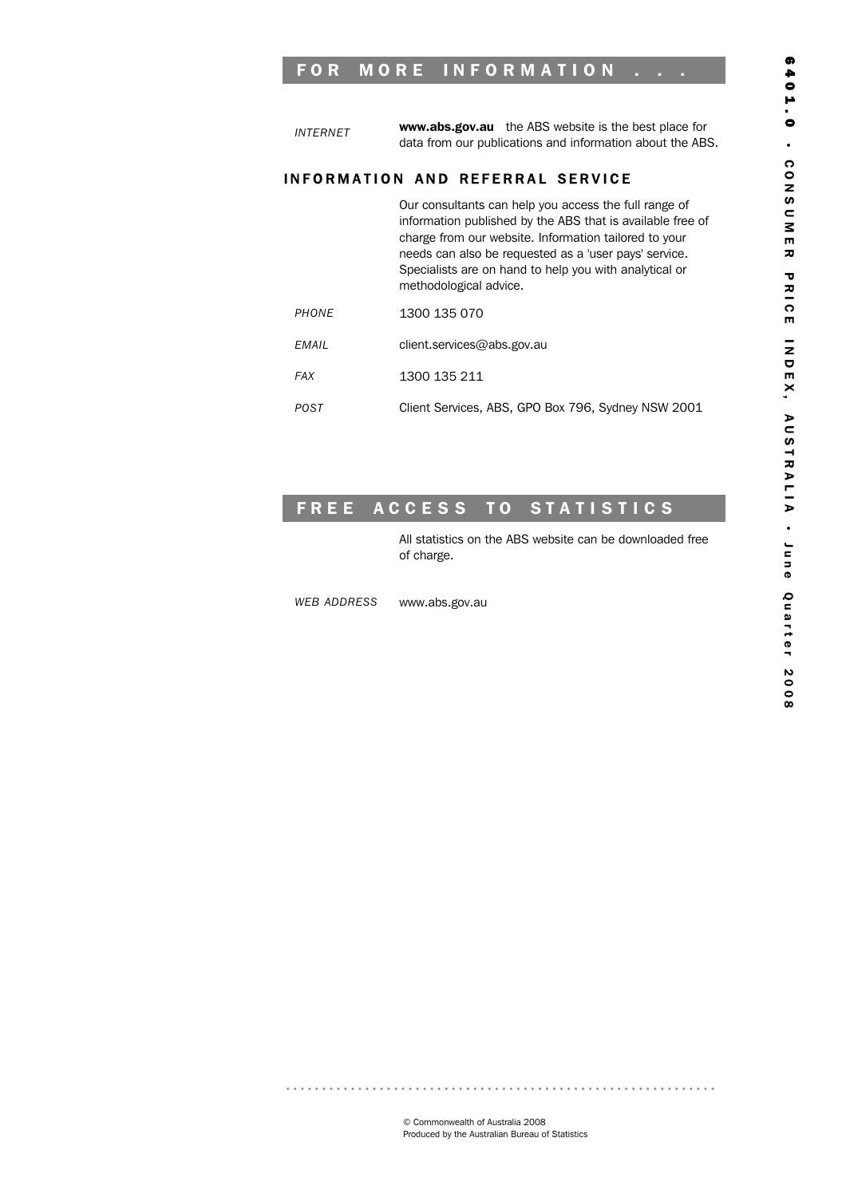## FOR MORE INFORMATION . . .

*INTERNET* **www.abs.gov.au** the ABS website is the best place for data from our publications and information about the ABS.

### INFORMATION AND REFERRAL SERVICE

Our consultants can help you access the full range of information published by the ABS that is available free of charge from our website. Information tailored to your needs can also be requested as a 'user pays' service. Specialists are on hand to help you with analytical or methodological advice.

*PHONE* 1300 135 070

*EMAIL* client.services@abs.gov.au

*FAX* 1300 135 211

*POST* Client Services, ABS, GPO Box 796, Sydney NSW 2001

## FREE ACCESS TO STATISTICS

All statistics on the ABS website can be downloaded free of charge.

*WEB ADDRESS* www.abs.gov.au

© Commonwealth of Australia 2008
Produced by the Australian Bureau of Statistics